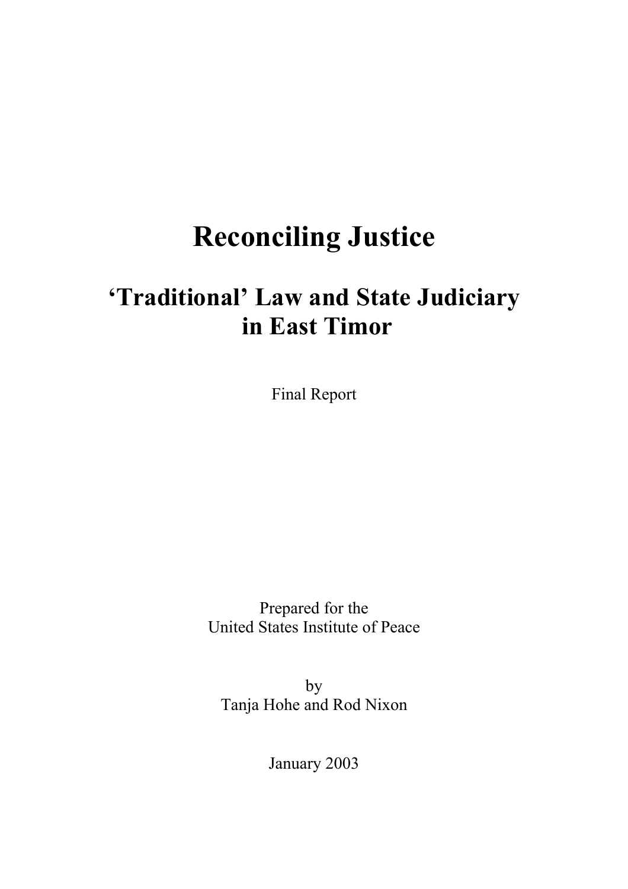# Reconciling Justice

## 'Traditional' Law and State Judiciary in East Timor

Final Report

Prepared for the
United States Institute of Peace

by
Tanja Hohe and Rod Nixon

January 2003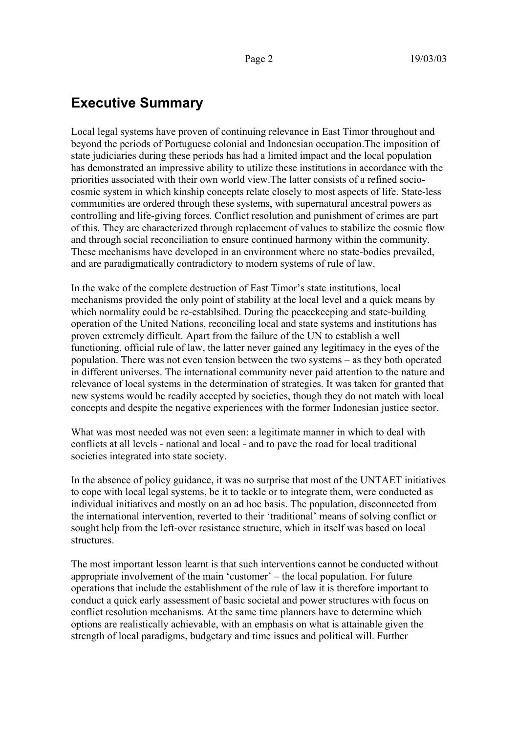## Executive Summary

Local legal systems have proven of continuing relevance in East Timor throughout and beyond the periods of Portuguese colonial and Indonesian occupation.The imposition of state judiciaries during these periods has had a limited impact and the local population has demonstrated an impressive ability to utilize these institutions in accordance with the priorities associated with their own world view.The latter consists of a refined socio-cosmic system in which kinship concepts relate closely to most aspects of life. State-less communities are ordered through these systems, with supernatural ancestral powers as controlling and life-giving forces. Conflict resolution and punishment of crimes are part of this. They are characterized through replacement of values to stabilize the cosmic flow and through social reconciliation to ensure continued harmony within the community. These mechanisms have developed in an environment where no state-bodies prevailed, and are paradigmatically contradictory to modern systems of rule of law.

In the wake of the complete destruction of East Timor's state institutions, local mechanisms provided the only point of stability at the local level and a quick means by which normality could be re-establsihed. During the peacekeeping and state-building operation of the United Nations, reconciling local and state systems and institutions has proven extremely difficult. Apart from the failure of the UN to establish a well functioning, official rule of law, the latter never gained any legitimacy in the eyes of the population. There was not even tension between the two systems – as they both operated in different universes. The international community never paid attention to the nature and relevance of local systems in the determination of strategies. It was taken for granted that new systems would be readily accepted by societies, though they do not match with local concepts and despite the negative experiences with the former Indonesian justice sector.

What was most needed was not even seen: a legitimate manner in which to deal with conflicts at all levels - national and local - and to pave the road for local traditional societies integrated into state society.

In the absence of policy guidance, it was no surprise that most of the UNTAET initiatives to cope with local legal systems, be it to tackle or to integrate them, were conducted as individual initiatives and mostly on an ad hoc basis. The population, disconnected from the international intervention, reverted to their 'traditional' means of solving conflict or sought help from the left-over resistance structure, which in itself was based on local structures.

The most important lesson learnt is that such interventions cannot be conducted without appropriate involvement of the main 'customer' – the local population. For future operations that include the establishment of the rule of law it is therefore important to conduct a quick early assessment of basic societal and power structures with focus on conflict resolution mechanisms. At the same time planners have to determine which options are realistically achievable, with an emphasis on what is attainable given the strength of local paradigms, budgetary and time issues and political will. Further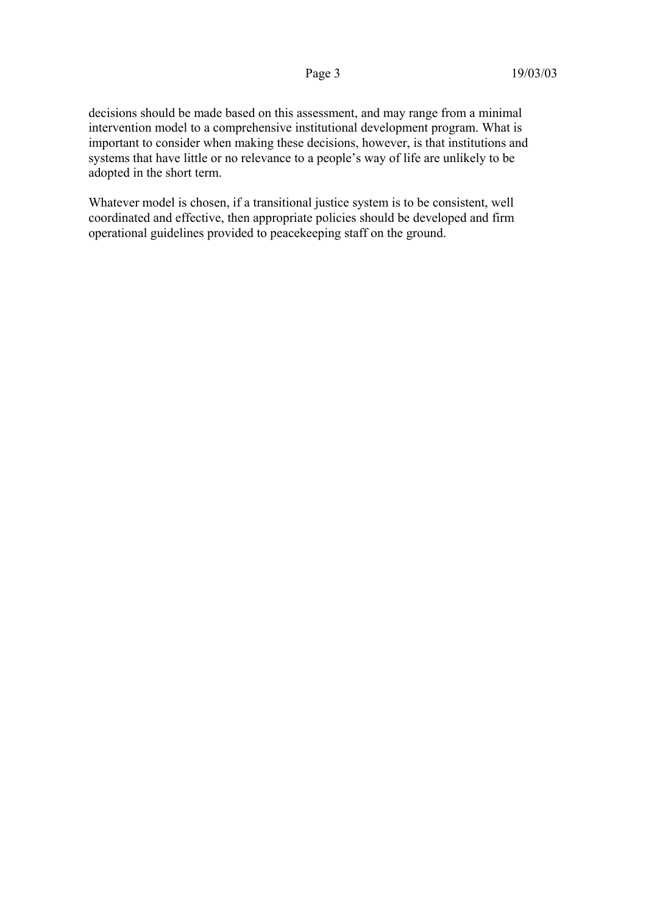decisions should be made based on this assessment, and may range from a minimal intervention model to a comprehensive institutional development program. What is important to consider when making these decisions, however, is that institutions and systems that have little or no relevance to a people's way of life are unlikely to be adopted in the short term.

Whatever model is chosen, if a transitional justice system is to be consistent, well coordinated and effective, then appropriate policies should be developed and firm operational guidelines provided to peacekeeping staff on the ground.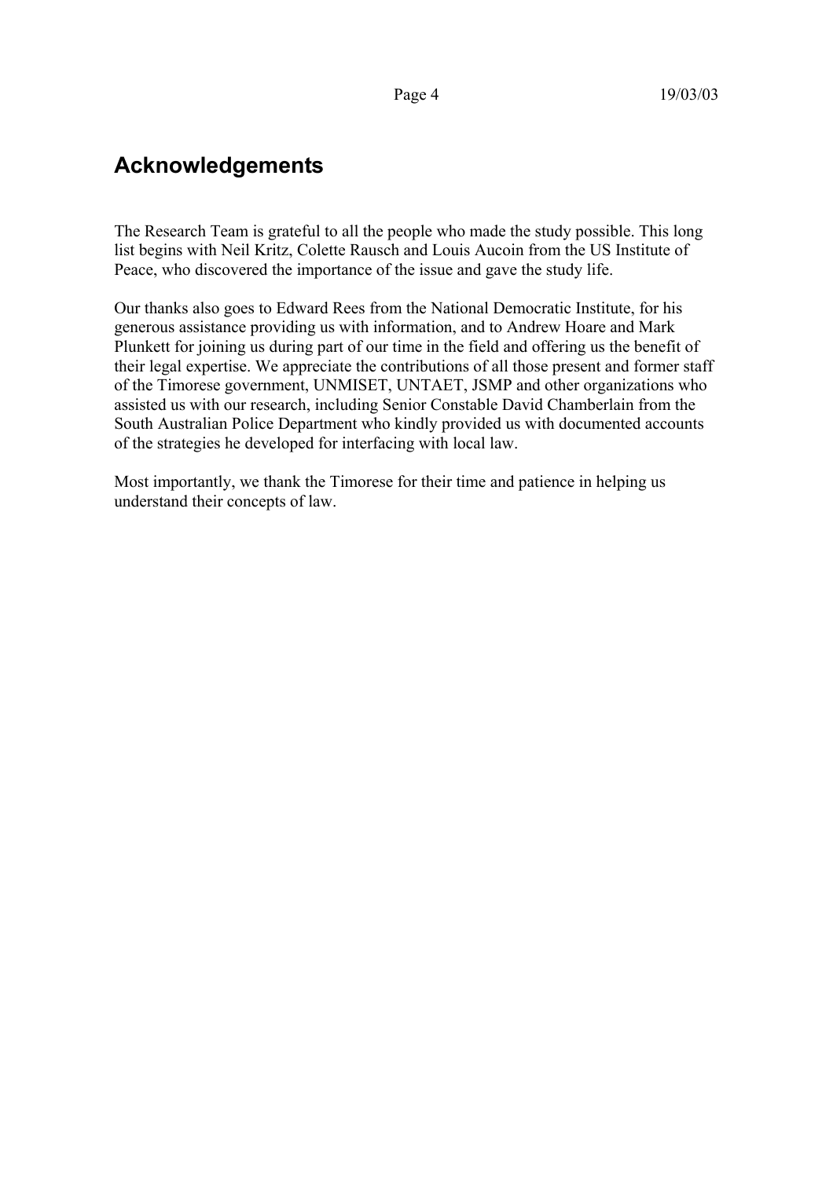## Acknowledgements

The Research Team is grateful to all the people who made the study possible. This long list begins with Neil Kritz, Colette Rausch and Louis Aucoin from the US Institute of Peace, who discovered the importance of the issue and gave the study life.

Our thanks also goes to Edward Rees from the National Democratic Institute, for his generous assistance providing us with information, and to Andrew Hoare and Mark Plunkett for joining us during part of our time in the field and offering us the benefit of their legal expertise. We appreciate the contributions of all those present and former staff of the Timorese government, UNMISET, UNTAET, JSMP and other organizations who assisted us with our research, including Senior Constable David Chamberlain from the South Australian Police Department who kindly provided us with documented accounts of the strategies he developed for interfacing with local law.

Most importantly, we thank the Timorese for their time and patience in helping us understand their concepts of law.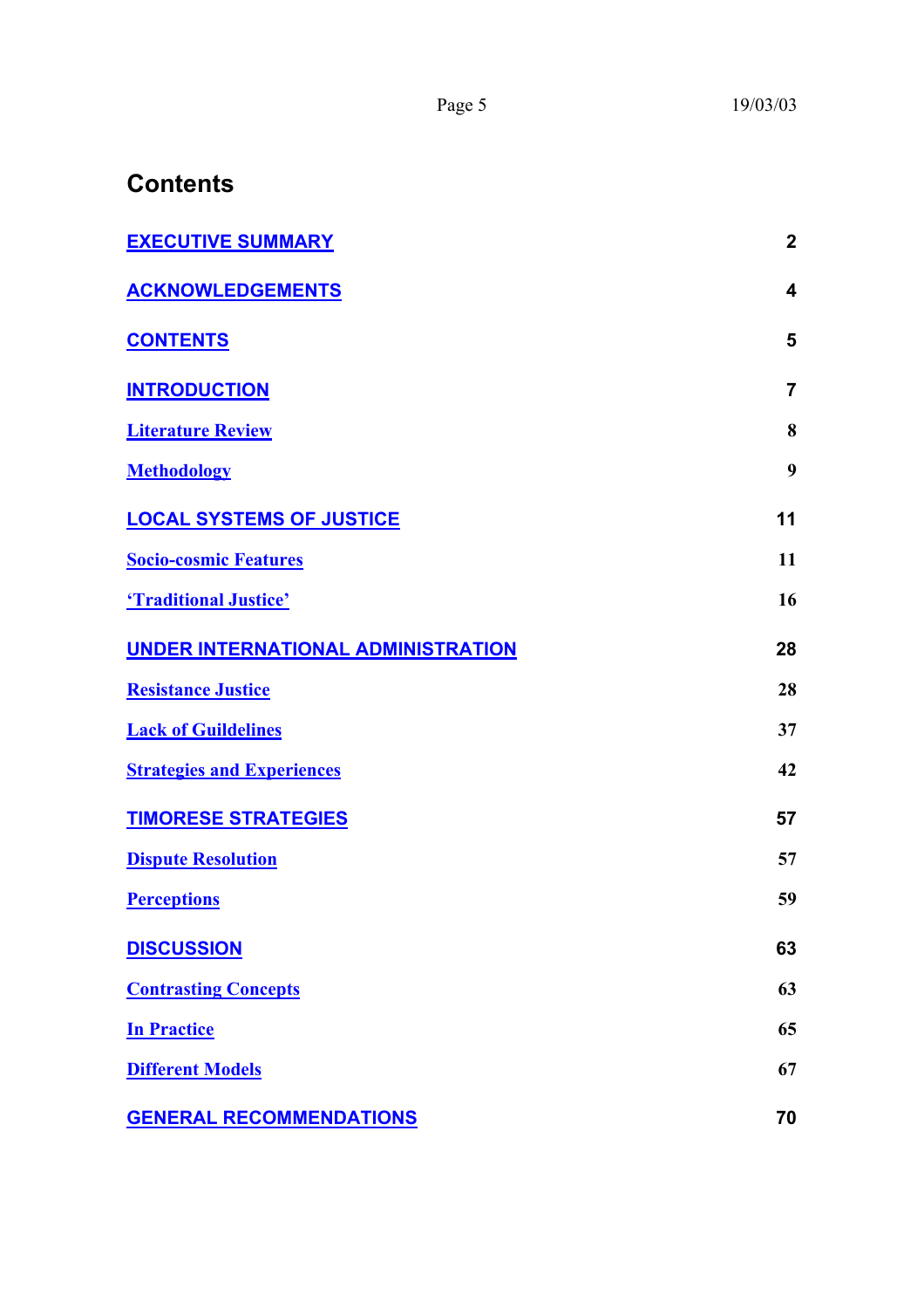# Contents

| | |
|---|---|
| **EXECUTIVE SUMMARY** | **2** |
| **ACKNOWLEDGEMENTS** | **4** |
| **CONTENTS** | **5** |
| **INTRODUCTION** | **7** |
| **Literature Review** | **8** |
| **Methodology** | **9** |
| **LOCAL SYSTEMS OF JUSTICE** | **11** |
| **Socio-cosmic Features** | **11** |
| **'Traditional Justice'** | **16** |
| **UNDER INTERNATIONAL ADMINISTRATION** | **28** |
| **Resistance Justice** | **28** |
| **Lack of Guildelines** | **37** |
| **Strategies and Experiences** | **42** |
| **TIMORESE STRATEGIES** | **57** |
| **Dispute Resolution** | **57** |
| **Perceptions** | **59** |
| **DISCUSSION** | **63** |
| **Contrasting Concepts** | **63** |
| **In Practice** | **65** |
| **Different Models** | **67** |
| **GENERAL RECOMMENDATIONS** | **70** |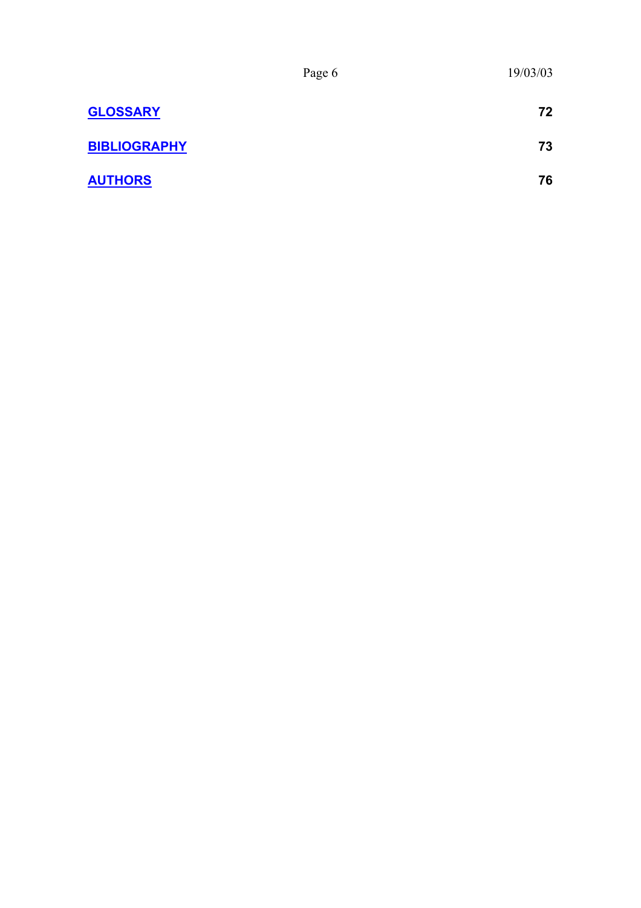| | |
|---|---|
| **GLOSSARY** | **72** |
| **BIBLIOGRAPHY** | **73** |
| **AUTHORS** | **76** |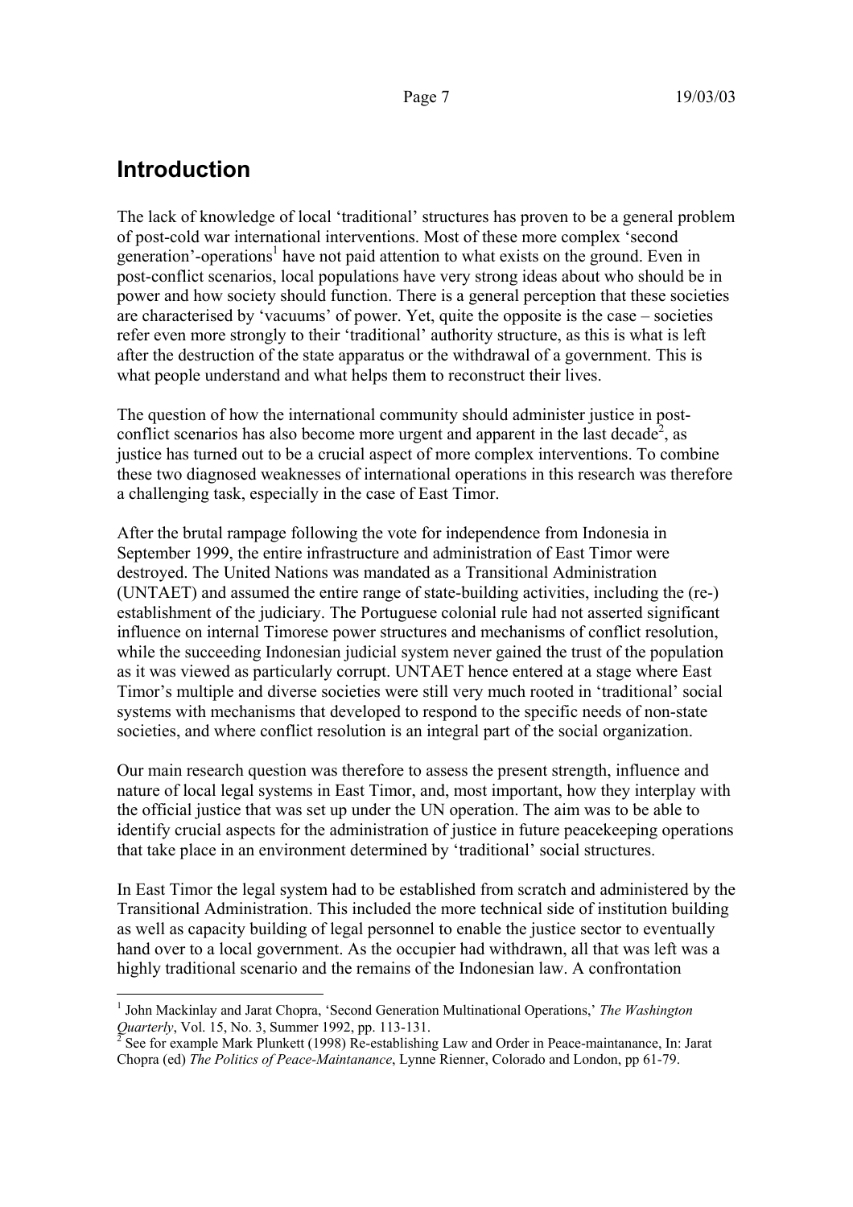# Introduction

The lack of knowledge of local 'traditional' structures has proven to be a general problem of post-cold war international interventions. Most of these more complex 'second generation'-operations[1] have not paid attention to what exists on the ground. Even in post-conflict scenarios, local populations have very strong ideas about who should be in power and how society should function. There is a general perception that these societies are characterised by 'vacuums' of power. Yet, quite the opposite is the case – societies refer even more strongly to their 'traditional' authority structure, as this is what is left after the destruction of the state apparatus or the withdrawal of a government. This is what people understand and what helps them to reconstruct their lives.

The question of how the international community should administer justice in post-conflict scenarios has also become more urgent and apparent in the last decade[2], as justice has turned out to be a crucial aspect of more complex interventions. To combine these two diagnosed weaknesses of international operations in this research was therefore a challenging task, especially in the case of East Timor.

After the brutal rampage following the vote for independence from Indonesia in September 1999, the entire infrastructure and administration of East Timor were destroyed. The United Nations was mandated as a Transitional Administration (UNTAET) and assumed the entire range of state-building activities, including the (re-) establishment of the judiciary. The Portuguese colonial rule had not asserted significant influence on internal Timorese power structures and mechanisms of conflict resolution, while the succeeding Indonesian judicial system never gained the trust of the population as it was viewed as particularly corrupt. UNTAET hence entered at a stage where East Timor's multiple and diverse societies were still very much rooted in 'traditional' social systems with mechanisms that developed to respond to the specific needs of non-state societies, and where conflict resolution is an integral part of the social organization.

Our main research question was therefore to assess the present strength, influence and nature of local legal systems in East Timor, and, most important, how they interplay with the official justice that was set up under the UN operation. The aim was to be able to identify crucial aspects for the administration of justice in future peacekeeping operations that take place in an environment determined by 'traditional' social structures.

In East Timor the legal system had to be established from scratch and administered by the Transitional Administration. This included the more technical side of institution building as well as capacity building of legal personnel to enable the justice sector to eventually hand over to a local government. As the occupier had withdrawn, all that was left was a highly traditional scenario and the remains of the Indonesian law. A confrontation

---

[1] John Mackinlay and Jarat Chopra, 'Second Generation Multinational Operations,' *The Washington Quarterly*, Vol. 15, No. 3, Summer 1992, pp. 113-131.

[2] See for example Mark Plunkett (1998) Re-establishing Law and Order in Peace-maintanance, In: Jarat Chopra (ed) *The Politics of Peace-Maintanance*, Lynne Rienner, Colorado and London, pp 61-79.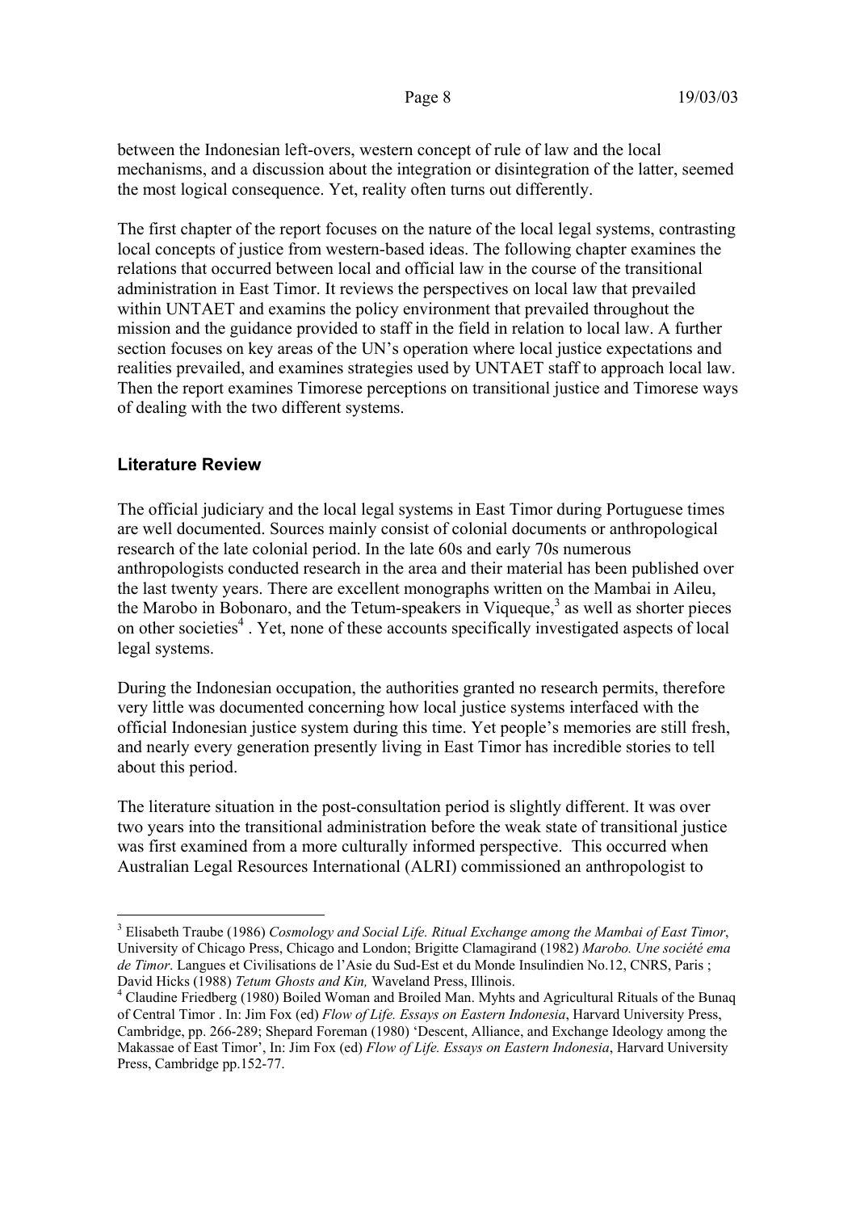between the Indonesian left-overs, western concept of rule of law and the local mechanisms, and a discussion about the integration or disintegration of the latter, seemed the most logical consequence. Yet, reality often turns out differently.

The first chapter of the report focuses on the nature of the local legal systems, contrasting local concepts of justice from western-based ideas. The following chapter examines the relations that occurred between local and official law in the course of the transitional administration in East Timor. It reviews the perspectives on local law that prevailed within UNTAET and examins the policy environment that prevailed throughout the mission and the guidance provided to staff in the field in relation to local law. A further section focuses on key areas of the UN's operation where local justice expectations and realities prevailed, and examines strategies used by UNTAET staff to approach local law. Then the report examines Timorese perceptions on transitional justice and Timorese ways of dealing with the two different systems.

## Literature Review

The official judiciary and the local legal systems in East Timor during Portuguese times are well documented. Sources mainly consist of colonial documents or anthropological research of the late colonial period. In the late 60s and early 70s numerous anthropologists conducted research in the area and their material has been published over the last twenty years. There are excellent monographs written on the Mambai in Aileu, the Marobo in Bobonaro, and the Tetum-speakers in Viqueque,[3] as well as shorter pieces on other societies[4] . Yet, none of these accounts specifically investigated aspects of local legal systems.

During the Indonesian occupation, the authorities granted no research permits, therefore very little was documented concerning how local justice systems interfaced with the official Indonesian justice system during this time. Yet people's memories are still fresh, and nearly every generation presently living in East Timor has incredible stories to tell about this period.

The literature situation in the post-consultation period is slightly different. It was over two years into the transitional administration before the weak state of transitional justice was first examined from a more culturally informed perspective. This occurred when Australian Legal Resources International (ALRI) commissioned an anthropologist to

---

[3] Elisabeth Traube (1986) *Cosmology and Social Life. Ritual Exchange among the Mambai of East Timor*, University of Chicago Press, Chicago and London; Brigitte Clamagirand (1982) *Marobo. Une société ema de Timor*. Langues et Civilisations de l'Asie du Sud-Est et du Monde Insulindien No.12, CNRS, Paris ; David Hicks (1988) *Tetum Ghosts and Kin,* Waveland Press, Illinois.

[4] Claudine Friedberg (1980) Boiled Woman and Broiled Man. Myhts and Agricultural Rituals of the Bunaq of Central Timor . In: Jim Fox (ed) *Flow of Life. Essays on Eastern Indonesia*, Harvard University Press, Cambridge, pp. 266-289; Shepard Foreman (1980) 'Descent, Alliance, and Exchange Ideology among the Makassae of East Timor', In: Jim Fox (ed) *Flow of Life. Essays on Eastern Indonesia*, Harvard University Press, Cambridge pp.152-77.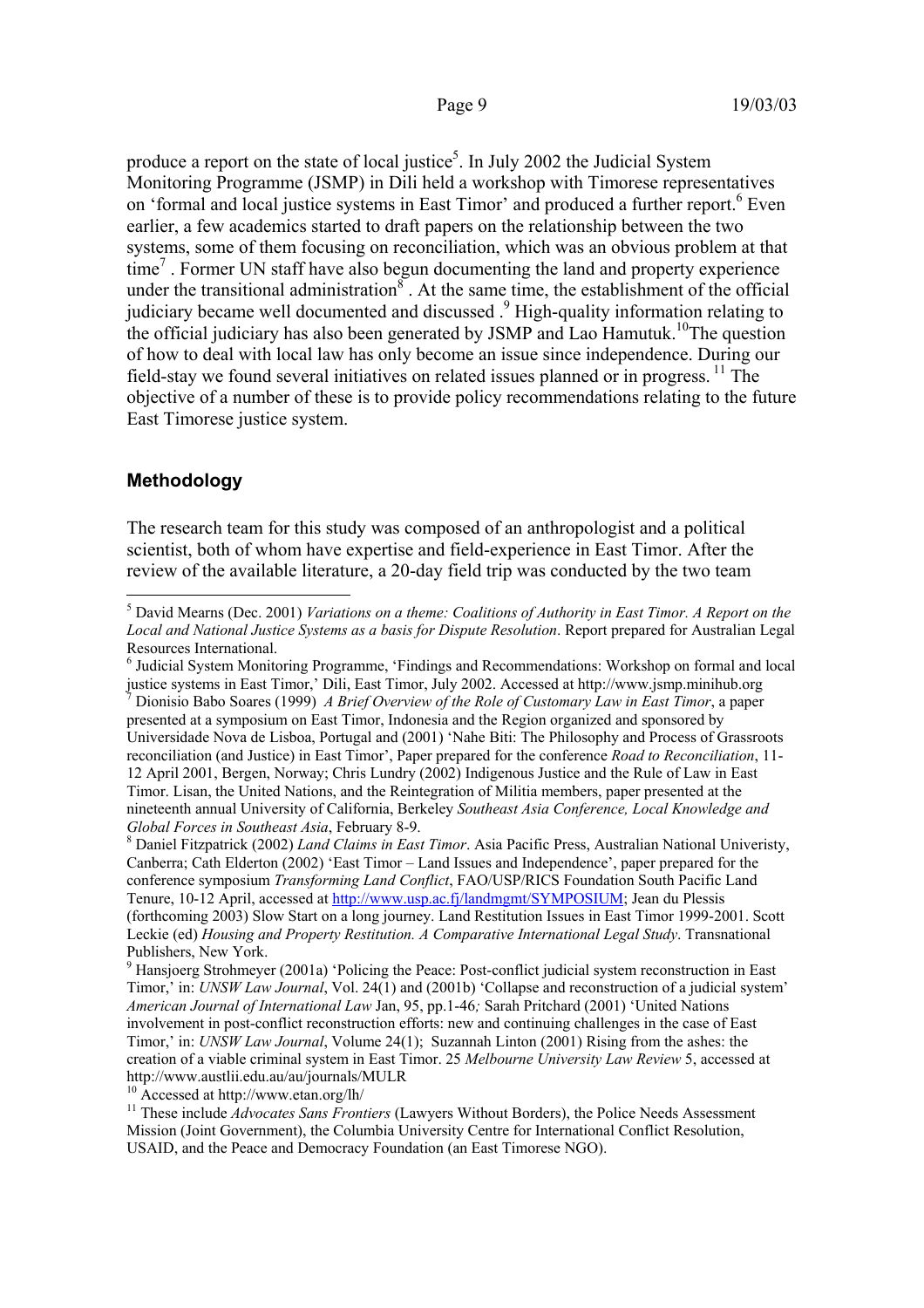produce a report on the state of local justice[5]. In July 2002 the Judicial System Monitoring Programme (JSMP) in Dili held a workshop with Timorese representatives on 'formal and local justice systems in East Timor' and produced a further report.[6] Even earlier, a few academics started to draft papers on the relationship between the two systems, some of them focusing on reconciliation, which was an obvious problem at that time[7] . Former UN staff have also begun documenting the land and property experience under the transitional administration[8] . At the same time, the establishment of the official judiciary became well documented and discussed .[9] High-quality information relating to the official judiciary has also been generated by JSMP and Lao Hamutuk.[10]The question of how to deal with local law has only become an issue since independence. During our field-stay we found several initiatives on related issues planned or in progress. [11] The objective of a number of these is to provide policy recommendations relating to the future East Timorese justice system.

### Methodology

The research team for this study was composed of an anthropologist and a political scientist, both of whom have expertise and field-experience in East Timor. After the review of the available literature, a 20-day field trip was conducted by the two team

---

[5] David Mearns (Dec. 2001) *Variations on a theme: Coalitions of Authority in East Timor. A Report on the Local and National Justice Systems as a basis for Dispute Resolution*. Report prepared for Australian Legal Resources International.

[6] Judicial System Monitoring Programme, 'Findings and Recommendations: Workshop on formal and local justice systems in East Timor,' Dili, East Timor, July 2002. Accessed at http://www.jsmp.minihub.org

[7] Dionisio Babo Soares (1999) *A Brief Overview of the Role of Customary Law in East Timor*, a paper presented at a symposium on East Timor, Indonesia and the Region organized and sponsored by Universidade Nova de Lisboa, Portugal and (2001) 'Nahe Biti: The Philosophy and Process of Grassroots reconciliation (and Justice) in East Timor', Paper prepared for the conference *Road to Reconciliation*, 11-12 April 2001, Bergen, Norway; Chris Lundry (2002) Indigenous Justice and the Rule of Law in East Timor. Lisan, the United Nations, and the Reintegration of Militia members, paper presented at the nineteenth annual University of California, Berkeley *Southeast Asia Conference, Local Knowledge and Global Forces in Southeast Asia*, February 8-9.

[8] Daniel Fitzpatrick (2002) *Land Claims in East Timor*. Asia Pacific Press, Australian National Univeristy, Canberra; Cath Elderton (2002) 'East Timor – Land Issues and Independence', paper prepared for the conference symposium *Transforming Land Conflict*, FAO/USP/RICS Foundation South Pacific Land Tenure, 10-12 April, accessed at http://www.usp.ac.fj/landmgmt/SYMPOSIUM; Jean du Plessis (forthcoming 2003) Slow Start on a long journey. Land Restitution Issues in East Timor 1999-2001. Scott Leckie (ed) *Housing and Property Restitution. A Comparative International Legal Study*. Transnational Publishers, New York.

[9] Hansjoerg Strohmeyer (2001a) 'Policing the Peace: Post-conflict judicial system reconstruction in East Timor,' in: *UNSW Law Journal*, Vol. 24(1) and (2001b) 'Collapse and reconstruction of a judicial system' *American Journal of International Law* Jan, 95, pp.1-46*;* Sarah Pritchard (2001) 'United Nations involvement in post-conflict reconstruction efforts: new and continuing challenges in the case of East Timor,' in: *UNSW Law Journal*, Volume 24(1); Suzannah Linton (2001) Rising from the ashes: the creation of a viable criminal system in East Timor. 25 *Melbourne University Law Review* 5, accessed at http://www.austlii.edu.au/au/journals/MULR

[10] Accessed at http://www.etan.org/lh/

[11] These include *Advocates Sans Frontiers* (Lawyers Without Borders), the Police Needs Assessment Mission (Joint Government), the Columbia University Centre for International Conflict Resolution, USAID, and the Peace and Democracy Foundation (an East Timorese NGO).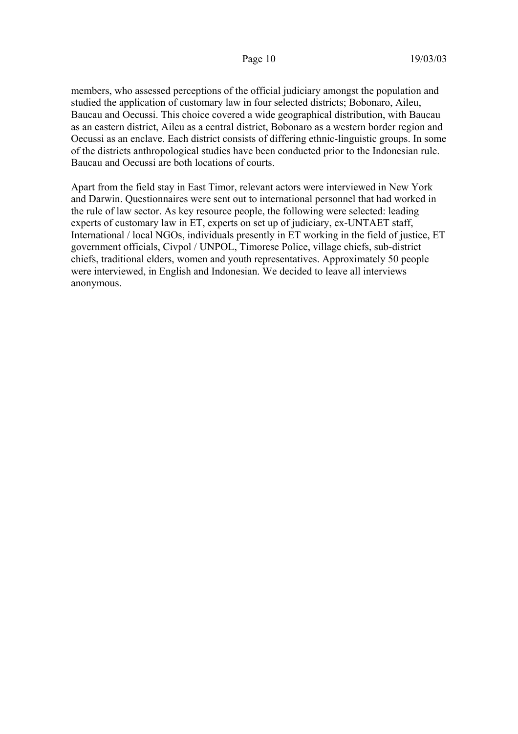members, who assessed perceptions of the official judiciary amongst the population and studied the application of customary law in four selected districts; Bobonaro, Aileu, Baucau and Oecussi. This choice covered a wide geographical distribution, with Baucau as an eastern district, Aileu as a central district, Bobonaro as a western border region and Oecussi as an enclave. Each district consists of differing ethnic-linguistic groups. In some of the districts anthropological studies have been conducted prior to the Indonesian rule. Baucau and Oecussi are both locations of courts.

Apart from the field stay in East Timor, relevant actors were interviewed in New York and Darwin. Questionnaires were sent out to international personnel that had worked in the rule of law sector. As key resource people, the following were selected: leading experts of customary law in ET, experts on set up of judiciary, ex-UNTAET staff, International / local NGOs, individuals presently in ET working in the field of justice, ET government officials, Civpol / UNPOL, Timorese Police, village chiefs, sub-district chiefs, traditional elders, women and youth representatives. Approximately 50 people were interviewed, in English and Indonesian. We decided to leave all interviews anonymous.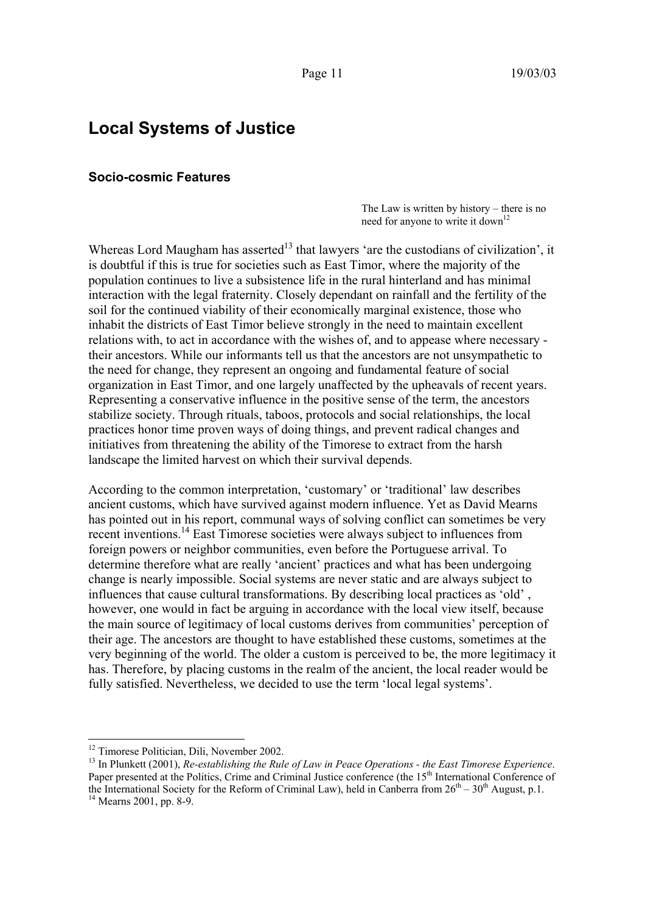# Local Systems of Justice

## Socio-cosmic Features

> The Law is written by history – there is no need for anyone to write it down[12]

Whereas Lord Maugham has asserted[13] that lawyers 'are the custodians of civilization', it is doubtful if this is true for societies such as East Timor, where the majority of the population continues to live a subsistence life in the rural hinterland and has minimal interaction with the legal fraternity. Closely dependant on rainfall and the fertility of the soil for the continued viability of their economically marginal existence, those who inhabit the districts of East Timor believe strongly in the need to maintain excellent relations with, to act in accordance with the wishes of, and to appease where necessary - their ancestors. While our informants tell us that the ancestors are not unsympathetic to the need for change, they represent an ongoing and fundamental feature of social organization in East Timor, and one largely unaffected by the upheavals of recent years. Representing a conservative influence in the positive sense of the term, the ancestors stabilize society. Through rituals, taboos, protocols and social relationships, the local practices honor time proven ways of doing things, and prevent radical changes and initiatives from threatening the ability of the Timorese to extract from the harsh landscape the limited harvest on which their survival depends.

According to the common interpretation, 'customary' or 'traditional' law describes ancient customs, which have survived against modern influence. Yet as David Mearns has pointed out in his report, communal ways of solving conflict can sometimes be very recent inventions.[14] East Timorese societies were always subject to influences from foreign powers or neighbor communities, even before the Portuguese arrival. To determine therefore what are really 'ancient' practices and what has been undergoing change is nearly impossible. Social systems are never static and are always subject to influences that cause cultural transformations. By describing local practices as 'old' , however, one would in fact be arguing in accordance with the local view itself, because the main source of legitimacy of local customs derives from communities' perception of their age. The ancestors are thought to have established these customs, sometimes at the very beginning of the world. The older a custom is perceived to be, the more legitimacy it has. Therefore, by placing customs in the realm of the ancient, the local reader would be fully satisfied. Nevertheless, we decided to use the term 'local legal systems'.

---

[12] Timorese Politician, Dili, November 2002.

[13] In Plunkett (2001), *Re-establishing the Rule of Law in Peace Operations - the East Timorese Experience*. Paper presented at the Politics, Crime and Criminal Justice conference (the 15th International Conference of the International Society for the Reform of Criminal Law), held in Canberra from 26th – 30th August, p.1.

[14] Mearns 2001, pp. 8-9.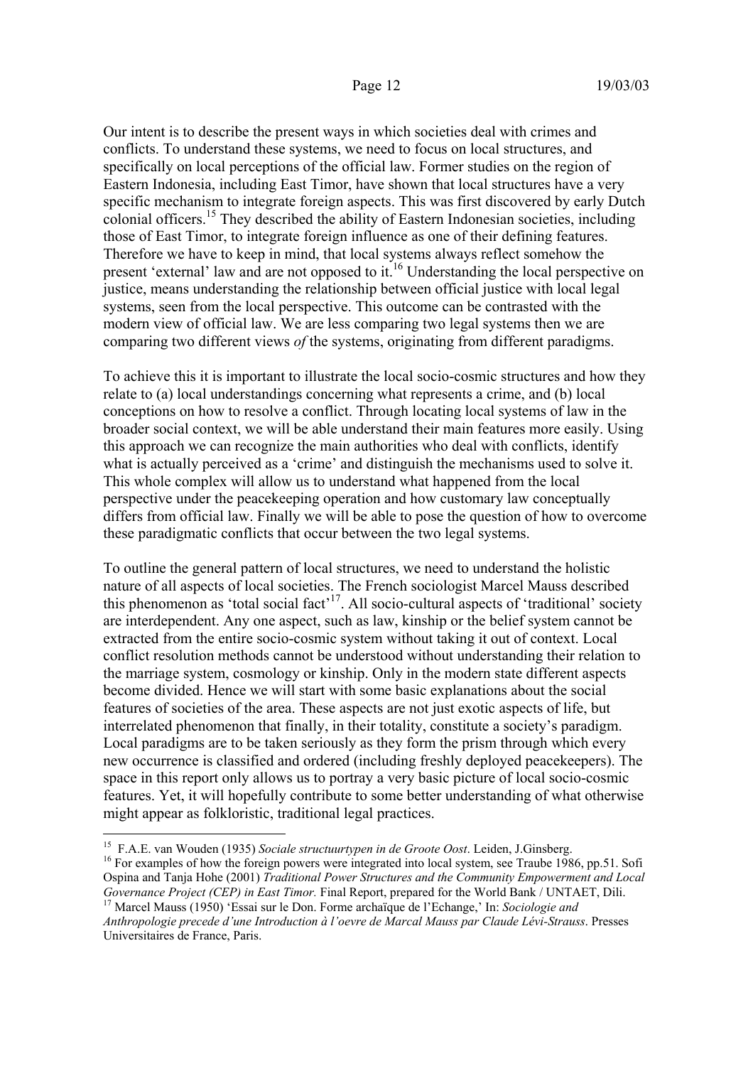Our intent is to describe the present ways in which societies deal with crimes and conflicts. To understand these systems, we need to focus on local structures, and specifically on local perceptions of the official law. Former studies on the region of Eastern Indonesia, including East Timor, have shown that local structures have a very specific mechanism to integrate foreign aspects. This was first discovered by early Dutch colonial officers.[15] They described the ability of Eastern Indonesian societies, including those of East Timor, to integrate foreign influence as one of their defining features. Therefore we have to keep in mind, that local systems always reflect somehow the present 'external' law and are not opposed to it.[16] Understanding the local perspective on justice, means understanding the relationship between official justice with local legal systems, seen from the local perspective. This outcome can be contrasted with the modern view of official law. We are less comparing two legal systems then we are comparing two different views *of* the systems, originating from different paradigms.

To achieve this it is important to illustrate the local socio-cosmic structures and how they relate to (a) local understandings concerning what represents a crime, and (b) local conceptions on how to resolve a conflict. Through locating local systems of law in the broader social context, we will be able understand their main features more easily. Using this approach we can recognize the main authorities who deal with conflicts, identify what is actually perceived as a 'crime' and distinguish the mechanisms used to solve it. This whole complex will allow us to understand what happened from the local perspective under the peacekeeping operation and how customary law conceptually differs from official law. Finally we will be able to pose the question of how to overcome these paradigmatic conflicts that occur between the two legal systems.

To outline the general pattern of local structures, we need to understand the holistic nature of all aspects of local societies. The French sociologist Marcel Mauss described this phenomenon as 'total social fact'[17]. All socio-cultural aspects of 'traditional' society are interdependent. Any one aspect, such as law, kinship or the belief system cannot be extracted from the entire socio-cosmic system without taking it out of context. Local conflict resolution methods cannot be understood without understanding their relation to the marriage system, cosmology or kinship. Only in the modern state different aspects become divided. Hence we will start with some basic explanations about the social features of societies of the area. These aspects are not just exotic aspects of life, but interrelated phenomenon that finally, in their totality, constitute a society's paradigm. Local paradigms are to be taken seriously as they form the prism through which every new occurrence is classified and ordered (including freshly deployed peacekeepers). The space in this report only allows us to portray a very basic picture of local socio-cosmic features. Yet, it will hopefully contribute to some better understanding of what otherwise might appear as folkloristic, traditional legal practices.

---

[15] F.A.E. van Wouden (1935) *Sociale structuurtypen in de Groote Oost*. Leiden, J.Ginsberg.

[16] For examples of how the foreign powers were integrated into local system, see Traube 1986, pp.51. Sofi Ospina and Tanja Hohe (2001) *Traditional Power Structures and the Community Empowerment and Local Governance Project (CEP) in East Timor.* Final Report, prepared for the World Bank / UNTAET, Dili.

[17] Marcel Mauss (1950) 'Essai sur le Don. Forme archaïque de l'Echange,' In: *Sociologie and Anthropologie precede d'une Introduction à l'oevre de Marcal Mauss par Claude Lévi-Strauss*. Presses Universitaires de France, Paris.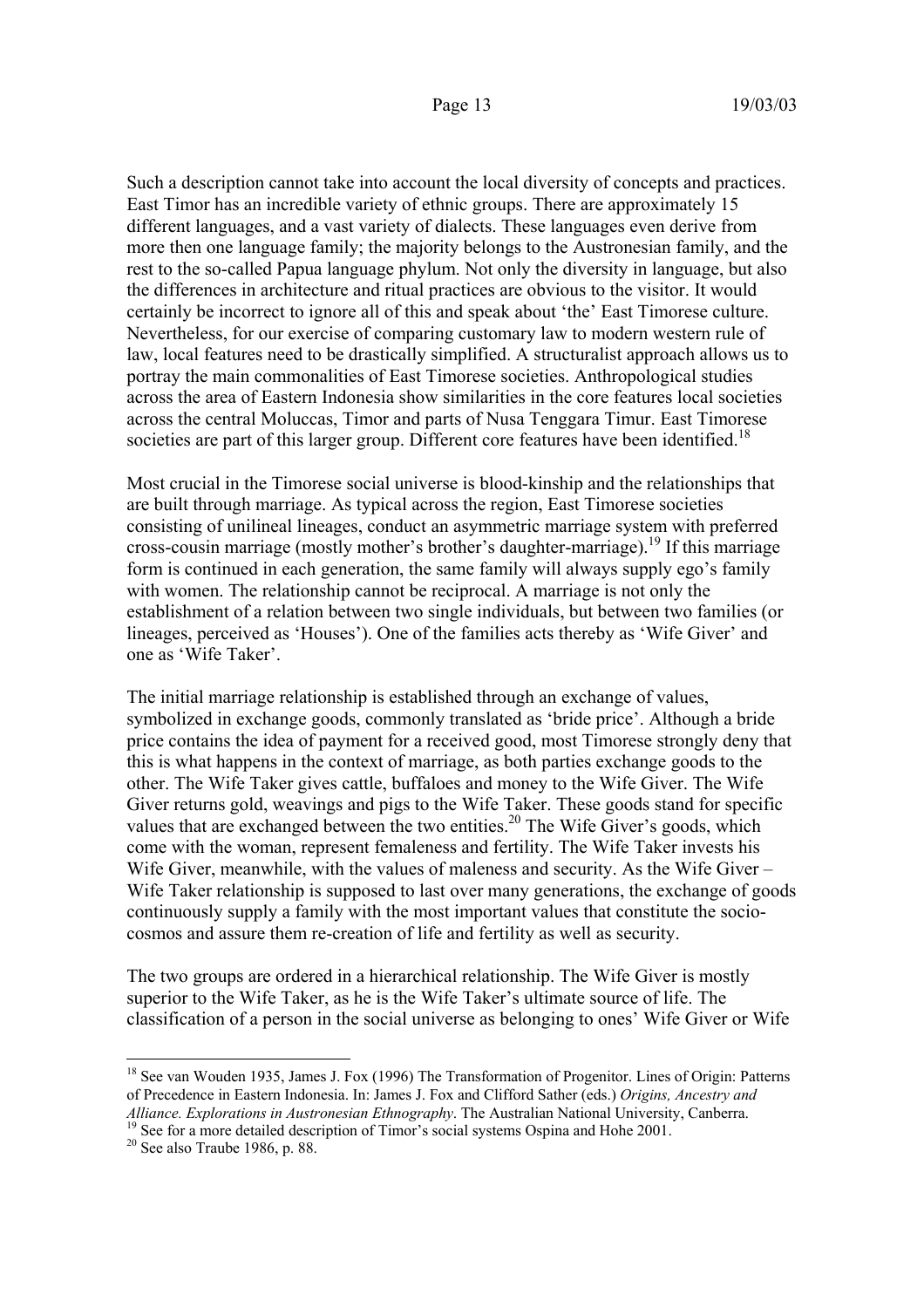Such a description cannot take into account the local diversity of concepts and practices. East Timor has an incredible variety of ethnic groups. There are approximately 15 different languages, and a vast variety of dialects. These languages even derive from more then one language family; the majority belongs to the Austronesian family, and the rest to the so-called Papua language phylum. Not only the diversity in language, but also the differences in architecture and ritual practices are obvious to the visitor. It would certainly be incorrect to ignore all of this and speak about 'the' East Timorese culture. Nevertheless, for our exercise of comparing customary law to modern western rule of law, local features need to be drastically simplified. A structuralist approach allows us to portray the main commonalities of East Timorese societies. Anthropological studies across the area of Eastern Indonesia show similarities in the core features local societies across the central Moluccas, Timor and parts of Nusa Tenggara Timur. East Timorese societies are part of this larger group. Different core features have been identified.[18]

Most crucial in the Timorese social universe is blood-kinship and the relationships that are built through marriage. As typical across the region, East Timorese societies consisting of unilineal lineages, conduct an asymmetric marriage system with preferred cross-cousin marriage (mostly mother's brother's daughter-marriage).[19] If this marriage form is continued in each generation, the same family will always supply ego's family with women. The relationship cannot be reciprocal. A marriage is not only the establishment of a relation between two single individuals, but between two families (or lineages, perceived as 'Houses'). One of the families acts thereby as 'Wife Giver' and one as 'Wife Taker'.

The initial marriage relationship is established through an exchange of values, symbolized in exchange goods, commonly translated as 'bride price'. Although a bride price contains the idea of payment for a received good, most Timorese strongly deny that this is what happens in the context of marriage, as both parties exchange goods to the other. The Wife Taker gives cattle, buffaloes and money to the Wife Giver. The Wife Giver returns gold, weavings and pigs to the Wife Taker. These goods stand for specific values that are exchanged between the two entities.[20] The Wife Giver's goods, which come with the woman, represent femaleness and fertility. The Wife Taker invests his Wife Giver, meanwhile, with the values of maleness and security. As the Wife Giver – Wife Taker relationship is supposed to last over many generations, the exchange of goods continuously supply a family with the most important values that constitute the socio-cosmos and assure them re-creation of life and fertility as well as security.

The two groups are ordered in a hierarchical relationship. The Wife Giver is mostly superior to the Wife Taker, as he is the Wife Taker's ultimate source of life. The classification of a person in the social universe as belonging to ones' Wife Giver or Wife

---

[18] See van Wouden 1935, James J. Fox (1996) The Transformation of Progenitor. Lines of Origin: Patterns of Precedence in Eastern Indonesia. In: James J. Fox and Clifford Sather (eds.) *Origins, Ancestry and Alliance. Explorations in Austronesian Ethnography*. The Australian National University, Canberra.

[19] See for a more detailed description of Timor's social systems Ospina and Hohe 2001.

[20] See also Traube 1986, p. 88.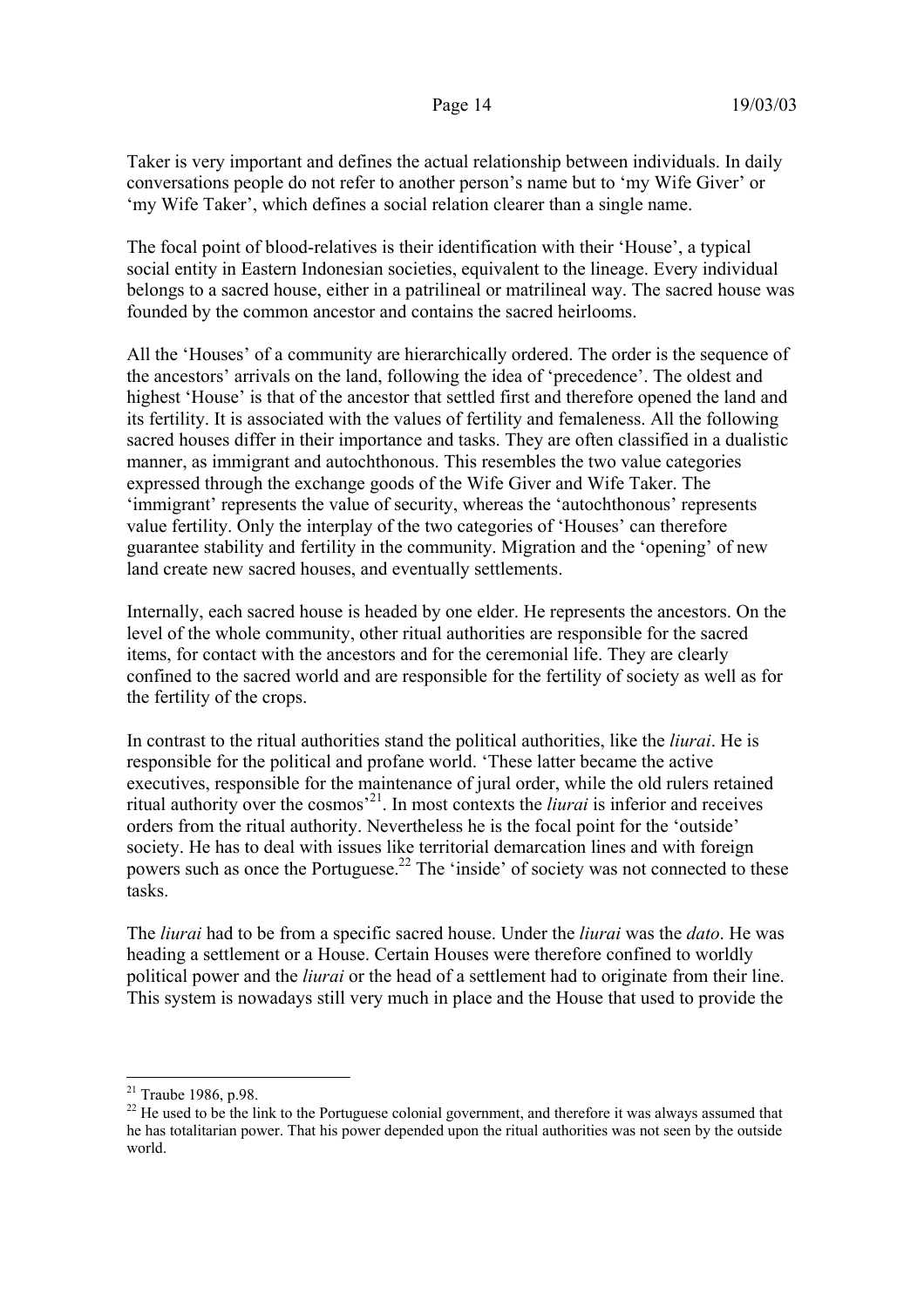Taker is very important and defines the actual relationship between individuals. In daily conversations people do not refer to another person's name but to 'my Wife Giver' or 'my Wife Taker', which defines a social relation clearer than a single name.

The focal point of blood-relatives is their identification with their 'House', a typical social entity in Eastern Indonesian societies, equivalent to the lineage. Every individual belongs to a sacred house, either in a patrilineal or matrilineal way. The sacred house was founded by the common ancestor and contains the sacred heirlooms.

All the 'Houses' of a community are hierarchically ordered. The order is the sequence of the ancestors' arrivals on the land, following the idea of 'precedence'. The oldest and highest 'House' is that of the ancestor that settled first and therefore opened the land and its fertility. It is associated with the values of fertility and femaleness. All the following sacred houses differ in their importance and tasks. They are often classified in a dualistic manner, as immigrant and autochthonous. This resembles the two value categories expressed through the exchange goods of the Wife Giver and Wife Taker. The 'immigrant' represents the value of security, whereas the 'autochthonous' represents value fertility. Only the interplay of the two categories of 'Houses' can therefore guarantee stability and fertility in the community. Migration and the 'opening' of new land create new sacred houses, and eventually settlements.

Internally, each sacred house is headed by one elder. He represents the ancestors. On the level of the whole community, other ritual authorities are responsible for the sacred items, for contact with the ancestors and for the ceremonial life. They are clearly confined to the sacred world and are responsible for the fertility of society as well as for the fertility of the crops.

In contrast to the ritual authorities stand the political authorities, like the *liurai*. He is responsible for the political and profane world. 'These latter became the active executives, responsible for the maintenance of jural order, while the old rulers retained ritual authority over the cosmos'[21]. In most contexts the *liurai* is inferior and receives orders from the ritual authority. Nevertheless he is the focal point for the 'outside' society. He has to deal with issues like territorial demarcation lines and with foreign powers such as once the Portuguese.[22] The 'inside' of society was not connected to these tasks.

The *liurai* had to be from a specific sacred house. Under the *liurai* was the *dato*. He was heading a settlement or a House. Certain Houses were therefore confined to worldly political power and the *liurai* or the head of a settlement had to originate from their line. This system is nowadays still very much in place and the House that used to provide the

---

[21] Traube 1986, p.98.

[22] He used to be the link to the Portuguese colonial government, and therefore it was always assumed that he has totalitarian power. That his power depended upon the ritual authorities was not seen by the outside world.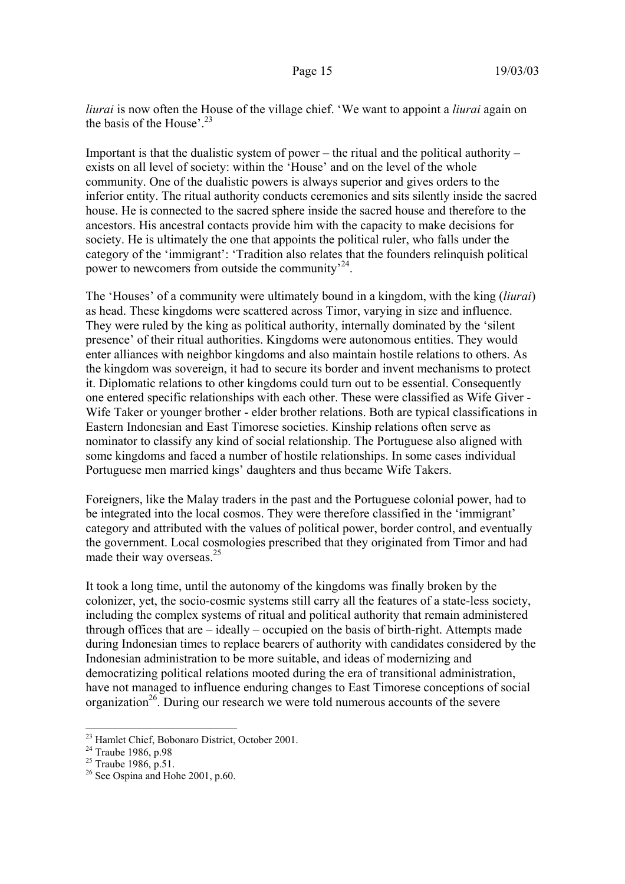*liurai* is now often the House of the village chief. 'We want to appoint a *liurai* again on the basis of the House'.[23]

Important is that the dualistic system of power – the ritual and the political authority – exists on all level of society: within the 'House' and on the level of the whole community. One of the dualistic powers is always superior and gives orders to the inferior entity. The ritual authority conducts ceremonies and sits silently inside the sacred house. He is connected to the sacred sphere inside the sacred house and therefore to the ancestors. His ancestral contacts provide him with the capacity to make decisions for society. He is ultimately the one that appoints the political ruler, who falls under the category of the 'immigrant': 'Tradition also relates that the founders relinquish political power to newcomers from outside the community'[24].

The 'Houses' of a community were ultimately bound in a kingdom, with the king (*liurai*) as head. These kingdoms were scattered across Timor, varying in size and influence. They were ruled by the king as political authority, internally dominated by the 'silent presence' of their ritual authorities. Kingdoms were autonomous entities. They would enter alliances with neighbor kingdoms and also maintain hostile relations to others. As the kingdom was sovereign, it had to secure its border and invent mechanisms to protect it. Diplomatic relations to other kingdoms could turn out to be essential. Consequently one entered specific relationships with each other. These were classified as Wife Giver - Wife Taker or younger brother - elder brother relations. Both are typical classifications in Eastern Indonesian and East Timorese societies. Kinship relations often serve as nominator to classify any kind of social relationship. The Portuguese also aligned with some kingdoms and faced a number of hostile relationships. In some cases individual Portuguese men married kings' daughters and thus became Wife Takers.

Foreigners, like the Malay traders in the past and the Portuguese colonial power, had to be integrated into the local cosmos. They were therefore classified in the 'immigrant' category and attributed with the values of political power, border control, and eventually the government. Local cosmologies prescribed that they originated from Timor and had made their way overseas.[25]

It took a long time, until the autonomy of the kingdoms was finally broken by the colonizer, yet, the socio-cosmic systems still carry all the features of a state-less society, including the complex systems of ritual and political authority that remain administered through offices that are – ideally – occupied on the basis of birth-right. Attempts made during Indonesian times to replace bearers of authority with candidates considered by the Indonesian administration to be more suitable, and ideas of modernizing and democratizing political relations mooted during the era of transitional administration, have not managed to influence enduring changes to East Timorese conceptions of social organization[26]. During our research we were told numerous accounts of the severe

[23] Hamlet Chief, Bobonaro District, October 2001.
[24] Traube 1986, p.98
[25] Traube 1986, p.51.
[26] See Ospina and Hohe 2001, p.60.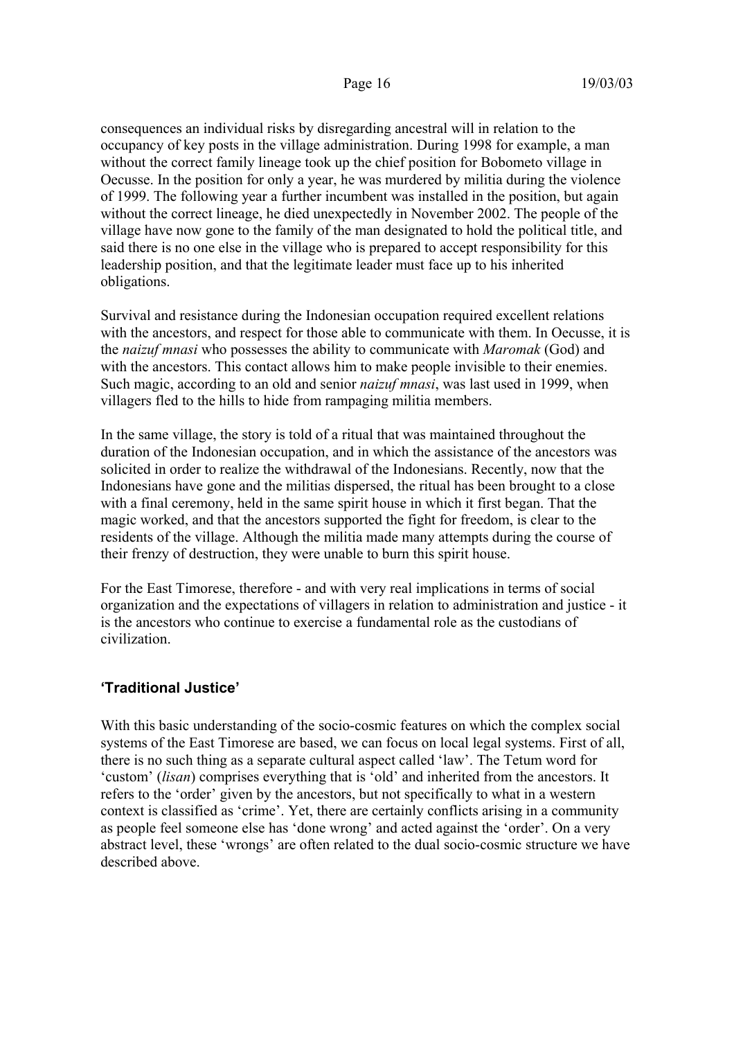consequences an individual risks by disregarding ancestral will in relation to the occupancy of key posts in the village administration. During 1998 for example, a man without the correct family lineage took up the chief position for Bobometo village in Oecusse. In the position for only a year, he was murdered by militia during the violence of 1999. The following year a further incumbent was installed in the position, but again without the correct lineage, he died unexpectedly in November 2002. The people of the village have now gone to the family of the man designated to hold the political title, and said there is no one else in the village who is prepared to accept responsibility for this leadership position, and that the legitimate leader must face up to his inherited obligations.

Survival and resistance during the Indonesian occupation required excellent relations with the ancestors, and respect for those able to communicate with them. In Oecusse, it is the *naizuf mnasi* who possesses the ability to communicate with *Maromak* (God) and with the ancestors. This contact allows him to make people invisible to their enemies. Such magic, according to an old and senior *naizuf mnasi*, was last used in 1999, when villagers fled to the hills to hide from rampaging militia members.

In the same village, the story is told of a ritual that was maintained throughout the duration of the Indonesian occupation, and in which the assistance of the ancestors was solicited in order to realize the withdrawal of the Indonesians. Recently, now that the Indonesians have gone and the militias dispersed, the ritual has been brought to a close with a final ceremony, held in the same spirit house in which it first began. That the magic worked, and that the ancestors supported the fight for freedom, is clear to the residents of the village. Although the militia made many attempts during the course of their frenzy of destruction, they were unable to burn this spirit house.

For the East Timorese, therefore - and with very real implications in terms of social organization and the expectations of villagers in relation to administration and justice - it is the ancestors who continue to exercise a fundamental role as the custodians of civilization.

## 'Traditional Justice'

With this basic understanding of the socio-cosmic features on which the complex social systems of the East Timorese are based, we can focus on local legal systems. First of all, there is no such thing as a separate cultural aspect called 'law'. The Tetum word for 'custom' (*lisan*) comprises everything that is 'old' and inherited from the ancestors. It refers to the 'order' given by the ancestors, but not specifically to what in a western context is classified as 'crime'. Yet, there are certainly conflicts arising in a community as people feel someone else has 'done wrong' and acted against the 'order'. On a very abstract level, these 'wrongs' are often related to the dual socio-cosmic structure we have described above.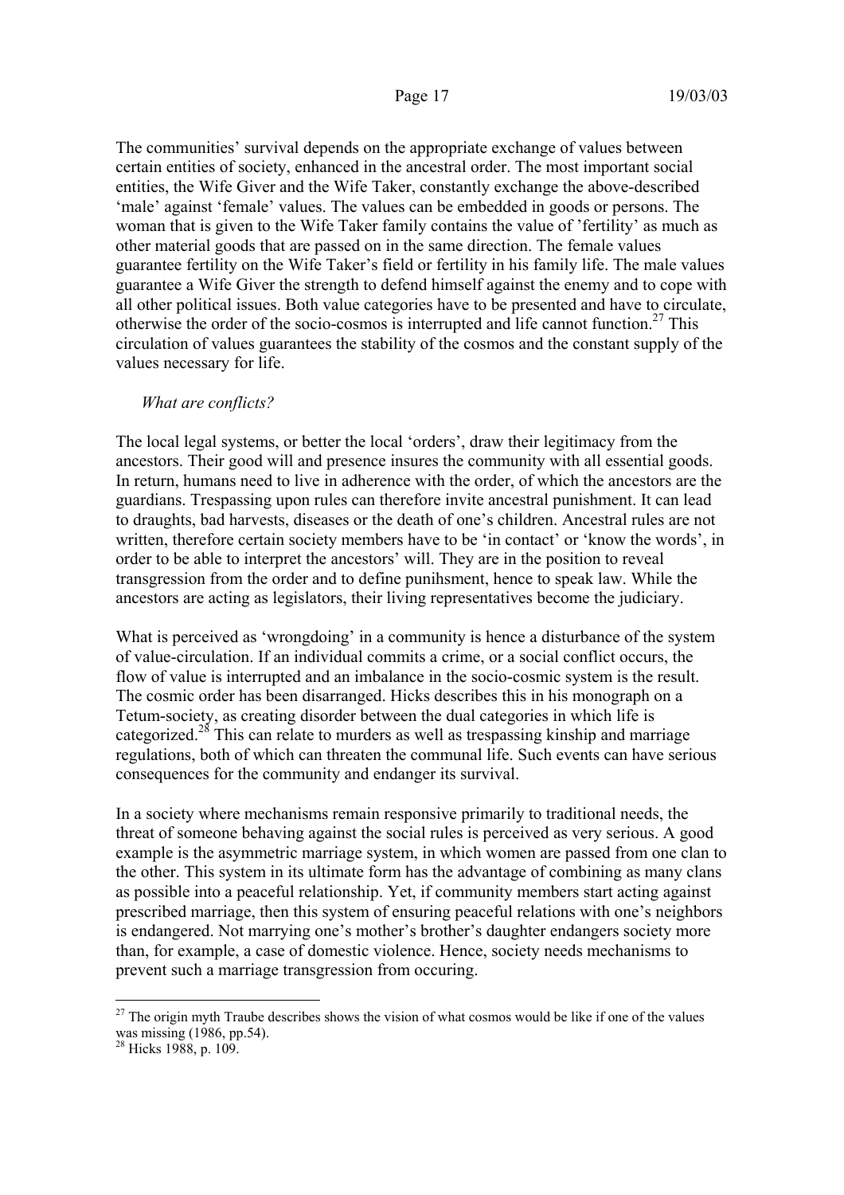The communities' survival depends on the appropriate exchange of values between certain entities of society, enhanced in the ancestral order. The most important social entities, the Wife Giver and the Wife Taker, constantly exchange the above-described 'male' against 'female' values. The values can be embedded in goods or persons. The woman that is given to the Wife Taker family contains the value of 'fertility' as much as other material goods that are passed on in the same direction. The female values guarantee fertility on the Wife Taker's field or fertility in his family life. The male values guarantee a Wife Giver the strength to defend himself against the enemy and to cope with all other political issues. Both value categories have to be presented and have to circulate, otherwise the order of the socio-cosmos is interrupted and life cannot function.[27] This circulation of values guarantees the stability of the cosmos and the constant supply of the values necessary for life.

*What are conflicts?*

The local legal systems, or better the local 'orders', draw their legitimacy from the ancestors. Their good will and presence insures the community with all essential goods. In return, humans need to live in adherence with the order, of which the ancestors are the guardians. Trespassing upon rules can therefore invite ancestral punishment. It can lead to draughts, bad harvests, diseases or the death of one's children. Ancestral rules are not written, therefore certain society members have to be 'in contact' or 'know the words', in order to be able to interpret the ancestors' will. They are in the position to reveal transgression from the order and to define punihsment, hence to speak law. While the ancestors are acting as legislators, their living representatives become the judiciary.

What is perceived as 'wrongdoing' in a community is hence a disturbance of the system of value-circulation. If an individual commits a crime, or a social conflict occurs, the flow of value is interrupted and an imbalance in the socio-cosmic system is the result. The cosmic order has been disarranged. Hicks describes this in his monograph on a Tetum-society, as creating disorder between the dual categories in which life is categorized.[28] This can relate to murders as well as trespassing kinship and marriage regulations, both of which can threaten the communal life. Such events can have serious consequences for the community and endanger its survival.

In a society where mechanisms remain responsive primarily to traditional needs, the threat of someone behaving against the social rules is perceived as very serious. A good example is the asymmetric marriage system, in which women are passed from one clan to the other. This system in its ultimate form has the advantage of combining as many clans as possible into a peaceful relationship. Yet, if community members start acting against prescribed marriage, then this system of ensuring peaceful relations with one's neighbors is endangered. Not marrying one's mother's brother's daughter endangers society more than, for example, a case of domestic violence. Hence, society needs mechanisms to prevent such a marriage transgression from occuring.

---

[27] The origin myth Traube describes shows the vision of what cosmos would be like if one of the values was missing (1986, pp.54).

[28] Hicks 1988, p. 109.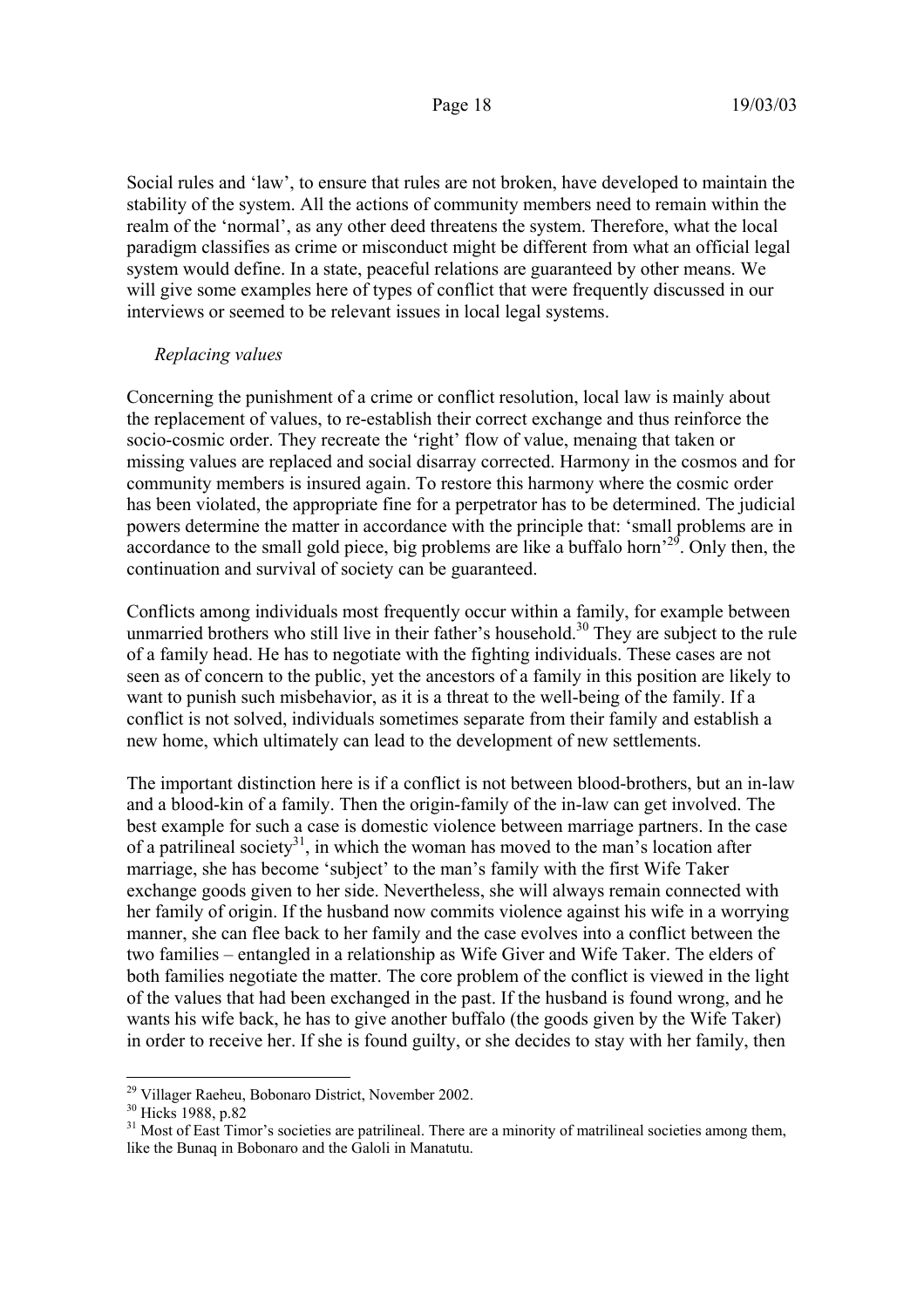Social rules and 'law', to ensure that rules are not broken, have developed to maintain the stability of the system. All the actions of community members need to remain within the realm of the 'normal', as any other deed threatens the system. Therefore, what the local paradigm classifies as crime or misconduct might be different from what an official legal system would define. In a state, peaceful relations are guaranteed by other means. We will give some examples here of types of conflict that were frequently discussed in our interviews or seemed to be relevant issues in local legal systems.

*Replacing values*

Concerning the punishment of a crime or conflict resolution, local law is mainly about the replacement of values, to re-establish their correct exchange and thus reinforce the socio-cosmic order. They recreate the 'right' flow of value, menaing that taken or missing values are replaced and social disarray corrected. Harmony in the cosmos and for community members is insured again. To restore this harmony where the cosmic order has been violated, the appropriate fine for a perpetrator has to be determined. The judicial powers determine the matter in accordance with the principle that: 'small problems are in accordance to the small gold piece, big problems are like a buffalo horn'[29]. Only then, the continuation and survival of society can be guaranteed.

Conflicts among individuals most frequently occur within a family, for example between unmarried brothers who still live in their father's household.[30] They are subject to the rule of a family head. He has to negotiate with the fighting individuals. These cases are not seen as of concern to the public, yet the ancestors of a family in this position are likely to want to punish such misbehavior, as it is a threat to the well-being of the family. If a conflict is not solved, individuals sometimes separate from their family and establish a new home, which ultimately can lead to the development of new settlements.

The important distinction here is if a conflict is not between blood-brothers, but an in-law and a blood-kin of a family. Then the origin-family of the in-law can get involved. The best example for such a case is domestic violence between marriage partners. In the case of a patrilineal society[31], in which the woman has moved to the man's location after marriage, she has become 'subject' to the man's family with the first Wife Taker exchange goods given to her side. Nevertheless, she will always remain connected with her family of origin. If the husband now commits violence against his wife in a worrying manner, she can flee back to her family and the case evolves into a conflict between the two families – entangled in a relationship as Wife Giver and Wife Taker. The elders of both families negotiate the matter. The core problem of the conflict is viewed in the light of the values that had been exchanged in the past. If the husband is found wrong, and he wants his wife back, he has to give another buffalo (the goods given by the Wife Taker) in order to receive her. If she is found guilty, or she decides to stay with her family, then

---

[29] Villager Raeheu, Bobonaro District, November 2002.

[30] Hicks 1988, p.82

[31] Most of East Timor's societies are patrilineal. There are a minority of matrilineal societies among them, like the Bunaq in Bobonaro and the Galoli in Manatutu.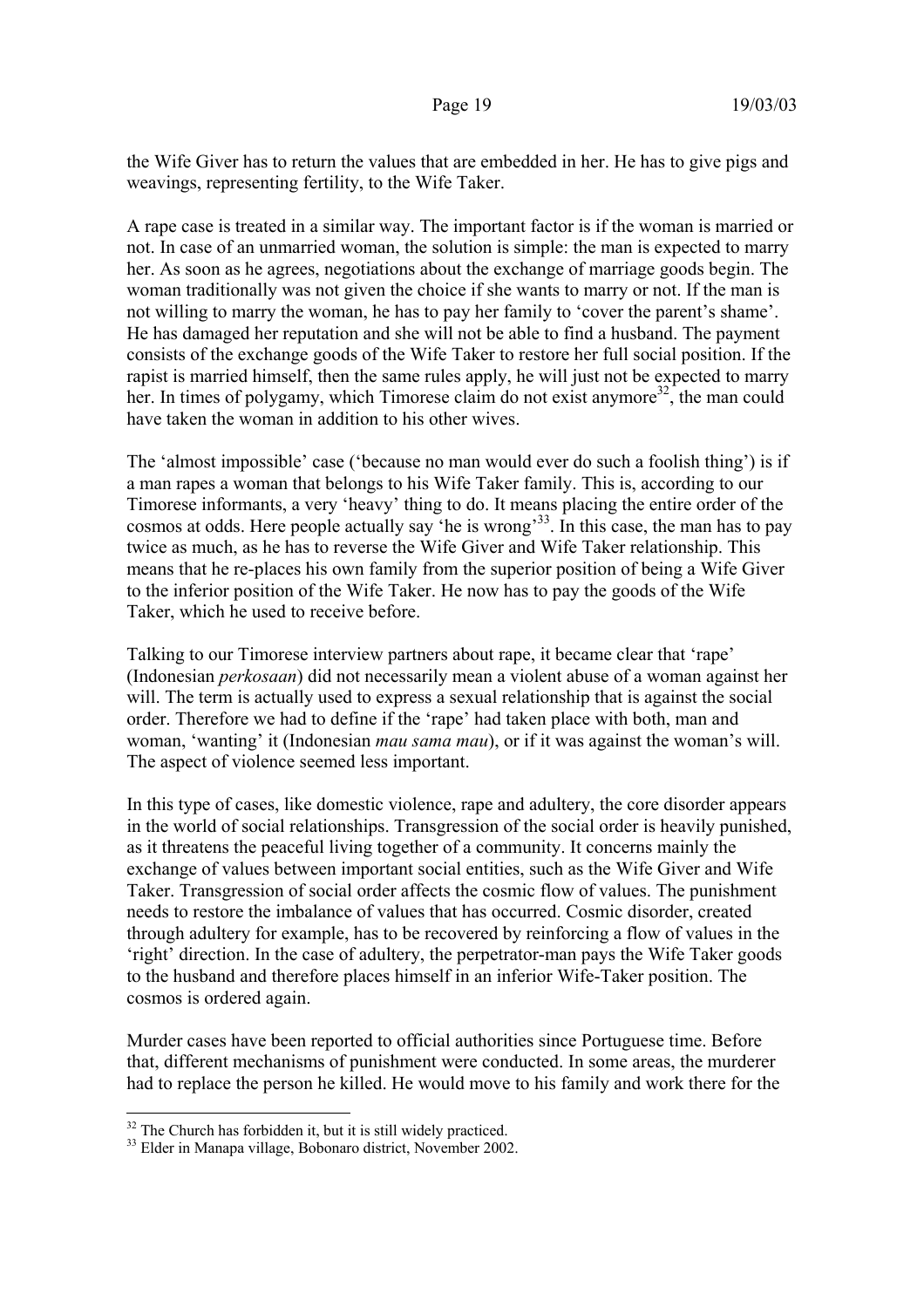the Wife Giver has to return the values that are embedded in her. He has to give pigs and weavings, representing fertility, to the Wife Taker.

A rape case is treated in a similar way. The important factor is if the woman is married or not. In case of an unmarried woman, the solution is simple: the man is expected to marry her. As soon as he agrees, negotiations about the exchange of marriage goods begin. The woman traditionally was not given the choice if she wants to marry or not. If the man is not willing to marry the woman, he has to pay her family to 'cover the parent's shame'. He has damaged her reputation and she will not be able to find a husband. The payment consists of the exchange goods of the Wife Taker to restore her full social position. If the rapist is married himself, then the same rules apply, he will just not be expected to marry her. In times of polygamy, which Timorese claim do not exist anymore[32], the man could have taken the woman in addition to his other wives.

The 'almost impossible' case ('because no man would ever do such a foolish thing') is if a man rapes a woman that belongs to his Wife Taker family. This is, according to our Timorese informants, a very 'heavy' thing to do. It means placing the entire order of the cosmos at odds. Here people actually say 'he is wrong'[33]. In this case, the man has to pay twice as much, as he has to reverse the Wife Giver and Wife Taker relationship. This means that he re-places his own family from the superior position of being a Wife Giver to the inferior position of the Wife Taker. He now has to pay the goods of the Wife Taker, which he used to receive before.

Talking to our Timorese interview partners about rape, it became clear that 'rape' (Indonesian *perkosaan*) did not necessarily mean a violent abuse of a woman against her will. The term is actually used to express a sexual relationship that is against the social order. Therefore we had to define if the 'rape' had taken place with both, man and woman, 'wanting' it (Indonesian *mau sama mau*), or if it was against the woman's will. The aspect of violence seemed less important.

In this type of cases, like domestic violence, rape and adultery, the core disorder appears in the world of social relationships. Transgression of the social order is heavily punished, as it threatens the peaceful living together of a community. It concerns mainly the exchange of values between important social entities, such as the Wife Giver and Wife Taker. Transgression of social order affects the cosmic flow of values. The punishment needs to restore the imbalance of values that has occurred. Cosmic disorder, created through adultery for example, has to be recovered by reinforcing a flow of values in the 'right' direction. In the case of adultery, the perpetrator-man pays the Wife Taker goods to the husband and therefore places himself in an inferior Wife-Taker position. The cosmos is ordered again.

Murder cases have been reported to official authorities since Portuguese time. Before that, different mechanisms of punishment were conducted. In some areas, the murderer had to replace the person he killed. He would move to his family and work there for the

---

[32] The Church has forbidden it, but it is still widely practiced.

[33] Elder in Manapa village, Bobonaro district, November 2002.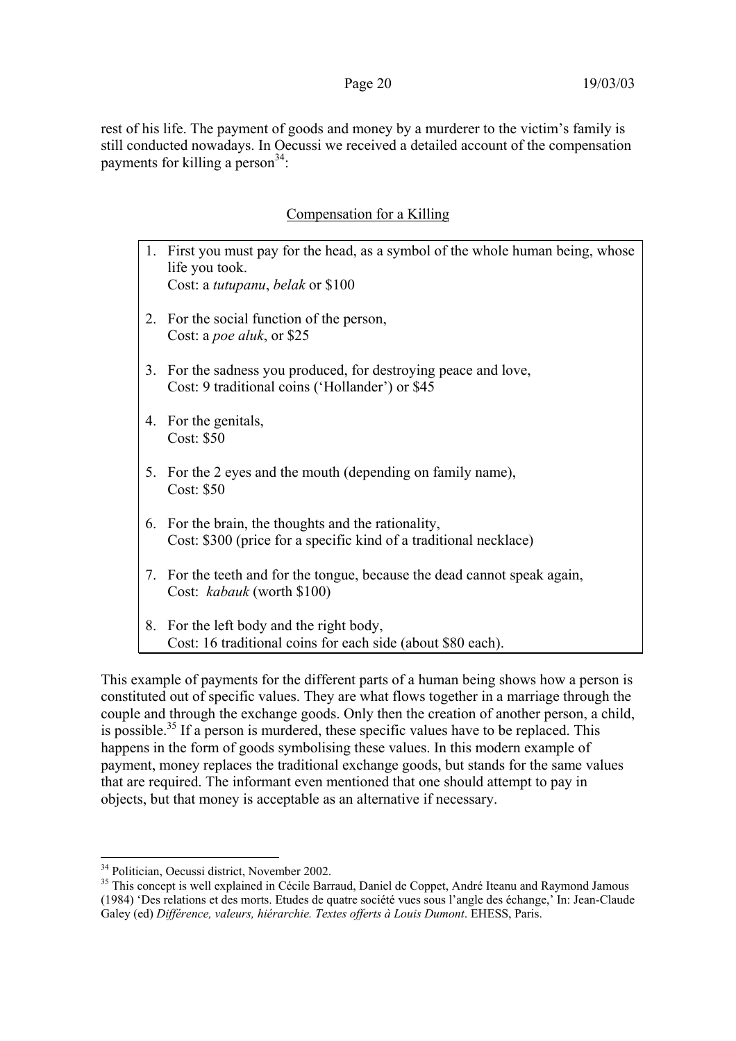rest of his life. The payment of goods and money by a murderer to the victim's family is still conducted nowadays. In Oecussi we received a detailed account of the compensation payments for killing a person[34]:

<u>Compensation for a Killing</u>

1. First you must pay for the head, as a symbol of the whole human being, whose life you took.
   Cost: a *tutupanu*, *belak* or $100

2. For the social function of the person,
   Cost: a *poe aluk*, or $25

3. For the sadness you produced, for destroying peace and love,
   Cost: 9 traditional coins ('Hollander') or $45

4. For the genitals,
   Cost: $50

5. For the 2 eyes and the mouth (depending on family name),
   Cost: $50

6. For the brain, the thoughts and the rationality,
   Cost: $300 (price for a specific kind of a traditional necklace)

7. For the teeth and for the tongue, because the dead cannot speak again,
   Cost: *kabauk* (worth $100)

8. For the left body and the right body,
   Cost: 16 traditional coins for each side (about $80 each).

This example of payments for the different parts of a human being shows how a person is constituted out of specific values. They are what flows together in a marriage through the couple and through the exchange goods. Only then the creation of another person, a child, is possible.[35] If a person is murdered, these specific values have to be replaced. This happens in the form of goods symbolising these values. In this modern example of payment, money replaces the traditional exchange goods, but stands for the same values that are required. The informant even mentioned that one should attempt to pay in objects, but that money is acceptable as an alternative if necessary.

---

[34] Politician, Oecussi district, November 2002.

[35] This concept is well explained in Cécile Barraud, Daniel de Coppet, André Iteanu and Raymond Jamous (1984) 'Des relations et des morts. Etudes de quatre société vues sous l'angle des échange,' In: Jean-Claude Galey (ed) *Différence, valeurs, hiérarchie. Textes offerts à Louis Dumont*. EHESS, Paris.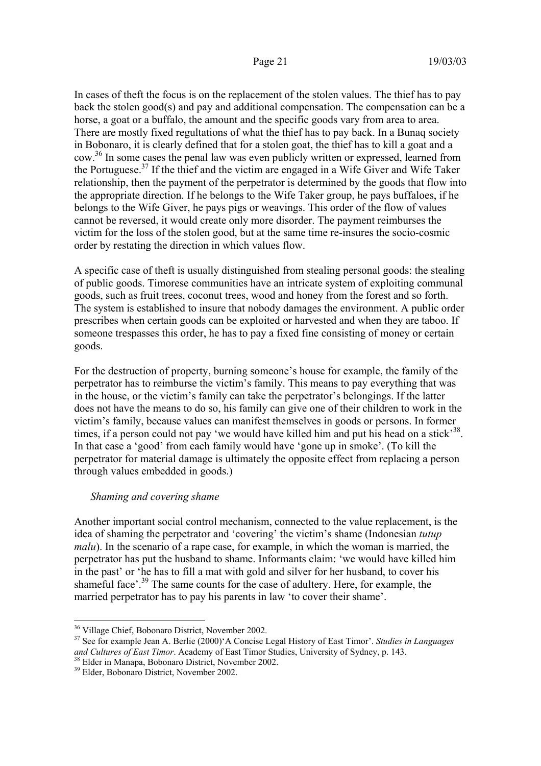In cases of theft the focus is on the replacement of the stolen values. The thief has to pay back the stolen good(s) and pay and additional compensation. The compensation can be a horse, a goat or a buffalo, the amount and the specific goods vary from area to area. There are mostly fixed regultations of what the thief has to pay back. In a Bunaq society in Bobonaro, it is clearly defined that for a stolen goat, the thief has to kill a goat and a cow.[36] In some cases the penal law was even publicly written or expressed, learned from the Portuguese.[37] If the thief and the victim are engaged in a Wife Giver and Wife Taker relationship, then the payment of the perpetrator is determined by the goods that flow into the appropriate direction. If he belongs to the Wife Taker group, he pays buffaloes, if he belongs to the Wife Giver, he pays pigs or weavings. This order of the flow of values cannot be reversed, it would create only more disorder. The payment reimburses the victim for the loss of the stolen good, but at the same time re-insures the socio-cosmic order by restating the direction in which values flow.

A specific case of theft is usually distinguished from stealing personal goods: the stealing of public goods. Timorese communities have an intricate system of exploiting communal goods, such as fruit trees, coconut trees, wood and honey from the forest and so forth. The system is established to insure that nobody damages the environment. A public order prescribes when certain goods can be exploited or harvested and when they are taboo. If someone trespasses this order, he has to pay a fixed fine consisting of money or certain goods.

For the destruction of property, burning someone's house for example, the family of the perpetrator has to reimburse the victim's family. This means to pay everything that was in the house, or the victim's family can take the perpetrator's belongings. If the latter does not have the means to do so, his family can give one of their children to work in the victim's family, because values can manifest themselves in goods or persons. In former times, if a person could not pay 'we would have killed him and put his head on a stick'[38]. In that case a 'good' from each family would have 'gone up in smoke'. (To kill the perpetrator for material damage is ultimately the opposite effect from replacing a person through values embedded in goods.)

*Shaming and covering shame*

Another important social control mechanism, connected to the value replacement, is the idea of shaming the perpetrator and 'covering' the victim's shame (Indonesian *tutup malu*). In the scenario of a rape case, for example, in which the woman is married, the perpetrator has put the husband to shame. Informants claim: 'we would have killed him in the past' or 'he has to fill a mat with gold and silver for her husband, to cover his shameful face'.[39] The same counts for the case of adultery. Here, for example, the married perpetrator has to pay his parents in law 'to cover their shame'.

---

[36] Village Chief, Bobonaro District, November 2002.

[37] See for example Jean A. Berlie (2000)'A Concise Legal History of East Timor'. *Studies in Languages and Cultures of East Timor*. Academy of East Timor Studies, University of Sydney, p. 143.

[38] Elder in Manapa, Bobonaro District, November 2002.

[39] Elder, Bobonaro District, November 2002.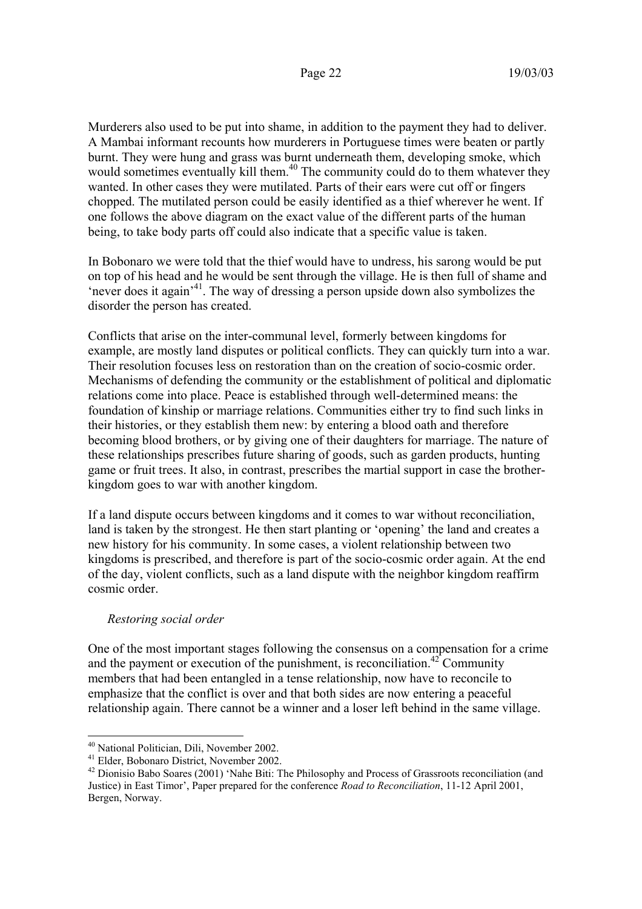Murderers also used to be put into shame, in addition to the payment they had to deliver. A Mambai informant recounts how murderers in Portuguese times were beaten or partly burnt. They were hung and grass was burnt underneath them, developing smoke, which would sometimes eventually kill them.[40] The community could do to them whatever they wanted. In other cases they were mutilated. Parts of their ears were cut off or fingers chopped. The mutilated person could be easily identified as a thief wherever he went. If one follows the above diagram on the exact value of the different parts of the human being, to take body parts off could also indicate that a specific value is taken.

In Bobonaro we were told that the thief would have to undress, his sarong would be put on top of his head and he would be sent through the village. He is then full of shame and 'never does it again'[41]. The way of dressing a person upside down also symbolizes the disorder the person has created.

Conflicts that arise on the inter-communal level, formerly between kingdoms for example, are mostly land disputes or political conflicts. They can quickly turn into a war. Their resolution focuses less on restoration than on the creation of socio-cosmic order. Mechanisms of defending the community or the establishment of political and diplomatic relations come into place. Peace is established through well-determined means: the foundation of kinship or marriage relations. Communities either try to find such links in their histories, or they establish them new: by entering a blood oath and therefore becoming blood brothers, or by giving one of their daughters for marriage. The nature of these relationships prescribes future sharing of goods, such as garden products, hunting game or fruit trees. It also, in contrast, prescribes the martial support in case the brother-kingdom goes to war with another kingdom.

If a land dispute occurs between kingdoms and it comes to war without reconciliation, land is taken by the strongest. He then start planting or 'opening' the land and creates a new history for his community. In some cases, a violent relationship between two kingdoms is prescribed, and therefore is part of the socio-cosmic order again. At the end of the day, violent conflicts, such as a land dispute with the neighbor kingdom reaffirm cosmic order.

*Restoring social order*

One of the most important stages following the consensus on a compensation for a crime and the payment or execution of the punishment, is reconciliation.[42] Community members that had been entangled in a tense relationship, now have to reconcile to emphasize that the conflict is over and that both sides are now entering a peaceful relationship again. There cannot be a winner and a loser left behind in the same village.

---

[40] National Politician, Dili, November 2002.

[41] Elder, Bobonaro District, November 2002.

[42] Dionisio Babo Soares (2001) 'Nahe Biti: The Philosophy and Process of Grassroots reconciliation (and Justice) in East Timor', Paper prepared for the conference *Road to Reconciliation*, 11-12 April 2001, Bergen, Norway.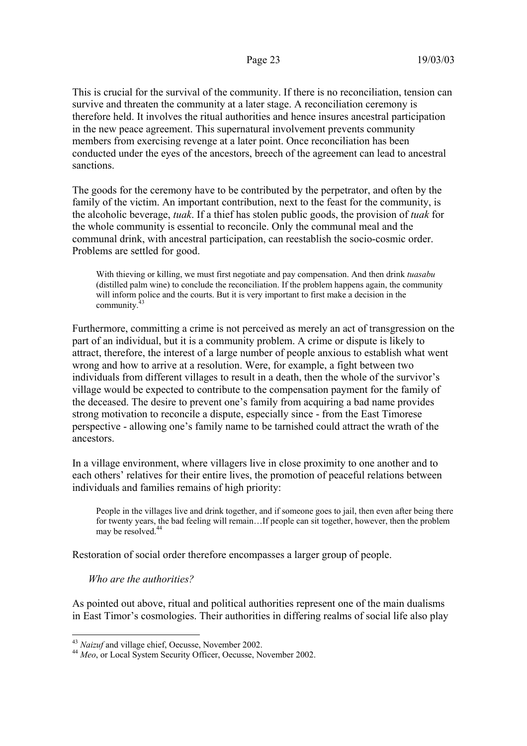This is crucial for the survival of the community. If there is no reconciliation, tension can survive and threaten the community at a later stage. A reconciliation ceremony is therefore held. It involves the ritual authorities and hence insures ancestral participation in the new peace agreement. This supernatural involvement prevents community members from exercising revenge at a later point. Once reconciliation has been conducted under the eyes of the ancestors, breech of the agreement can lead to ancestral sanctions.

The goods for the ceremony have to be contributed by the perpetrator, and often by the family of the victim. An important contribution, next to the feast for the community, is the alcoholic beverage, *tuak*. If a thief has stolen public goods, the provision of *tuak* for the whole community is essential to reconcile. Only the communal meal and the communal drink, with ancestral participation, can reestablish the socio-cosmic order. Problems are settled for good.

> With thieving or killing, we must first negotiate and pay compensation. And then drink *tuasabu* (distilled palm wine) to conclude the reconciliation. If the problem happens again, the community will inform police and the courts. But it is very important to first make a decision in the community.[43]

Furthermore, committing a crime is not perceived as merely an act of transgression on the part of an individual, but it is a community problem. A crime or dispute is likely to attract, therefore, the interest of a large number of people anxious to establish what went wrong and how to arrive at a resolution. Were, for example, a fight between two individuals from different villages to result in a death, then the whole of the survivor's village would be expected to contribute to the compensation payment for the family of the deceased. The desire to prevent one's family from acquiring a bad name provides strong motivation to reconcile a dispute, especially since - from the East Timorese perspective - allowing one's family name to be tarnished could attract the wrath of the ancestors.

In a village environment, where villagers live in close proximity to one another and to each others' relatives for their entire lives, the promotion of peaceful relations between individuals and families remains of high priority:

> People in the villages live and drink together, and if someone goes to jail, then even after being there for twenty years, the bad feeling will remain…If people can sit together, however, then the problem may be resolved.[44]

Restoration of social order therefore encompasses a larger group of people.

### *Who are the authorities?*

As pointed out above, ritual and political authorities represent one of the main dualisms in East Timor's cosmologies. Their authorities in differing realms of social life also play

---

[43] *Naizuf* and village chief, Oecusse, November 2002.

[44] *Meo*, or Local System Security Officer, Oecusse, November 2002.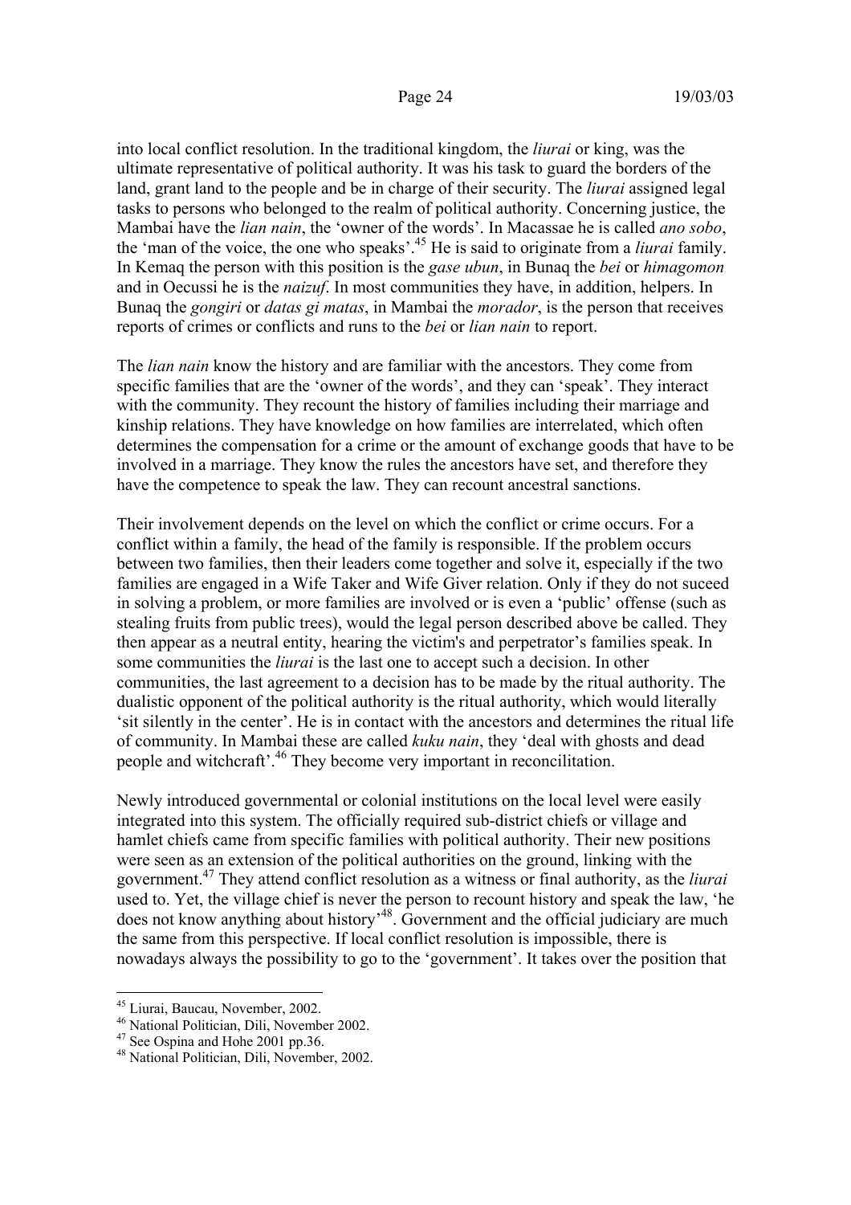into local conflict resolution. In the traditional kingdom, the *liurai* or king, was the ultimate representative of political authority. It was his task to guard the borders of the land, grant land to the people and be in charge of their security. The *liurai* assigned legal tasks to persons who belonged to the realm of political authority. Concerning justice, the Mambai have the *lian nain*, the 'owner of the words'. In Macassae he is called *ano sobo*, the 'man of the voice, the one who speaks'.[45] He is said to originate from a *liurai* family. In Kemaq the person with this position is the *gase ubun*, in Bunaq the *bei* or *himagomon* and in Oecussi he is the *naizuf*. In most communities they have, in addition, helpers. In Bunaq the *gongiri* or *datas gi matas*, in Mambai the *morador*, is the person that receives reports of crimes or conflicts and runs to the *bei* or *lian nain* to report.

The *lian nain* know the history and are familiar with the ancestors. They come from specific families that are the 'owner of the words', and they can 'speak'. They interact with the community. They recount the history of families including their marriage and kinship relations. They have knowledge on how families are interrelated, which often determines the compensation for a crime or the amount of exchange goods that have to be involved in a marriage. They know the rules the ancestors have set, and therefore they have the competence to speak the law. They can recount ancestral sanctions.

Their involvement depends on the level on which the conflict or crime occurs. For a conflict within a family, the head of the family is responsible. If the problem occurs between two families, then their leaders come together and solve it, especially if the two families are engaged in a Wife Taker and Wife Giver relation. Only if they do not suceed in solving a problem, or more families are involved or is even a 'public' offense (such as stealing fruits from public trees), would the legal person described above be called. They then appear as a neutral entity, hearing the victim's and perpetrator's families speak. In some communities the *liurai* is the last one to accept such a decision. In other communities, the last agreement to a decision has to be made by the ritual authority. The dualistic opponent of the political authority is the ritual authority, which would literally 'sit silently in the center'. He is in contact with the ancestors and determines the ritual life of community. In Mambai these are called *kuku nain*, they 'deal with ghosts and dead people and witchcraft'.[46] They become very important in reconcilitation.

Newly introduced governmental or colonial institutions on the local level were easily integrated into this system. The officially required sub-district chiefs or village and hamlet chiefs came from specific families with political authority. Their new positions were seen as an extension of the political authorities on the ground, linking with the government.[47] They attend conflict resolution as a witness or final authority, as the *liurai* used to. Yet, the village chief is never the person to recount history and speak the law, 'he does not know anything about history'[48]. Government and the official judiciary are much the same from this perspective. If local conflict resolution is impossible, there is nowadays always the possibility to go to the 'government'. It takes over the position that

[45] Liurai, Baucau, November, 2002.

[46] National Politician, Dili, November 2002.

[47] See Ospina and Hohe 2001 pp.36.

[48] National Politician, Dili, November, 2002.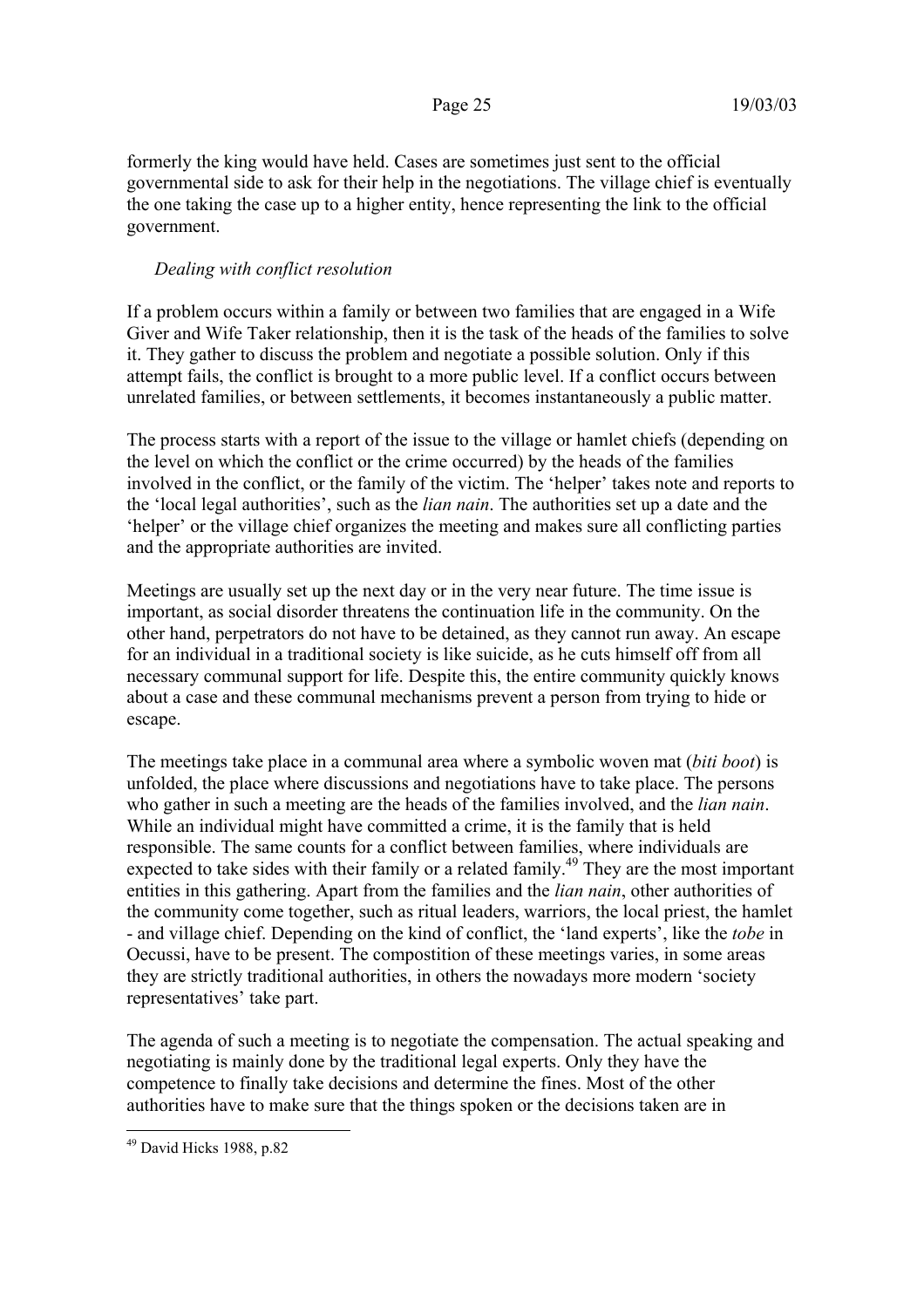formerly the king would have held. Cases are sometimes just sent to the official governmental side to ask for their help in the negotiations. The village chief is eventually the one taking the case up to a higher entity, hence representing the link to the official government.

### *Dealing with conflict resolution*

If a problem occurs within a family or between two families that are engaged in a Wife Giver and Wife Taker relationship, then it is the task of the heads of the families to solve it. They gather to discuss the problem and negotiate a possible solution. Only if this attempt fails, the conflict is brought to a more public level. If a conflict occurs between unrelated families, or between settlements, it becomes instantaneously a public matter.

The process starts with a report of the issue to the village or hamlet chiefs (depending on the level on which the conflict or the crime occurred) by the heads of the families involved in the conflict, or the family of the victim. The 'helper' takes note and reports to the 'local legal authorities', such as the *lian nain*. The authorities set up a date and the 'helper' or the village chief organizes the meeting and makes sure all conflicting parties and the appropriate authorities are invited.

Meetings are usually set up the next day or in the very near future. The time issue is important, as social disorder threatens the continuation life in the community. On the other hand, perpetrators do not have to be detained, as they cannot run away. An escape for an individual in a traditional society is like suicide, as he cuts himself off from all necessary communal support for life. Despite this, the entire community quickly knows about a case and these communal mechanisms prevent a person from trying to hide or escape.

The meetings take place in a communal area where a symbolic woven mat (*biti boot*) is unfolded, the place where discussions and negotiations have to take place. The persons who gather in such a meeting are the heads of the families involved, and the *lian nain*. While an individual might have committed a crime, it is the family that is held responsible. The same counts for a conflict between families, where individuals are expected to take sides with their family or a related family.[49] They are the most important entities in this gathering. Apart from the families and the *lian nain*, other authorities of the community come together, such as ritual leaders, warriors, the local priest, the hamlet - and village chief. Depending on the kind of conflict, the 'land experts', like the *tobe* in Oecussi, have to be present. The compostition of these meetings varies, in some areas they are strictly traditional authorities, in others the nowadays more modern 'society representatives' take part.

The agenda of such a meeting is to negotiate the compensation. The actual speaking and negotiating is mainly done by the traditional legal experts. Only they have the competence to finally take decisions and determine the fines. Most of the other authorities have to make sure that the things spoken or the decisions taken are in

[49] David Hicks 1988, p.82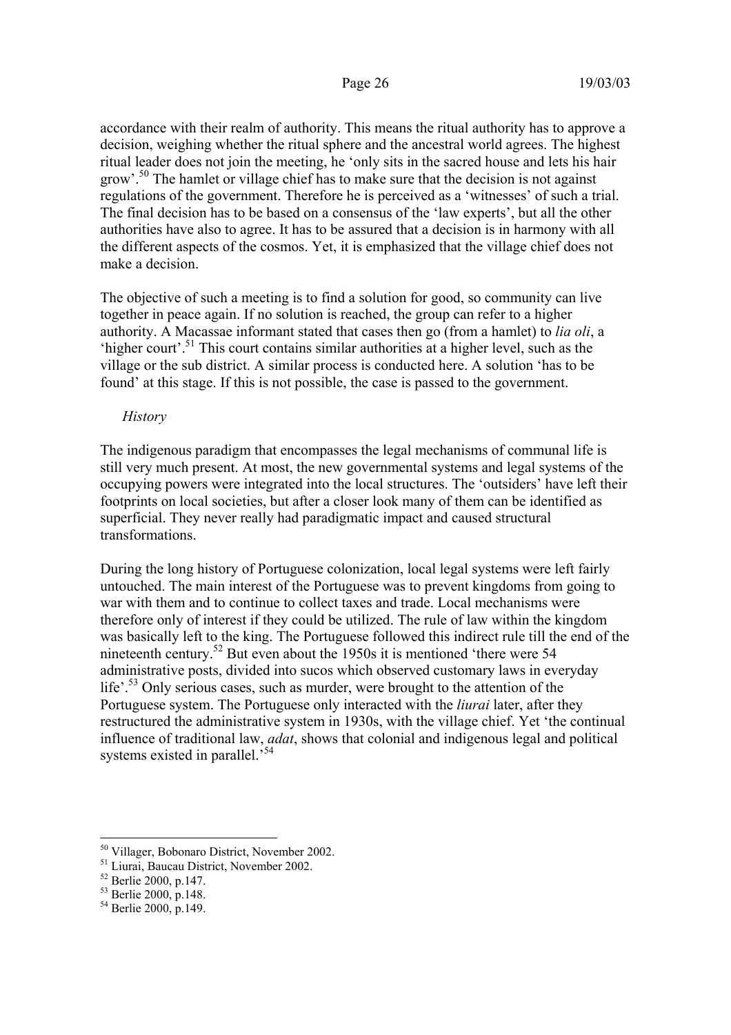accordance with their realm of authority. This means the ritual authority has to approve a decision, weighing whether the ritual sphere and the ancestral world agrees. The highest ritual leader does not join the meeting, he 'only sits in the sacred house and lets his hair grow'.[50] The hamlet or village chief has to make sure that the decision is not against regulations of the government. Therefore he is perceived as a 'witnesses' of such a trial. The final decision has to be based on a consensus of the 'law experts', but all the other authorities have also to agree. It has to be assured that a decision is in harmony with all the different aspects of the cosmos. Yet, it is emphasized that the village chief does not make a decision.

The objective of such a meeting is to find a solution for good, so community can live together in peace again. If no solution is reached, the group can refer to a higher authority. A Macassae informant stated that cases then go (from a hamlet) to *lia oli*, a 'higher court'.[51] This court contains similar authorities at a higher level, such as the village or the sub district. A similar process is conducted here. A solution 'has to be found' at this stage. If this is not possible, the case is passed to the government.

### *History*

The indigenous paradigm that encompasses the legal mechanisms of communal life is still very much present. At most, the new governmental systems and legal systems of the occupying powers were integrated into the local structures. The 'outsiders' have left their footprints on local societies, but after a closer look many of them can be identified as superficial. They never really had paradigmatic impact and caused structural transformations.

During the long history of Portuguese colonization, local legal systems were left fairly untouched. The main interest of the Portuguese was to prevent kingdoms from going to war with them and to continue to collect taxes and trade. Local mechanisms were therefore only of interest if they could be utilized. The rule of law within the kingdom was basically left to the king. The Portuguese followed this indirect rule till the end of the nineteenth century.[52] But even about the 1950s it is mentioned 'there were 54 administrative posts, divided into sucos which observed customary laws in everyday life'.[53] Only serious cases, such as murder, were brought to the attention of the Portuguese system. The Portuguese only interacted with the *liurai* later, after they restructured the administrative system in 1930s, with the village chief. Yet 'the continual influence of traditional law, *adat*, shows that colonial and indigenous legal and political systems existed in parallel.'[54]

---

[50] Villager, Bobonaro District, November 2002.
[51] Liurai, Baucau District, November 2002.
[52] Berlie 2000, p.147.
[53] Berlie 2000, p.148.
[54] Berlie 2000, p.149.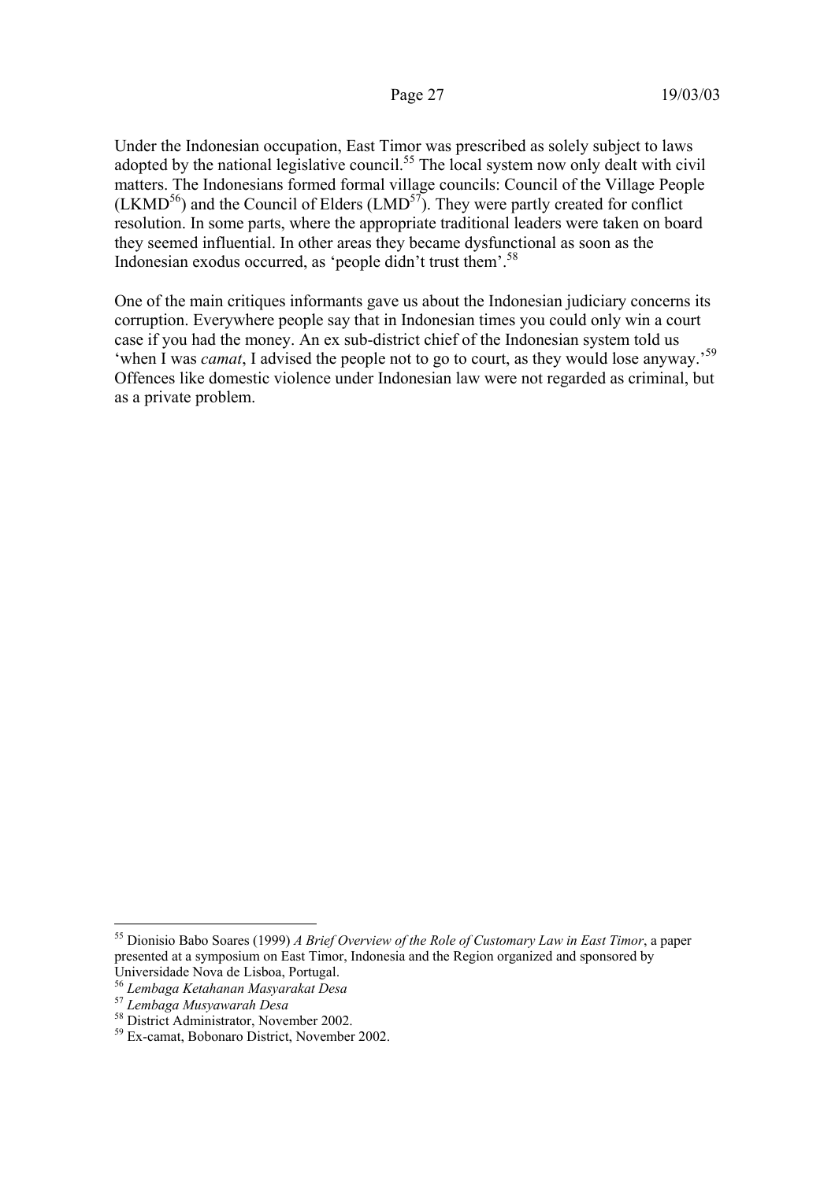Under the Indonesian occupation, East Timor was prescribed as solely subject to laws adopted by the national legislative council.[55] The local system now only dealt with civil matters. The Indonesians formed formal village councils: Council of the Village People (LKMD[56]) and the Council of Elders (LMD[57]). They were partly created for conflict resolution. In some parts, where the appropriate traditional leaders were taken on board they seemed influential. In other areas they became dysfunctional as soon as the Indonesian exodus occurred, as 'people didn't trust them'.[58]

One of the main critiques informants gave us about the Indonesian judiciary concerns its corruption. Everywhere people say that in Indonesian times you could only win a court case if you had the money. An ex sub-district chief of the Indonesian system told us 'when I was *camat*, I advised the people not to go to court, as they would lose anyway.'[59] Offences like domestic violence under Indonesian law were not regarded as criminal, but as a private problem.

---

[55] Dionisio Babo Soares (1999) *A Brief Overview of the Role of Customary Law in East Timor*, a paper presented at a symposium on East Timor, Indonesia and the Region organized and sponsored by Universidade Nova de Lisboa, Portugal.

[56] *Lembaga Ketahanan Masyarakat Desa*

[57] *Lembaga Musyawarah Desa*

[58] District Administrator, November 2002.

[59] Ex-camat, Bobonaro District, November 2002.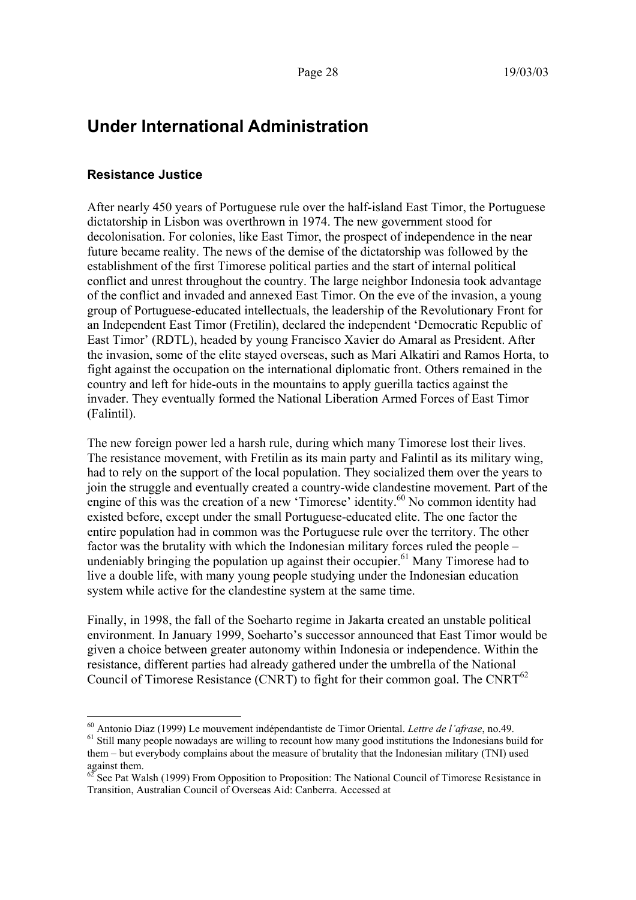# Under International Administration

### Resistance Justice

After nearly 450 years of Portuguese rule over the half-island East Timor, the Portuguese dictatorship in Lisbon was overthrown in 1974. The new government stood for decolonisation. For colonies, like East Timor, the prospect of independence in the near future became reality. The news of the demise of the dictatorship was followed by the establishment of the first Timorese political parties and the start of internal political conflict and unrest throughout the country. The large neighbor Indonesia took advantage of the conflict and invaded and annexed East Timor. On the eve of the invasion, a young group of Portuguese-educated intellectuals, the leadership of the Revolutionary Front for an Independent East Timor (Fretilin), declared the independent 'Democratic Republic of East Timor' (RDTL), headed by young Francisco Xavier do Amaral as President. After the invasion, some of the elite stayed overseas, such as Mari Alkatiri and Ramos Horta, to fight against the occupation on the international diplomatic front. Others remained in the country and left for hide-outs in the mountains to apply guerilla tactics against the invader. They eventually formed the National Liberation Armed Forces of East Timor (Falintil).

The new foreign power led a harsh rule, during which many Timorese lost their lives. The resistance movement, with Fretilin as its main party and Falintil as its military wing, had to rely on the support of the local population. They socialized them over the years to join the struggle and eventually created a country-wide clandestine movement. Part of the engine of this was the creation of a new 'Timorese' identity.[60] No common identity had existed before, except under the small Portuguese-educated elite. The one factor the entire population had in common was the Portuguese rule over the territory. The other factor was the brutality with which the Indonesian military forces ruled the people – undeniably bringing the population up against their occupier.[61] Many Timorese had to live a double life, with many young people studying under the Indonesian education system while active for the clandestine system at the same time.

Finally, in 1998, the fall of the Soeharto regime in Jakarta created an unstable political environment. In January 1999, Soeharto's successor announced that East Timor would be given a choice between greater autonomy within Indonesia or independence. Within the resistance, different parties had already gathered under the umbrella of the National Council of Timorese Resistance (CNRT) to fight for their common goal. The CNRT[62]

---

[60] Antonio Diaz (1999) Le mouvement indépendantiste de Timor Oriental. *Lettre de l'afrase*, no.49.

[61] Still many people nowadays are willing to recount how many good institutions the Indonesians build for them – but everybody complains about the measure of brutality that the Indonesian military (TNI) used against them.

[62] See Pat Walsh (1999) From Opposition to Proposition: The National Council of Timorese Resistance in Transition, Australian Council of Overseas Aid: Canberra. Accessed at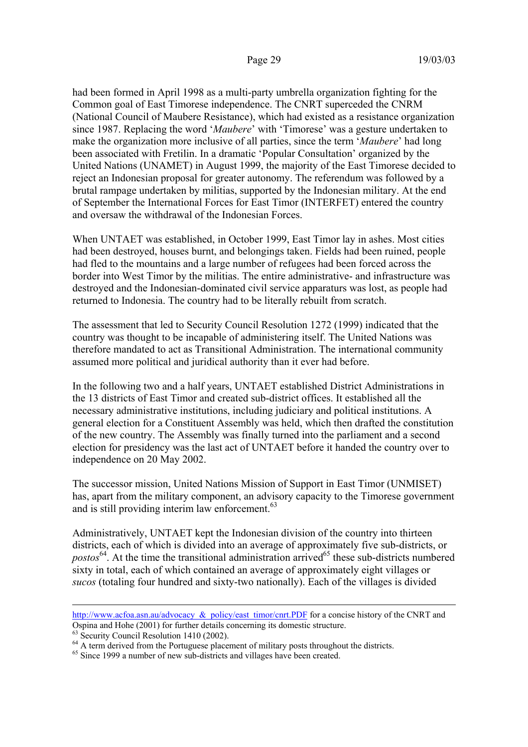had been formed in April 1998 as a multi-party umbrella organization fighting for the Common goal of East Timorese independence. The CNRT superceded the CNRM (National Council of Maubere Resistance), which had existed as a resistance organization since 1987. Replacing the word '*Maubere*' with 'Timorese' was a gesture undertaken to make the organization more inclusive of all parties, since the term '*Maubere*' had long been associated with Fretilin. In a dramatic 'Popular Consultation' organized by the United Nations (UNAMET) in August 1999, the majority of the East Timorese decided to reject an Indonesian proposal for greater autonomy. The referendum was followed by a brutal rampage undertaken by militias, supported by the Indonesian military. At the end of September the International Forces for East Timor (INTERFET) entered the country and oversaw the withdrawal of the Indonesian Forces.

When UNTAET was established, in October 1999, East Timor lay in ashes. Most cities had been destroyed, houses burnt, and belongings taken. Fields had been ruined, people had fled to the mountains and a large number of refugees had been forced across the border into West Timor by the militias. The entire administrative- and infrastructure was destroyed and the Indonesian-dominated civil service apparaturs was lost, as people had returned to Indonesia. The country had to be literally rebuilt from scratch.

The assessment that led to Security Council Resolution 1272 (1999) indicated that the country was thought to be incapable of administering itself. The United Nations was therefore mandated to act as Transitional Administration. The international community assumed more political and juridical authority than it ever had before.

In the following two and a half years, UNTAET established District Administrations in the 13 districts of East Timor and created sub-district offices. It established all the necessary administrative institutions, including judiciary and political institutions. A general election for a Constituent Assembly was held, which then drafted the constitution of the new country. The Assembly was finally turned into the parliament and a second election for presidency was the last act of UNTAET before it handed the country over to independence on 20 May 2002.

The successor mission, United Nations Mission of Support in East Timor (UNMISET) has, apart from the military component, an advisory capacity to the Timorese government and is still providing interim law enforcement.[63]

Administratively, UNTAET kept the Indonesian division of the country into thirteen districts, each of which is divided into an average of approximately five sub-districts, or *postos*[64]. At the time the transitional administration arrived[65] these sub-districts numbered sixty in total, each of which contained an average of approximately eight villages or *sucos* (totaling four hundred and sixty-two nationally). Each of the villages is divided

---

http://www.acfoa.asn.au/advocacy_&_policy/east_timor/cnrt.PDF for a concise history of the CNRT and Ospina and Hohe (2001) for further details concerning its domestic structure.

[63] Security Council Resolution 1410 (2002).

[64] A term derived from the Portuguese placement of military posts throughout the districts.

[65] Since 1999 a number of new sub-districts and villages have been created.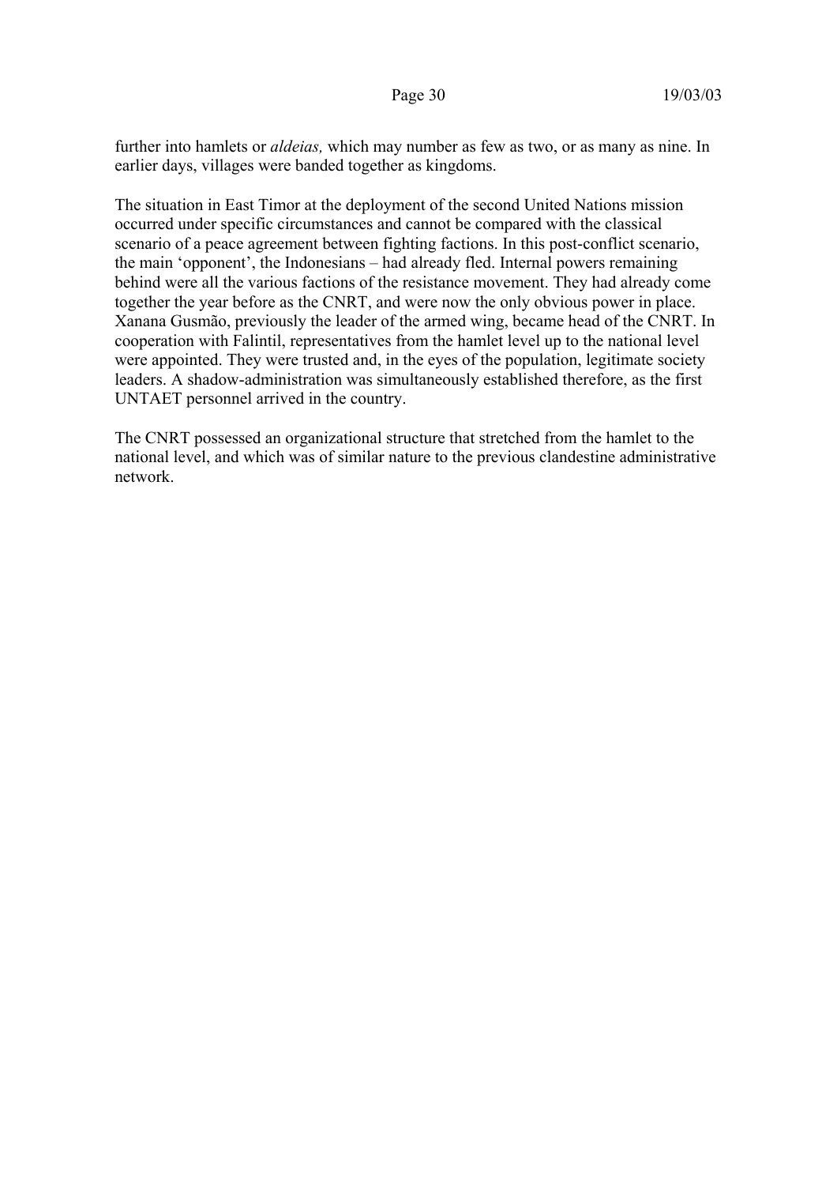further into hamlets or *aldeias,* which may number as few as two, or as many as nine. In earlier days, villages were banded together as kingdoms.

The situation in East Timor at the deployment of the second United Nations mission occurred under specific circumstances and cannot be compared with the classical scenario of a peace agreement between fighting factions. In this post-conflict scenario, the main 'opponent', the Indonesians – had already fled. Internal powers remaining behind were all the various factions of the resistance movement. They had already come together the year before as the CNRT, and were now the only obvious power in place. Xanana Gusmão, previously the leader of the armed wing, became head of the CNRT. In cooperation with Falintil, representatives from the hamlet level up to the national level were appointed. They were trusted and, in the eyes of the population, legitimate society leaders. A shadow-administration was simultaneously established therefore, as the first UNTAET personnel arrived in the country.

The CNRT possessed an organizational structure that stretched from the hamlet to the national level, and which was of similar nature to the previous clandestine administrative network.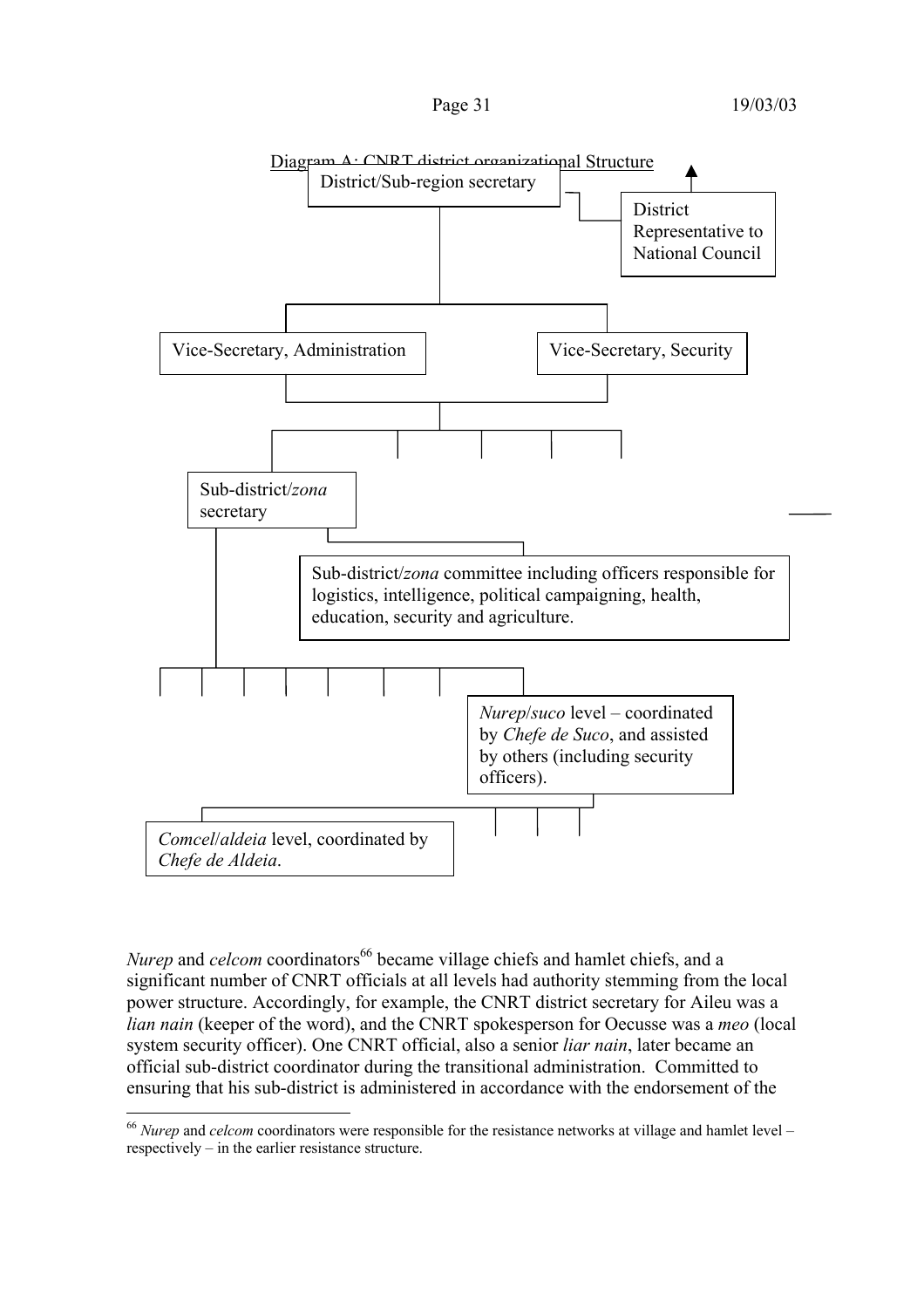Diagram A: CNRT district organizational Structure

District/Sub-region secretary

District Representative to National Council

Vice-Secretary, Administration

Vice-Secretary, Security

Sub-district/*zona* secretary

Sub-district/*zona* committee including officers responsible for logistics, intelligence, political campaigning, health, education, security and agriculture.

*Nurep*/*suco* level – coordinated by *Chefe de Suco*, and assisted by others (including security officers).

*Comcel*/*aldeia* level, coordinated by *Chefe de Aldeia*.

*Nurep* and *celcom* coordinators[66] became village chiefs and hamlet chiefs, and a significant number of CNRT officials at all levels had authority stemming from the local power structure. Accordingly, for example, the CNRT district secretary for Aileu was a *lian nain* (keeper of the word), and the CNRT spokesperson for Oecusse was a *meo* (local system security officer). One CNRT official, also a senior *liar nain*, later became an official sub-district coordinator during the transitional administration. Committed to ensuring that his sub-district is administered in accordance with the endorsement of the

[66] *Nurep* and *celcom* coordinators were responsible for the resistance networks at village and hamlet level – respectively – in the earlier resistance structure.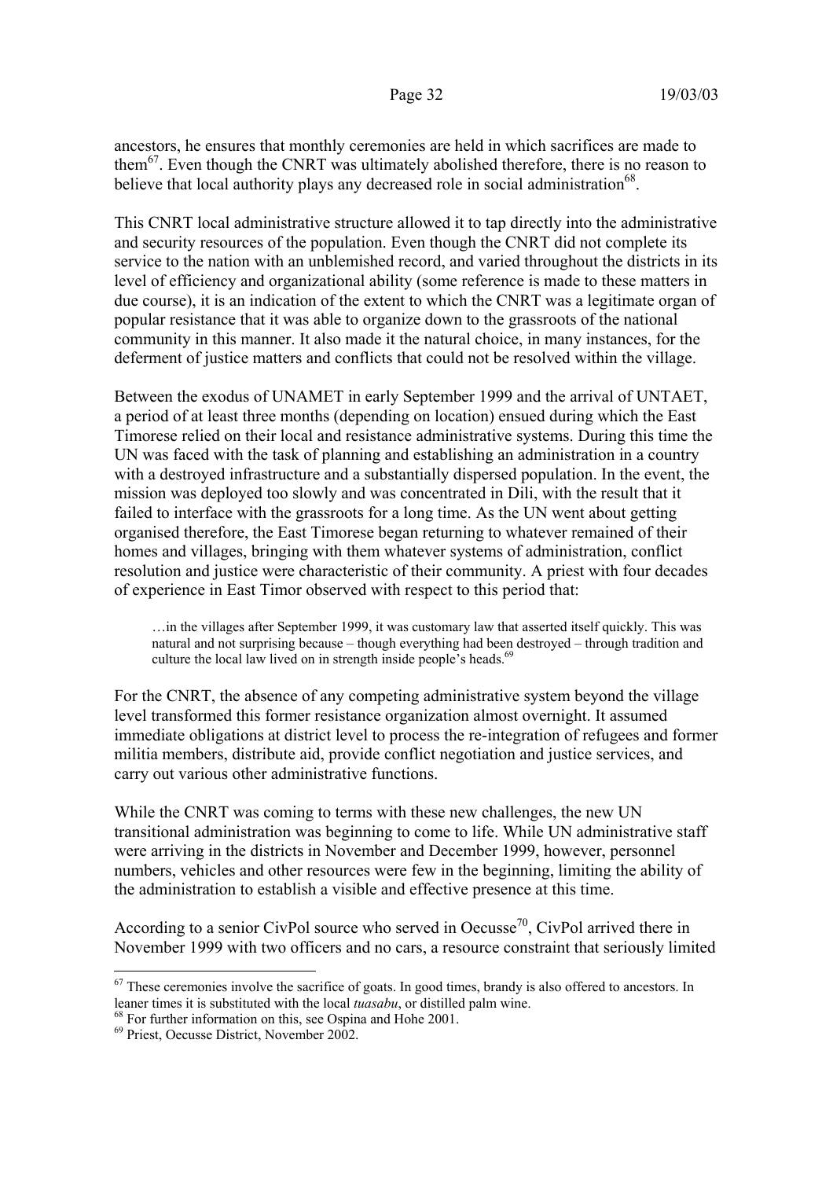ancestors, he ensures that monthly ceremonies are held in which sacrifices are made to them[67]. Even though the CNRT was ultimately abolished therefore, there is no reason to believe that local authority plays any decreased role in social administration[68].

This CNRT local administrative structure allowed it to tap directly into the administrative and security resources of the population. Even though the CNRT did not complete its service to the nation with an unblemished record, and varied throughout the districts in its level of efficiency and organizational ability (some reference is made to these matters in due course), it is an indication of the extent to which the CNRT was a legitimate organ of popular resistance that it was able to organize down to the grassroots of the national community in this manner. It also made it the natural choice, in many instances, for the deferment of justice matters and conflicts that could not be resolved within the village.

Between the exodus of UNAMET in early September 1999 and the arrival of UNTAET, a period of at least three months (depending on location) ensued during which the East Timorese relied on their local and resistance administrative systems. During this time the UN was faced with the task of planning and establishing an administration in a country with a destroyed infrastructure and a substantially dispersed population. In the event, the mission was deployed too slowly and was concentrated in Dili, with the result that it failed to interface with the grassroots for a long time. As the UN went about getting organised therefore, the East Timorese began returning to whatever remained of their homes and villages, bringing with them whatever systems of administration, conflict resolution and justice were characteristic of their community. A priest with four decades of experience in East Timor observed with respect to this period that:

> …in the villages after September 1999, it was customary law that asserted itself quickly. This was natural and not surprising because – though everything had been destroyed – through tradition and culture the local law lived on in strength inside people's heads.[69]

For the CNRT, the absence of any competing administrative system beyond the village level transformed this former resistance organization almost overnight. It assumed immediate obligations at district level to process the re-integration of refugees and former militia members, distribute aid, provide conflict negotiation and justice services, and carry out various other administrative functions.

While the CNRT was coming to terms with these new challenges, the new UN transitional administration was beginning to come to life. While UN administrative staff were arriving in the districts in November and December 1999, however, personnel numbers, vehicles and other resources were few in the beginning, limiting the ability of the administration to establish a visible and effective presence at this time.

According to a senior CivPol source who served in Oecusse[70], CivPol arrived there in November 1999 with two officers and no cars, a resource constraint that seriously limited

---

[67] These ceremonies involve the sacrifice of goats. In good times, brandy is also offered to ancestors. In leaner times it is substituted with the local *tuasabu*, or distilled palm wine.

[68] For further information on this, see Ospina and Hohe 2001.

[69] Priest, Oecusse District, November 2002.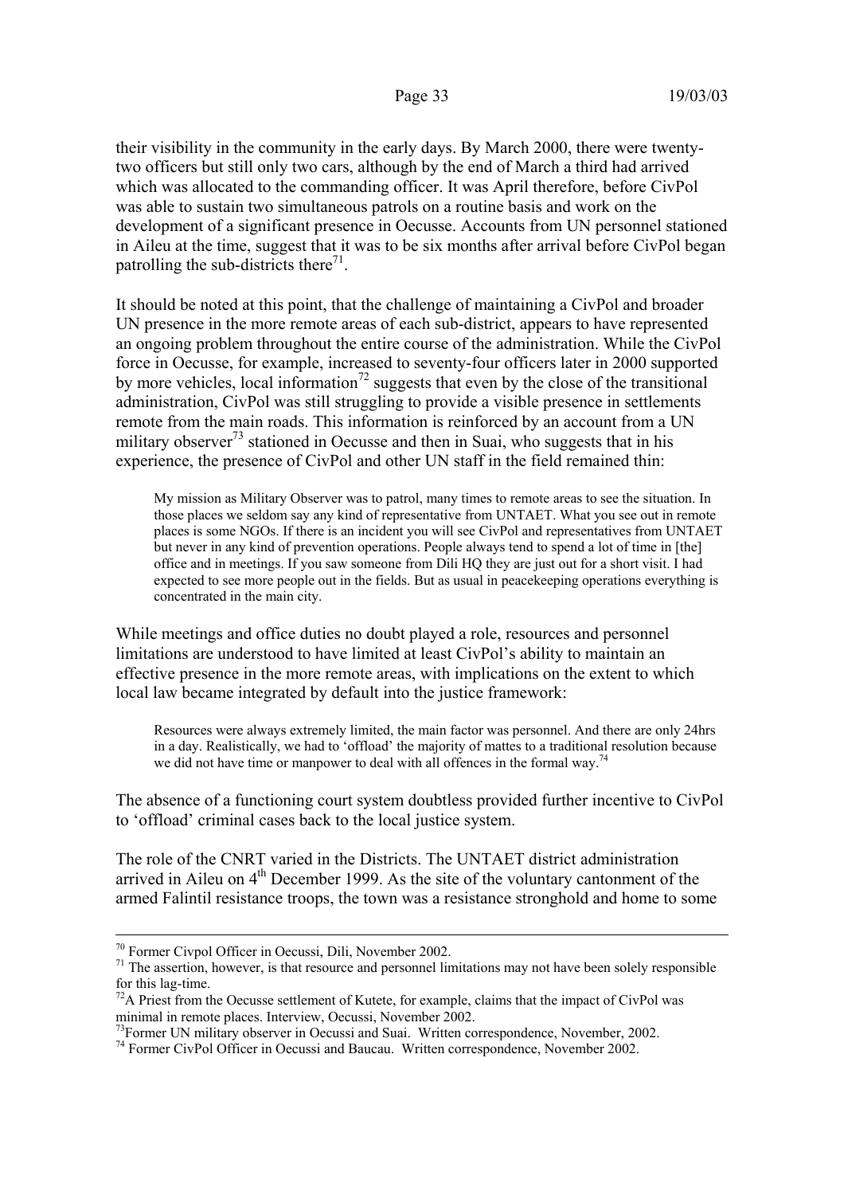their visibility in the community in the early days. By March 2000, there were twenty-two officers but still only two cars, although by the end of March a third had arrived which was allocated to the commanding officer. It was April therefore, before CivPol was able to sustain two simultaneous patrols on a routine basis and work on the development of a significant presence in Oecusse. Accounts from UN personnel stationed in Aileu at the time, suggest that it was to be six months after arrival before CivPol began patrolling the sub-districts there[71].

It should be noted at this point, that the challenge of maintaining a CivPol and broader UN presence in the more remote areas of each sub-district, appears to have represented an ongoing problem throughout the entire course of the administration. While the CivPol force in Oecusse, for example, increased to seventy-four officers later in 2000 supported by more vehicles, local information[72] suggests that even by the close of the transitional administration, CivPol was still struggling to provide a visible presence in settlements remote from the main roads. This information is reinforced by an account from a UN military observer[73] stationed in Oecusse and then in Suai, who suggests that in his experience, the presence of CivPol and other UN staff in the field remained thin:

> My mission as Military Observer was to patrol, many times to remote areas to see the situation. In those places we seldom say any kind of representative from UNTAET. What you see out in remote places is some NGOs. If there is an incident you will see CivPol and representatives from UNTAET but never in any kind of prevention operations. People always tend to spend a lot of time in [the] office and in meetings. If you saw someone from Dili HQ they are just out for a short visit. I had expected to see more people out in the fields. But as usual in peacekeeping operations everything is concentrated in the main city.

While meetings and office duties no doubt played a role, resources and personnel limitations are understood to have limited at least CivPol's ability to maintain an effective presence in the more remote areas, with implications on the extent to which local law became integrated by default into the justice framework:

> Resources were always extremely limited, the main factor was personnel. And there are only 24hrs in a day. Realistically, we had to 'offload' the majority of mattes to a traditional resolution because we did not have time or manpower to deal with all offences in the formal way.[74]

The absence of a functioning court system doubtless provided further incentive to CivPol to 'offload' criminal cases back to the local justice system.

The role of the CNRT varied in the Districts. The UNTAET district administration arrived in Aileu on 4th December 1999. As the site of the voluntary cantonment of the armed Falintil resistance troops, the town was a resistance stronghold and home to some

---

[70] Former Civpol Officer in Oecussi, Dili, November 2002.

[71] The assertion, however, is that resource and personnel limitations may not have been solely responsible for this lag-time.

[72] A Priest from the Oecusse settlement of Kutete, for example, claims that the impact of CivPol was minimal in remote places. Interview, Oecussi, November 2002.

[73] Former UN military observer in Oecussi and Suai. Written correspondence, November, 2002.

[74] Former CivPol Officer in Oecussi and Baucau. Written correspondence, November 2002.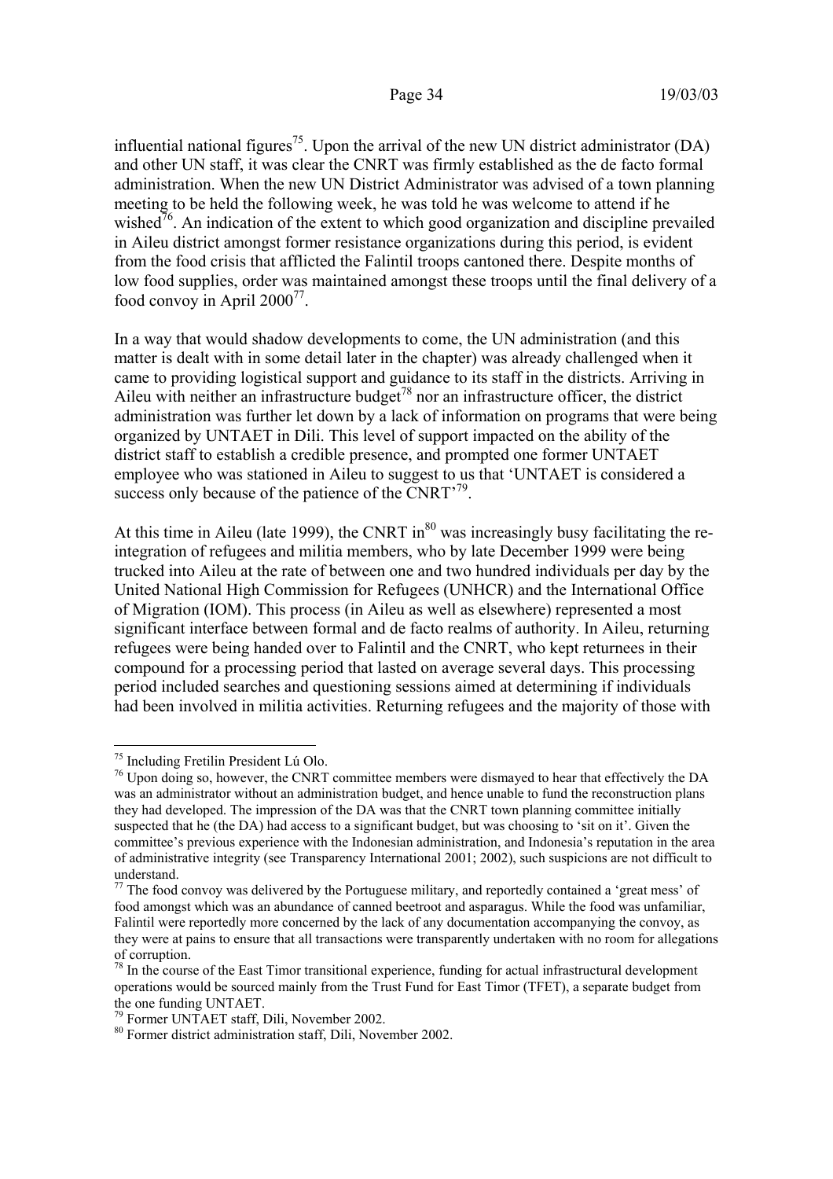influential national figures[75]. Upon the arrival of the new UN district administrator (DA) and other UN staff, it was clear the CNRT was firmly established as the de facto formal administration. When the new UN District Administrator was advised of a town planning meeting to be held the following week, he was told he was welcome to attend if he wished[76]. An indication of the extent to which good organization and discipline prevailed in Aileu district amongst former resistance organizations during this period, is evident from the food crisis that afflicted the Falintil troops cantoned there. Despite months of low food supplies, order was maintained amongst these troops until the final delivery of a food convoy in April 2000[77].

In a way that would shadow developments to come, the UN administration (and this matter is dealt with in some detail later in the chapter) was already challenged when it came to providing logistical support and guidance to its staff in the districts. Arriving in Aileu with neither an infrastructure budget[78] nor an infrastructure officer, the district administration was further let down by a lack of information on programs that were being organized by UNTAET in Dili. This level of support impacted on the ability of the district staff to establish a credible presence, and prompted one former UNTAET employee who was stationed in Aileu to suggest to us that 'UNTAET is considered a success only because of the patience of the CNRT'[79].

At this time in Aileu (late 1999), the CNRT in[80] was increasingly busy facilitating the re-integration of refugees and militia members, who by late December 1999 were being trucked into Aileu at the rate of between one and two hundred individuals per day by the United National High Commission for Refugees (UNHCR) and the International Office of Migration (IOM). This process (in Aileu as well as elsewhere) represented a most significant interface between formal and de facto realms of authority. In Aileu, returning refugees were being handed over to Falintil and the CNRT, who kept returnees in their compound for a processing period that lasted on average several days. This processing period included searches and questioning sessions aimed at determining if individuals had been involved in militia activities. Returning refugees and the majority of those with

---

[75] Including Fretilin President Lú Olo.

[76] Upon doing so, however, the CNRT committee members were dismayed to hear that effectively the DA was an administrator without an administration budget, and hence unable to fund the reconstruction plans they had developed. The impression of the DA was that the CNRT town planning committee initially suspected that he (the DA) had access to a significant budget, but was choosing to 'sit on it'. Given the committee's previous experience with the Indonesian administration, and Indonesia's reputation in the area of administrative integrity (see Transparency International 2001; 2002), such suspicions are not difficult to understand.

[77] The food convoy was delivered by the Portuguese military, and reportedly contained a 'great mess' of food amongst which was an abundance of canned beetroot and asparagus. While the food was unfamiliar, Falintil were reportedly more concerned by the lack of any documentation accompanying the convoy, as they were at pains to ensure that all transactions were transparently undertaken with no room for allegations of corruption.

[78] In the course of the East Timor transitional experience, funding for actual infrastructural development operations would be sourced mainly from the Trust Fund for East Timor (TFET), a separate budget from the one funding UNTAET.

[79] Former UNTAET staff, Dili, November 2002.

[80] Former district administration staff, Dili, November 2002.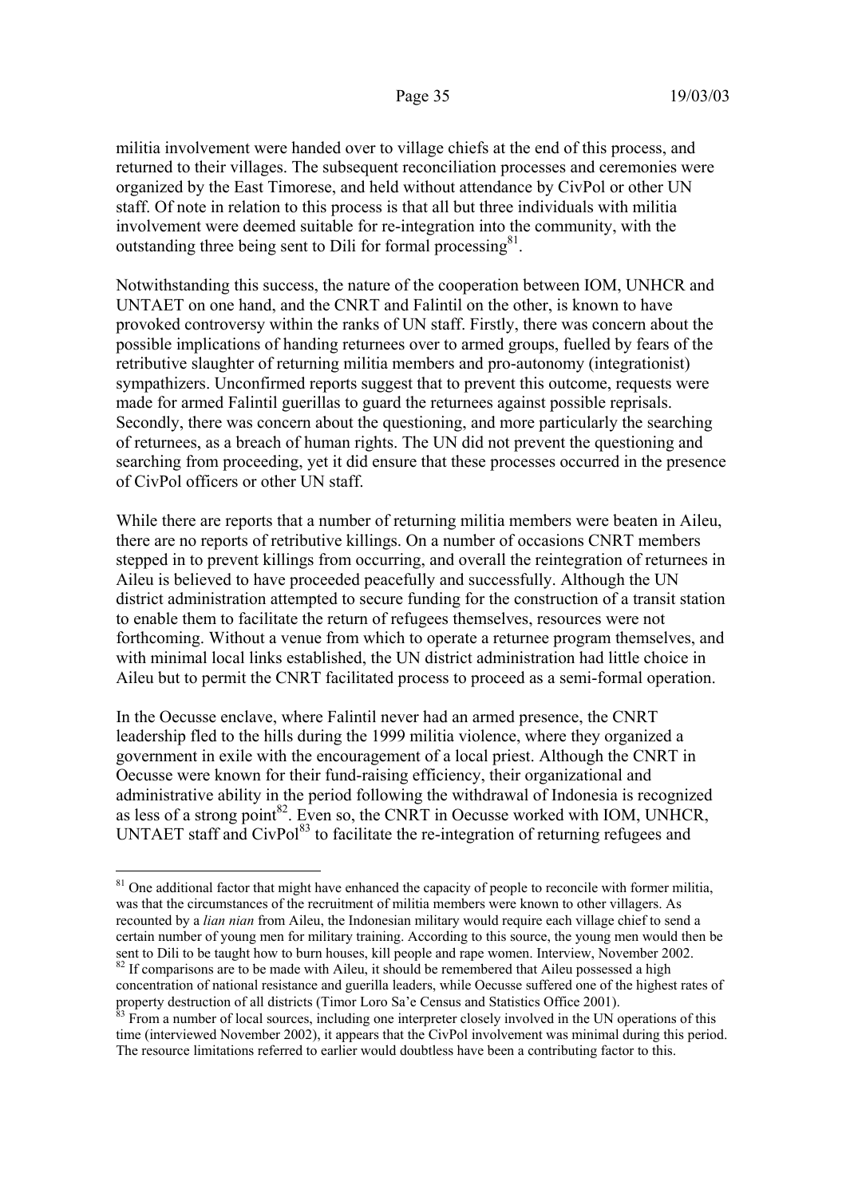militia involvement were handed over to village chiefs at the end of this process, and returned to their villages. The subsequent reconciliation processes and ceremonies were organized by the East Timorese, and held without attendance by CivPol or other UN staff. Of note in relation to this process is that all but three individuals with militia involvement were deemed suitable for re-integration into the community, with the outstanding three being sent to Dili for formal processing[81].

Notwithstanding this success, the nature of the cooperation between IOM, UNHCR and UNTAET on one hand, and the CNRT and Falintil on the other, is known to have provoked controversy within the ranks of UN staff. Firstly, there was concern about the possible implications of handing returnees over to armed groups, fuelled by fears of the retributive slaughter of returning militia members and pro-autonomy (integrationist) sympathizers. Unconfirmed reports suggest that to prevent this outcome, requests were made for armed Falintil guerillas to guard the returnees against possible reprisals. Secondly, there was concern about the questioning, and more particularly the searching of returnees, as a breach of human rights. The UN did not prevent the questioning and searching from proceeding, yet it did ensure that these processes occurred in the presence of CivPol officers or other UN staff.

While there are reports that a number of returning militia members were beaten in Aileu, there are no reports of retributive killings. On a number of occasions CNRT members stepped in to prevent killings from occurring, and overall the reintegration of returnees in Aileu is believed to have proceeded peacefully and successfully. Although the UN district administration attempted to secure funding for the construction of a transit station to enable them to facilitate the return of refugees themselves, resources were not forthcoming. Without a venue from which to operate a returnee program themselves, and with minimal local links established, the UN district administration had little choice in Aileu but to permit the CNRT facilitated process to proceed as a semi-formal operation.

In the Oecusse enclave, where Falintil never had an armed presence, the CNRT leadership fled to the hills during the 1999 militia violence, where they organized a government in exile with the encouragement of a local priest. Although the CNRT in Oecusse were known for their fund-raising efficiency, their organizational and administrative ability in the period following the withdrawal of Indonesia is recognized as less of a strong point[82]. Even so, the CNRT in Oecusse worked with IOM, UNHCR, UNTAET staff and CivPol[83] to facilitate the re-integration of returning refugees and

---

[81] One additional factor that might have enhanced the capacity of people to reconcile with former militia, was that the circumstances of the recruitment of militia members were known to other villagers. As recounted by a *lian nian* from Aileu, the Indonesian military would require each village chief to send a certain number of young men for military training. According to this source, the young men would then be sent to Dili to be taught how to burn houses, kill people and rape women. Interview, November 2002.

[82] If comparisons are to be made with Aileu, it should be remembered that Aileu possessed a high concentration of national resistance and guerilla leaders, while Oecusse suffered one of the highest rates of property destruction of all districts (Timor Loro Sa'e Census and Statistics Office 2001).

[83] From a number of local sources, including one interpreter closely involved in the UN operations of this time (interviewed November 2002), it appears that the CivPol involvement was minimal during this period. The resource limitations referred to earlier would doubtless have been a contributing factor to this.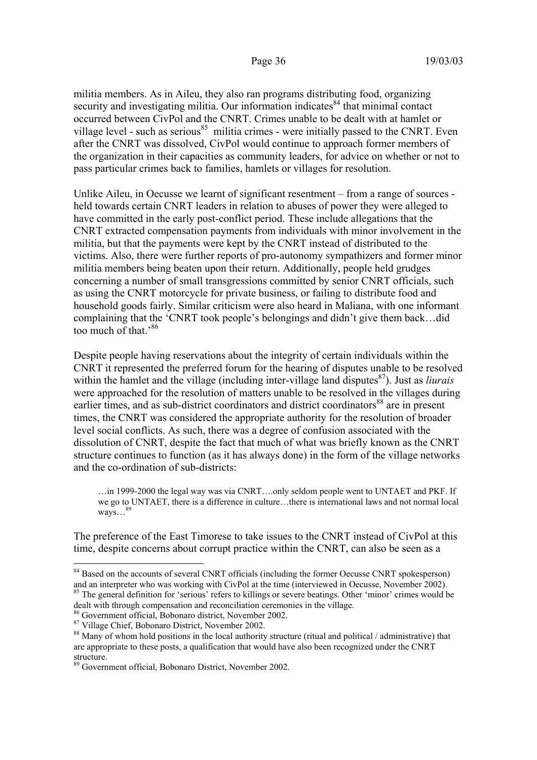militia members. As in Aileu, they also ran programs distributing food, organizing security and investigating militia. Our information indicates[84] that minimal contact occurred between CivPol and the CNRT. Crimes unable to be dealt with at hamlet or village level - such as serious[85] militia crimes - were initially passed to the CNRT. Even after the CNRT was dissolved, CivPol would continue to approach former members of the organization in their capacities as community leaders, for advice on whether or not to pass particular crimes back to families, hamlets or villages for resolution.

Unlike Aileu, in Oecusse we learnt of significant resentment – from a range of sources - held towards certain CNRT leaders in relation to abuses of power they were alleged to have committed in the early post-conflict period. These include allegations that the CNRT extracted compensation payments from individuals with minor involvement in the militia, but that the payments were kept by the CNRT instead of distributed to the victims. Also, there were further reports of pro-autonomy sympathizers and former minor militia members being beaten upon their return. Additionally, people held grudges concerning a number of small transgressions committed by senior CNRT officials, such as using the CNRT motorcycle for private business, or failing to distribute food and household goods fairly. Similar criticism were also heard in Maliana, with one informant complaining that the 'CNRT took people's belongings and didn't give them back…did too much of that.'[86]

Despite people having reservations about the integrity of certain individuals within the CNRT it represented the preferred forum for the hearing of disputes unable to be resolved within the hamlet and the village (including inter-village land disputes[87]). Just as *liurais* were approached for the resolution of matters unable to be resolved in the villages during earlier times, and as sub-district coordinators and district coordinators[88] are in present times, the CNRT was considered the appropriate authority for the resolution of broader level social conflicts. As such, there was a degree of confusion associated with the dissolution of CNRT, despite the fact that much of what was briefly known as the CNRT structure continues to function (as it has always done) in the form of the village networks and the co-ordination of sub-districts:

> …in 1999-2000 the legal way was via CNRT….only seldom people went to UNTAET and PKF. If we go to UNTAET, there is a difference in culture…there is international laws and not normal local ways…[89]

The preference of the East Timorese to take issues to the CNRT instead of CivPol at this time, despite concerns about corrupt practice within the CNRT, can also be seen as a

---

[84] Based on the accounts of several CNRT officials (including the former Oecusse CNRT spokesperson) and an interpreter who was working with CivPol at the time (interviewed in Oecusse, November 2002).

[85] The general definition for 'serious' refers to killings or severe beatings. Other 'minor' crimes would be dealt with through compensation and reconciliation ceremonies in the village.

[86] Government official, Bobonaro district, November 2002.

[87] Village Chief, Bobonaro District, November 2002.

[88] Many of whom hold positions in the local authority structure (ritual and political / administrative) that are appropriate to these posts, a qualification that would have also been recognized under the CNRT structure.

[89] Government official, Bobonaro District, November 2002.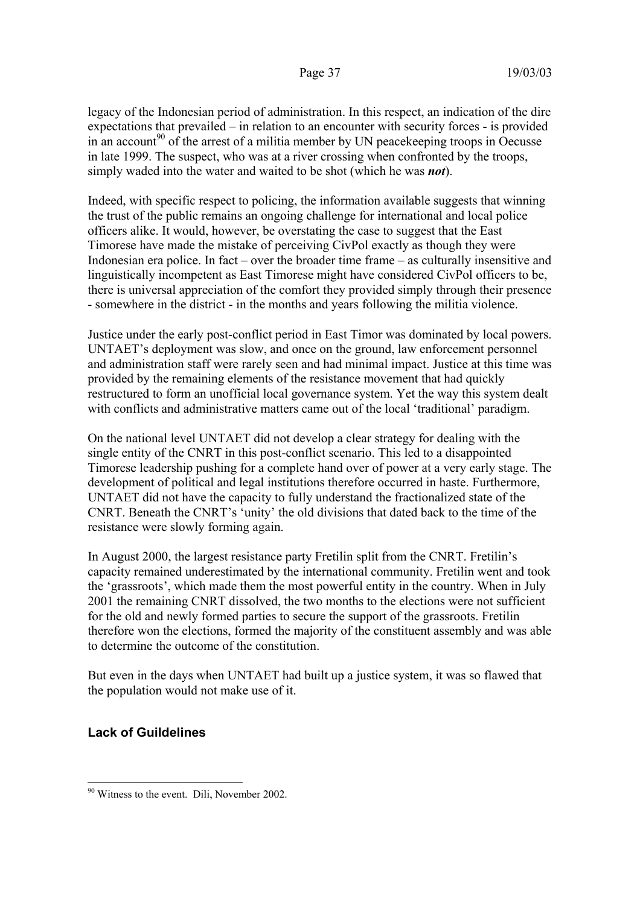legacy of the Indonesian period of administration. In this respect, an indication of the dire expectations that prevailed – in relation to an encounter with security forces - is provided in an account[90] of the arrest of a militia member by UN peacekeeping troops in Oecusse in late 1999. The suspect, who was at a river crossing when confronted by the troops, simply waded into the water and waited to be shot (which he was ***not***).

Indeed, with specific respect to policing, the information available suggests that winning the trust of the public remains an ongoing challenge for international and local police officers alike. It would, however, be overstating the case to suggest that the East Timorese have made the mistake of perceiving CivPol exactly as though they were Indonesian era police. In fact – over the broader time frame – as culturally insensitive and linguistically incompetent as East Timorese might have considered CivPol officers to be, there is universal appreciation of the comfort they provided simply through their presence - somewhere in the district - in the months and years following the militia violence.

Justice under the early post-conflict period in East Timor was dominated by local powers. UNTAET's deployment was slow, and once on the ground, law enforcement personnel and administration staff were rarely seen and had minimal impact. Justice at this time was provided by the remaining elements of the resistance movement that had quickly restructured to form an unofficial local governance system. Yet the way this system dealt with conflicts and administrative matters came out of the local 'traditional' paradigm.

On the national level UNTAET did not develop a clear strategy for dealing with the single entity of the CNRT in this post-conflict scenario. This led to a disappointed Timorese leadership pushing for a complete hand over of power at a very early stage. The development of political and legal institutions therefore occurred in haste. Furthermore, UNTAET did not have the capacity to fully understand the fractionalized state of the CNRT. Beneath the CNRT's 'unity' the old divisions that dated back to the time of the resistance were slowly forming again.

In August 2000, the largest resistance party Fretilin split from the CNRT. Fretilin's capacity remained underestimated by the international community. Fretilin went and took the 'grassroots', which made them the most powerful entity in the country. When in July 2001 the remaining CNRT dissolved, the two months to the elections were not sufficient for the old and newly formed parties to secure the support of the grassroots. Fretilin therefore won the elections, formed the majority of the constituent assembly and was able to determine the outcome of the constitution.

But even in the days when UNTAET had built up a justice system, it was so flawed that the population would not make use of it.

### Lack of Guildelines

[90] Witness to the event. Dili, November 2002.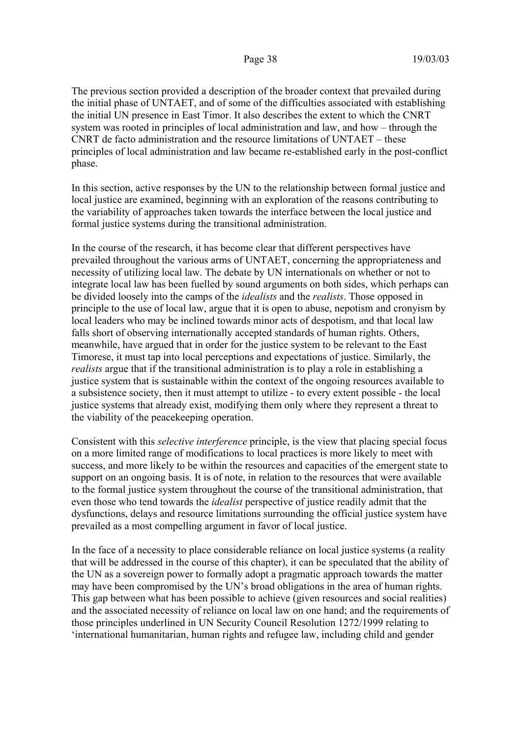The previous section provided a description of the broader context that prevailed during the initial phase of UNTAET, and of some of the difficulties associated with establishing the initial UN presence in East Timor. It also describes the extent to which the CNRT system was rooted in principles of local administration and law, and how – through the CNRT de facto administration and the resource limitations of UNTAET – these principles of local administration and law became re-established early in the post-conflict phase.

In this section, active responses by the UN to the relationship between formal justice and local justice are examined, beginning with an exploration of the reasons contributing to the variability of approaches taken towards the interface between the local justice and formal justice systems during the transitional administration.

In the course of the research, it has become clear that different perspectives have prevailed throughout the various arms of UNTAET, concerning the appropriateness and necessity of utilizing local law. The debate by UN internationals on whether or not to integrate local law has been fuelled by sound arguments on both sides, which perhaps can be divided loosely into the camps of the *idealists* and the *realists*. Those opposed in principle to the use of local law, argue that it is open to abuse, nepotism and cronyism by local leaders who may be inclined towards minor acts of despotism, and that local law falls short of observing internationally accepted standards of human rights. Others, meanwhile, have argued that in order for the justice system to be relevant to the East Timorese, it must tap into local perceptions and expectations of justice. Similarly, the *realists* argue that if the transitional administration is to play a role in establishing a justice system that is sustainable within the context of the ongoing resources available to a subsistence society, then it must attempt to utilize - to every extent possible - the local justice systems that already exist, modifying them only where they represent a threat to the viability of the peacekeeping operation.

Consistent with this *selective interference* principle, is the view that placing special focus on a more limited range of modifications to local practices is more likely to meet with success, and more likely to be within the resources and capacities of the emergent state to support on an ongoing basis. It is of note, in relation to the resources that were available to the formal justice system throughout the course of the transitional administration, that even those who tend towards the *idealist* perspective of justice readily admit that the dysfunctions, delays and resource limitations surrounding the official justice system have prevailed as a most compelling argument in favor of local justice.

In the face of a necessity to place considerable reliance on local justice systems (a reality that will be addressed in the course of this chapter), it can be speculated that the ability of the UN as a sovereign power to formally adopt a pragmatic approach towards the matter may have been compromised by the UN's broad obligations in the area of human rights. This gap between what has been possible to achieve (given resources and social realities) and the associated necessity of reliance on local law on one hand; and the requirements of those principles underlined in UN Security Council Resolution 1272/1999 relating to 'international humanitarian, human rights and refugee law, including child and gender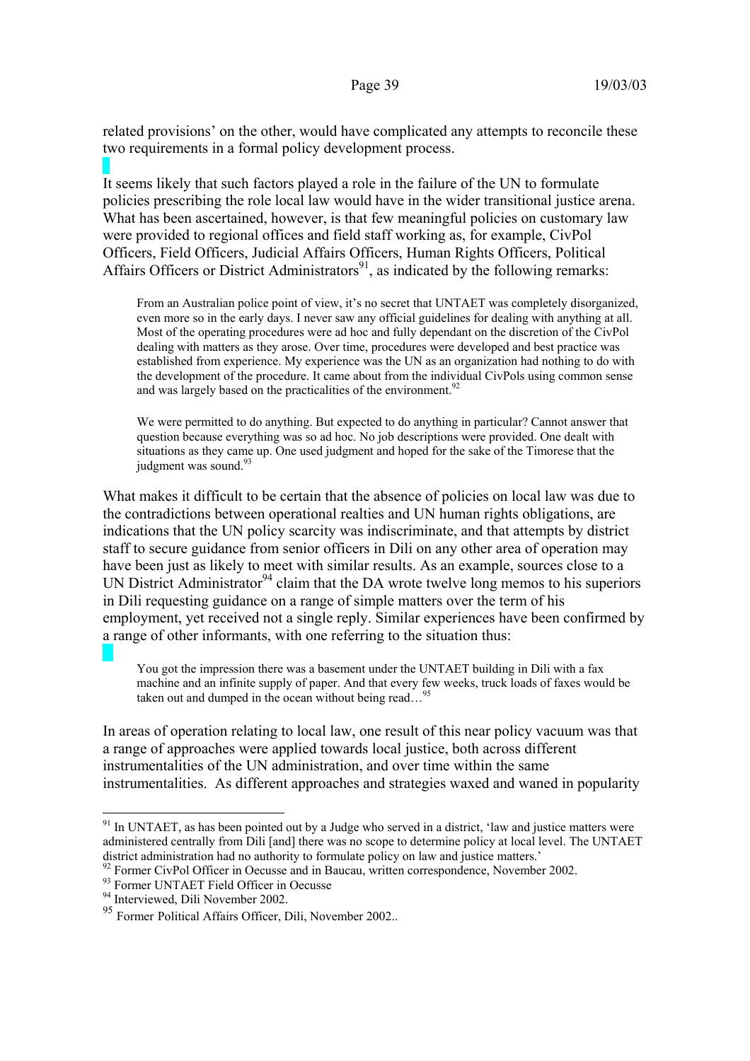related provisions' on the other, would have complicated any attempts to reconcile these two requirements in a formal policy development process.

It seems likely that such factors played a role in the failure of the UN to formulate policies prescribing the role local law would have in the wider transitional justice arena. What has been ascertained, however, is that few meaningful policies on customary law were provided to regional offices and field staff working as, for example, CivPol Officers, Field Officers, Judicial Affairs Officers, Human Rights Officers, Political Affairs Officers or District Administrators[91], as indicated by the following remarks:

> From an Australian police point of view, it's no secret that UNTAET was completely disorganized, even more so in the early days. I never saw any official guidelines for dealing with anything at all. Most of the operating procedures were ad hoc and fully dependant on the discretion of the CivPol dealing with matters as they arose. Over time, procedures were developed and best practice was established from experience. My experience was the UN as an organization had nothing to do with the development of the procedure. It came about from the individual CivPols using common sense and was largely based on the practicalities of the environment.[92]

> We were permitted to do anything. But expected to do anything in particular? Cannot answer that question because everything was so ad hoc. No job descriptions were provided. One dealt with situations as they came up. One used judgment and hoped for the sake of the Timorese that the judgment was sound.[93]

What makes it difficult to be certain that the absence of policies on local law was due to the contradictions between operational realties and UN human rights obligations, are indications that the UN policy scarcity was indiscriminate, and that attempts by district staff to secure guidance from senior officers in Dili on any other area of operation may have been just as likely to meet with similar results. As an example, sources close to a UN District Administrator[94] claim that the DA wrote twelve long memos to his superiors in Dili requesting guidance on a range of simple matters over the term of his employment, yet received not a single reply. Similar experiences have been confirmed by a range of other informants, with one referring to the situation thus:

> You got the impression there was a basement under the UNTAET building in Dili with a fax machine and an infinite supply of paper. And that every few weeks, truck loads of faxes would be taken out and dumped in the ocean without being read…[95]

In areas of operation relating to local law, one result of this near policy vacuum was that a range of approaches were applied towards local justice, both across different instrumentalities of the UN administration, and over time within the same instrumentalities. As different approaches and strategies waxed and waned in popularity

---

[91] In UNTAET, as has been pointed out by a Judge who served in a district, 'law and justice matters were administered centrally from Dili [and] there was no scope to determine policy at local level. The UNTAET district administration had no authority to formulate policy on law and justice matters.'

[92] Former CivPol Officer in Oecusse and in Baucau, written correspondence, November 2002.

[93] Former UNTAET Field Officer in Oecusse

[94] Interviewed, Dili November 2002.

[95] Former Political Affairs Officer, Dili, November 2002..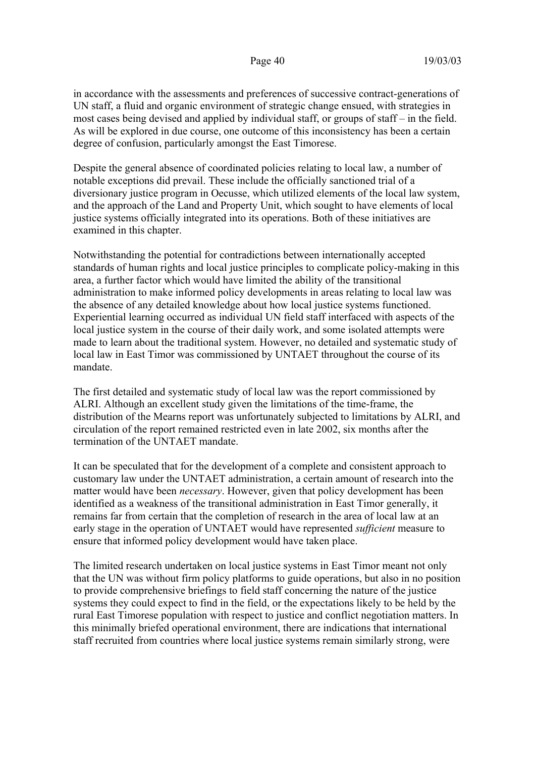in accordance with the assessments and preferences of successive contract-generations of UN staff, a fluid and organic environment of strategic change ensued, with strategies in most cases being devised and applied by individual staff, or groups of staff – in the field. As will be explored in due course, one outcome of this inconsistency has been a certain degree of confusion, particularly amongst the East Timorese.

Despite the general absence of coordinated policies relating to local law, a number of notable exceptions did prevail. These include the officially sanctioned trial of a diversionary justice program in Oecusse, which utilized elements of the local law system, and the approach of the Land and Property Unit, which sought to have elements of local justice systems officially integrated into its operations. Both of these initiatives are examined in this chapter.

Notwithstanding the potential for contradictions between internationally accepted standards of human rights and local justice principles to complicate policy-making in this area, a further factor which would have limited the ability of the transitional administration to make informed policy developments in areas relating to local law was the absence of any detailed knowledge about how local justice systems functioned. Experiential learning occurred as individual UN field staff interfaced with aspects of the local justice system in the course of their daily work, and some isolated attempts were made to learn about the traditional system. However, no detailed and systematic study of local law in East Timor was commissioned by UNTAET throughout the course of its mandate.

The first detailed and systematic study of local law was the report commissioned by ALRI. Although an excellent study given the limitations of the time-frame, the distribution of the Mearns report was unfortunately subjected to limitations by ALRI, and circulation of the report remained restricted even in late 2002, six months after the termination of the UNTAET mandate.

It can be speculated that for the development of a complete and consistent approach to customary law under the UNTAET administration, a certain amount of research into the matter would have been *necessary*. However, given that policy development has been identified as a weakness of the transitional administration in East Timor generally, it remains far from certain that the completion of research in the area of local law at an early stage in the operation of UNTAET would have represented *sufficient* measure to ensure that informed policy development would have taken place.

The limited research undertaken on local justice systems in East Timor meant not only that the UN was without firm policy platforms to guide operations, but also in no position to provide comprehensive briefings to field staff concerning the nature of the justice systems they could expect to find in the field, or the expectations likely to be held by the rural East Timorese population with respect to justice and conflict negotiation matters. In this minimally briefed operational environment, there are indications that international staff recruited from countries where local justice systems remain similarly strong, were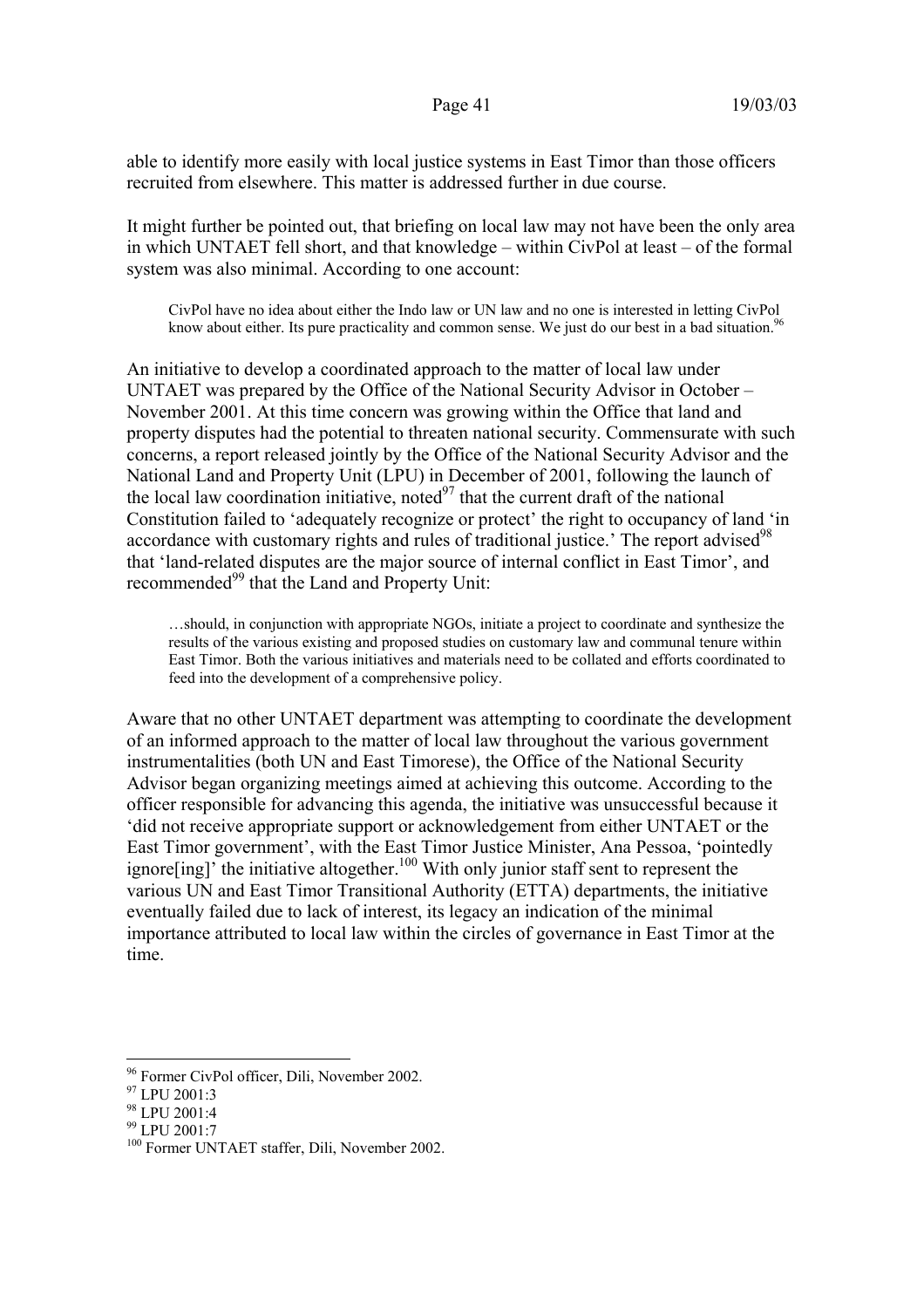able to identify more easily with local justice systems in East Timor than those officers recruited from elsewhere. This matter is addressed further in due course.

It might further be pointed out, that briefing on local law may not have been the only area in which UNTAET fell short, and that knowledge – within CivPol at least – of the formal system was also minimal. According to one account:

> CivPol have no idea about either the Indo law or UN law and no one is interested in letting CivPol know about either. Its pure practicality and common sense. We just do our best in a bad situation.[96]

An initiative to develop a coordinated approach to the matter of local law under UNTAET was prepared by the Office of the National Security Advisor in October – November 2001. At this time concern was growing within the Office that land and property disputes had the potential to threaten national security. Commensurate with such concerns, a report released jointly by the Office of the National Security Advisor and the National Land and Property Unit (LPU) in December of 2001, following the launch of the local law coordination initiative, noted[97] that the current draft of the national Constitution failed to 'adequately recognize or protect' the right to occupancy of land 'in accordance with customary rights and rules of traditional justice.' The report advised[98] that 'land-related disputes are the major source of internal conflict in East Timor', and recommended[99] that the Land and Property Unit:

> …should, in conjunction with appropriate NGOs, initiate a project to coordinate and synthesize the results of the various existing and proposed studies on customary law and communal tenure within East Timor. Both the various initiatives and materials need to be collated and efforts coordinated to feed into the development of a comprehensive policy.

Aware that no other UNTAET department was attempting to coordinate the development of an informed approach to the matter of local law throughout the various government instrumentalities (both UN and East Timorese), the Office of the National Security Advisor began organizing meetings aimed at achieving this outcome. According to the officer responsible for advancing this agenda, the initiative was unsuccessful because it 'did not receive appropriate support or acknowledgement from either UNTAET or the East Timor government', with the East Timor Justice Minister, Ana Pessoa, 'pointedly ignore[ing]' the initiative altogether.[100] With only junior staff sent to represent the various UN and East Timor Transitional Authority (ETTA) departments, the initiative eventually failed due to lack of interest, its legacy an indication of the minimal importance attributed to local law within the circles of governance in East Timor at the time.

---

[96] Former CivPol officer, Dili, November 2002.

[97] LPU 2001:3

[98] LPU 2001:4

[99] LPU 2001:7

[100] Former UNTAET staffer, Dili, November 2002.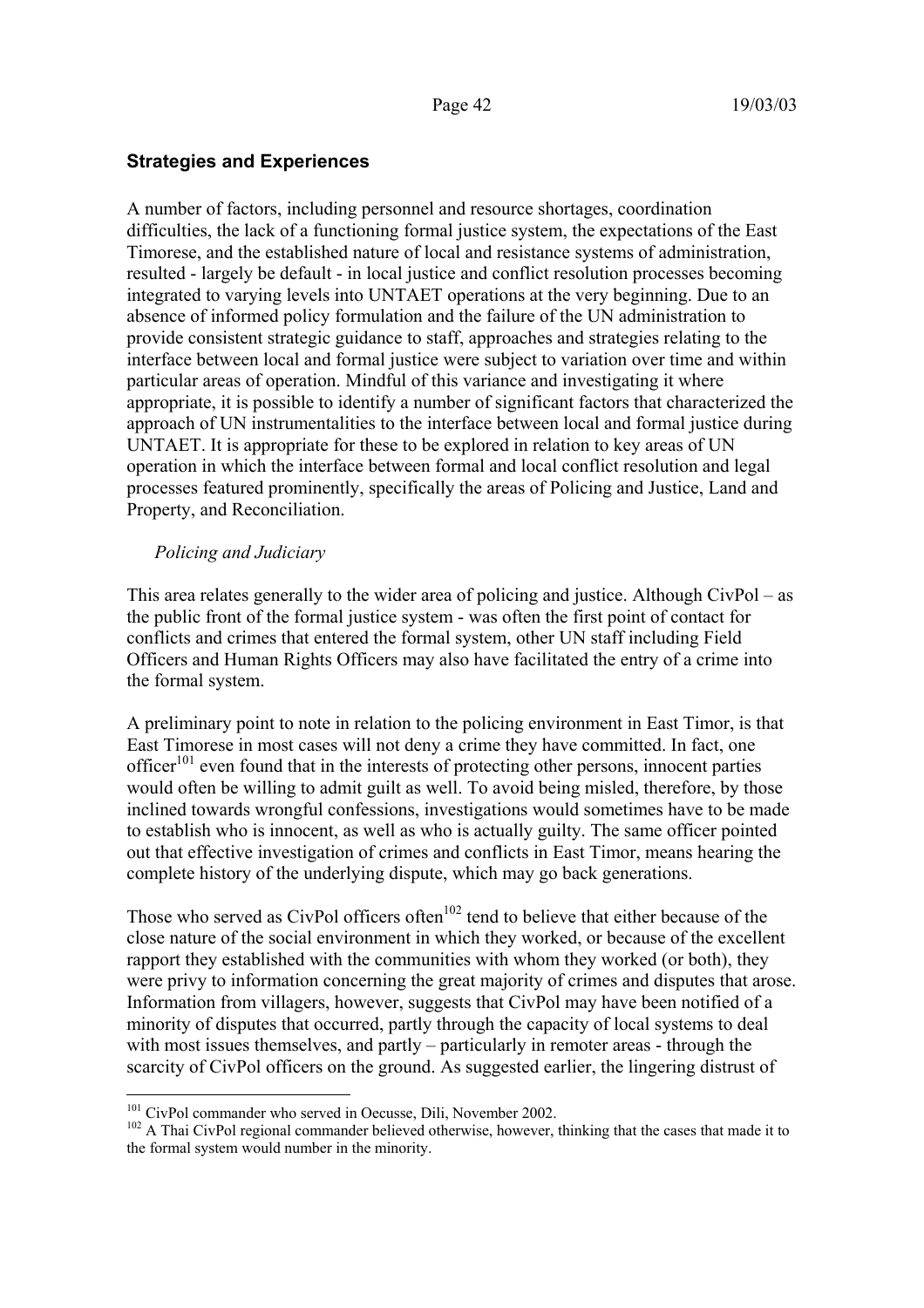### Strategies and Experiences

A number of factors, including personnel and resource shortages, coordination difficulties, the lack of a functioning formal justice system, the expectations of the East Timorese, and the established nature of local and resistance systems of administration, resulted - largely be default - in local justice and conflict resolution processes becoming integrated to varying levels into UNTAET operations at the very beginning. Due to an absence of informed policy formulation and the failure of the UN administration to provide consistent strategic guidance to staff, approaches and strategies relating to the interface between local and formal justice were subject to variation over time and within particular areas of operation. Mindful of this variance and investigating it where appropriate, it is possible to identify a number of significant factors that characterized the approach of UN instrumentalities to the interface between local and formal justice during UNTAET. It is appropriate for these to be explored in relation to key areas of UN operation in which the interface between formal and local conflict resolution and legal processes featured prominently, specifically the areas of Policing and Justice, Land and Property, and Reconciliation.

*Policing and Judiciary*

This area relates generally to the wider area of policing and justice. Although CivPol – as the public front of the formal justice system - was often the first point of contact for conflicts and crimes that entered the formal system, other UN staff including Field Officers and Human Rights Officers may also have facilitated the entry of a crime into the formal system.

A preliminary point to note in relation to the policing environment in East Timor, is that East Timorese in most cases will not deny a crime they have committed. In fact, one officer[101] even found that in the interests of protecting other persons, innocent parties would often be willing to admit guilt as well. To avoid being misled, therefore, by those inclined towards wrongful confessions, investigations would sometimes have to be made to establish who is innocent, as well as who is actually guilty. The same officer pointed out that effective investigation of crimes and conflicts in East Timor, means hearing the complete history of the underlying dispute, which may go back generations.

Those who served as CivPol officers often[102] tend to believe that either because of the close nature of the social environment in which they worked, or because of the excellent rapport they established with the communities with whom they worked (or both), they were privy to information concerning the great majority of crimes and disputes that arose. Information from villagers, however, suggests that CivPol may have been notified of a minority of disputes that occurred, partly through the capacity of local systems to deal with most issues themselves, and partly – particularly in remoter areas - through the scarcity of CivPol officers on the ground. As suggested earlier, the lingering distrust of

[101] CivPol commander who served in Oecusse, Dili, November 2002.

[102] A Thai CivPol regional commander believed otherwise, however, thinking that the cases that made it to the formal system would number in the minority.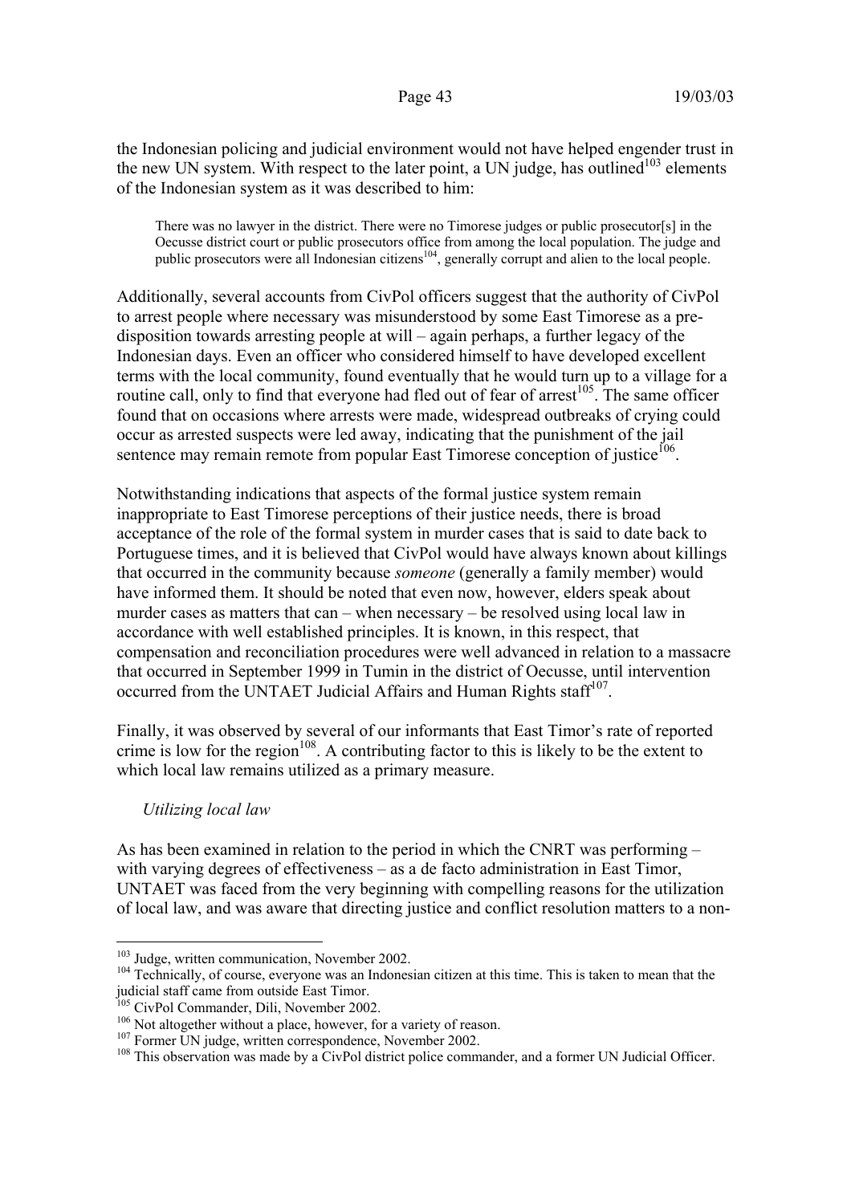the Indonesian policing and judicial environment would not have helped engender trust in the new UN system. With respect to the later point, a UN judge, has outlined[103] elements of the Indonesian system as it was described to him:

> There was no lawyer in the district. There were no Timorese judges or public prosecutor[s] in the Oecusse district court or public prosecutors office from among the local population. The judge and public prosecutors were all Indonesian citizens[104], generally corrupt and alien to the local people.

Additionally, several accounts from CivPol officers suggest that the authority of CivPol to arrest people where necessary was misunderstood by some East Timorese as a pre-disposition towards arresting people at will – again perhaps, a further legacy of the Indonesian days. Even an officer who considered himself to have developed excellent terms with the local community, found eventually that he would turn up to a village for a routine call, only to find that everyone had fled out of fear of arrest[105]. The same officer found that on occasions where arrests were made, widespread outbreaks of crying could occur as arrested suspects were led away, indicating that the punishment of the jail sentence may remain remote from popular East Timorese conception of justice[106].

Notwithstanding indications that aspects of the formal justice system remain inappropriate to East Timorese perceptions of their justice needs, there is broad acceptance of the role of the formal system in murder cases that is said to date back to Portuguese times, and it is believed that CivPol would have always known about killings that occurred in the community because *someone* (generally a family member) would have informed them. It should be noted that even now, however, elders speak about murder cases as matters that can – when necessary – be resolved using local law in accordance with well established principles. It is known, in this respect, that compensation and reconciliation procedures were well advanced in relation to a massacre that occurred in September 1999 in Tumin in the district of Oecusse, until intervention occurred from the UNTAET Judicial Affairs and Human Rights staff[107].

Finally, it was observed by several of our informants that East Timor's rate of reported crime is low for the region[108]. A contributing factor to this is likely to be the extent to which local law remains utilized as a primary measure.

*Utilizing local law*

As has been examined in relation to the period in which the CNRT was performing – with varying degrees of effectiveness – as a de facto administration in East Timor, UNTAET was faced from the very beginning with compelling reasons for the utilization of local law, and was aware that directing justice and conflict resolution matters to a non-

---

[103] Judge, written communication, November 2002.

[104] Technically, of course, everyone was an Indonesian citizen at this time. This is taken to mean that the judicial staff came from outside East Timor.

[105] CivPol Commander, Dili, November 2002.

[106] Not altogether without a place, however, for a variety of reason.

[107] Former UN judge, written correspondence, November 2002.

[108] This observation was made by a CivPol district police commander, and a former UN Judicial Officer.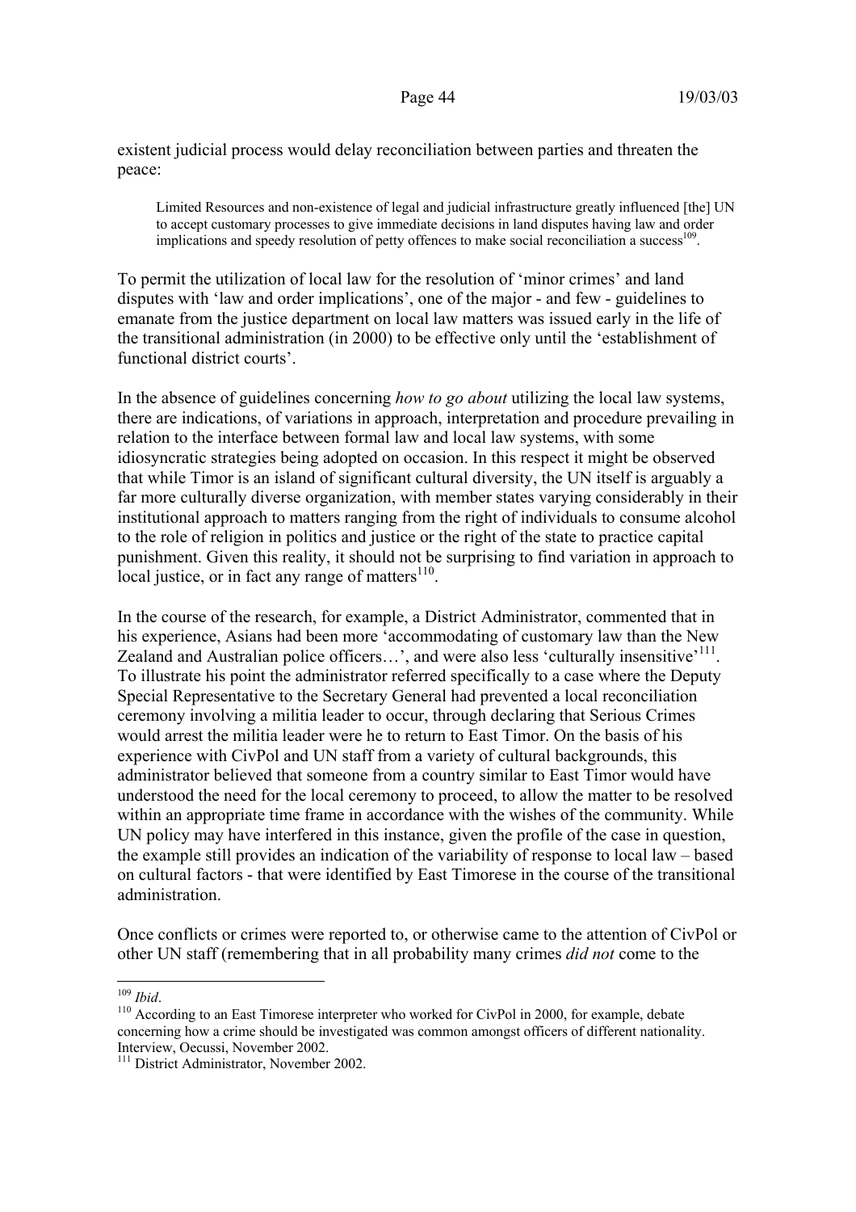existent judicial process would delay reconciliation between parties and threaten the peace:

> Limited Resources and non-existence of legal and judicial infrastructure greatly influenced [the] UN to accept customary processes to give immediate decisions in land disputes having law and order implications and speedy resolution of petty offences to make social reconciliation a success[109].

To permit the utilization of local law for the resolution of 'minor crimes' and land disputes with 'law and order implications', one of the major - and few - guidelines to emanate from the justice department on local law matters was issued early in the life of the transitional administration (in 2000) to be effective only until the 'establishment of functional district courts'.

In the absence of guidelines concerning *how to go about* utilizing the local law systems, there are indications, of variations in approach, interpretation and procedure prevailing in relation to the interface between formal law and local law systems, with some idiosyncratic strategies being adopted on occasion. In this respect it might be observed that while Timor is an island of significant cultural diversity, the UN itself is arguably a far more culturally diverse organization, with member states varying considerably in their institutional approach to matters ranging from the right of individuals to consume alcohol to the role of religion in politics and justice or the right of the state to practice capital punishment. Given this reality, it should not be surprising to find variation in approach to local justice, or in fact any range of matters[110].

In the course of the research, for example, a District Administrator, commented that in his experience, Asians had been more 'accommodating of customary law than the New Zealand and Australian police officers…', and were also less 'culturally insensitive'[111]. To illustrate his point the administrator referred specifically to a case where the Deputy Special Representative to the Secretary General had prevented a local reconciliation ceremony involving a militia leader to occur, through declaring that Serious Crimes would arrest the militia leader were he to return to East Timor. On the basis of his experience with CivPol and UN staff from a variety of cultural backgrounds, this administrator believed that someone from a country similar to East Timor would have understood the need for the local ceremony to proceed, to allow the matter to be resolved within an appropriate time frame in accordance with the wishes of the community. While UN policy may have interfered in this instance, given the profile of the case in question, the example still provides an indication of the variability of response to local law – based on cultural factors - that were identified by East Timorese in the course of the transitional administration.

Once conflicts or crimes were reported to, or otherwise came to the attention of CivPol or other UN staff (remembering that in all probability many crimes *did not* come to the

---

[109] *Ibid*.

[110] According to an East Timorese interpreter who worked for CivPol in 2000, for example, debate concerning how a crime should be investigated was common amongst officers of different nationality. Interview, Oecussi, November 2002.

[111] District Administrator, November 2002.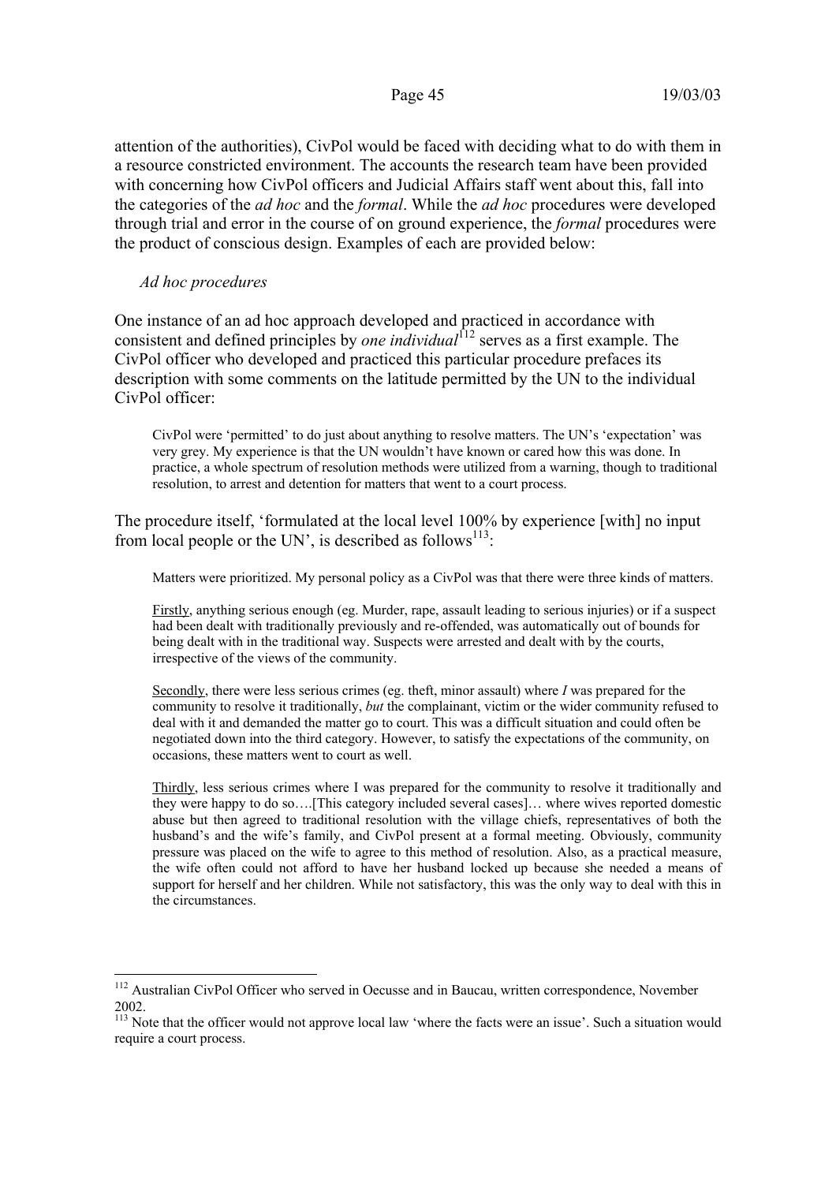attention of the authorities), CivPol would be faced with deciding what to do with them in a resource constricted environment. The accounts the research team have been provided with concerning how CivPol officers and Judicial Affairs staff went about this, fall into the categories of the *ad hoc* and the *formal*. While the *ad hoc* procedures were developed through trial and error in the course of on ground experience, the *formal* procedures were the product of conscious design. Examples of each are provided below:

*Ad hoc procedures*

One instance of an ad hoc approach developed and practiced in accordance with consistent and defined principles by *one individual*[112] serves as a first example. The CivPol officer who developed and practiced this particular procedure prefaces its description with some comments on the latitude permitted by the UN to the individual CivPol officer:

> CivPol were 'permitted' to do just about anything to resolve matters. The UN's 'expectation' was very grey. My experience is that the UN wouldn't have known or cared how this was done. In practice, a whole spectrum of resolution methods were utilized from a warning, though to traditional resolution, to arrest and detention for matters that went to a court process.

The procedure itself, 'formulated at the local level 100% by experience [with] no input from local people or the UN', is described as follows[113]:

> Matters were prioritized. My personal policy as a CivPol was that there were three kinds of matters.
>
> <u>Firstly</u>, anything serious enough (eg. Murder, rape, assault leading to serious injuries) or if a suspect had been dealt with traditionally previously and re-offended, was automatically out of bounds for being dealt with in the traditional way. Suspects were arrested and dealt with by the courts, irrespective of the views of the community.
>
> <u>Secondly</u>, there were less serious crimes (eg. theft, minor assault) where *I* was prepared for the community to resolve it traditionally, *but* the complainant, victim or the wider community refused to deal with it and demanded the matter go to court. This was a difficult situation and could often be negotiated down into the third category. However, to satisfy the expectations of the community, on occasions, these matters went to court as well.
>
> <u>Thirdly</u>, less serious crimes where I was prepared for the community to resolve it traditionally and they were happy to do so….[This category included several cases]… where wives reported domestic abuse but then agreed to traditional resolution with the village chiefs, representatives of both the husband's and the wife's family, and CivPol present at a formal meeting. Obviously, community pressure was placed on the wife to agree to this method of resolution. Also, as a practical measure, the wife often could not afford to have her husband locked up because she needed a means of support for herself and her children. While not satisfactory, this was the only way to deal with this in the circumstances.

---

[112] Australian CivPol Officer who served in Oecusse and in Baucau, written correspondence, November 2002.

[113] Note that the officer would not approve local law 'where the facts were an issue'. Such a situation would require a court process.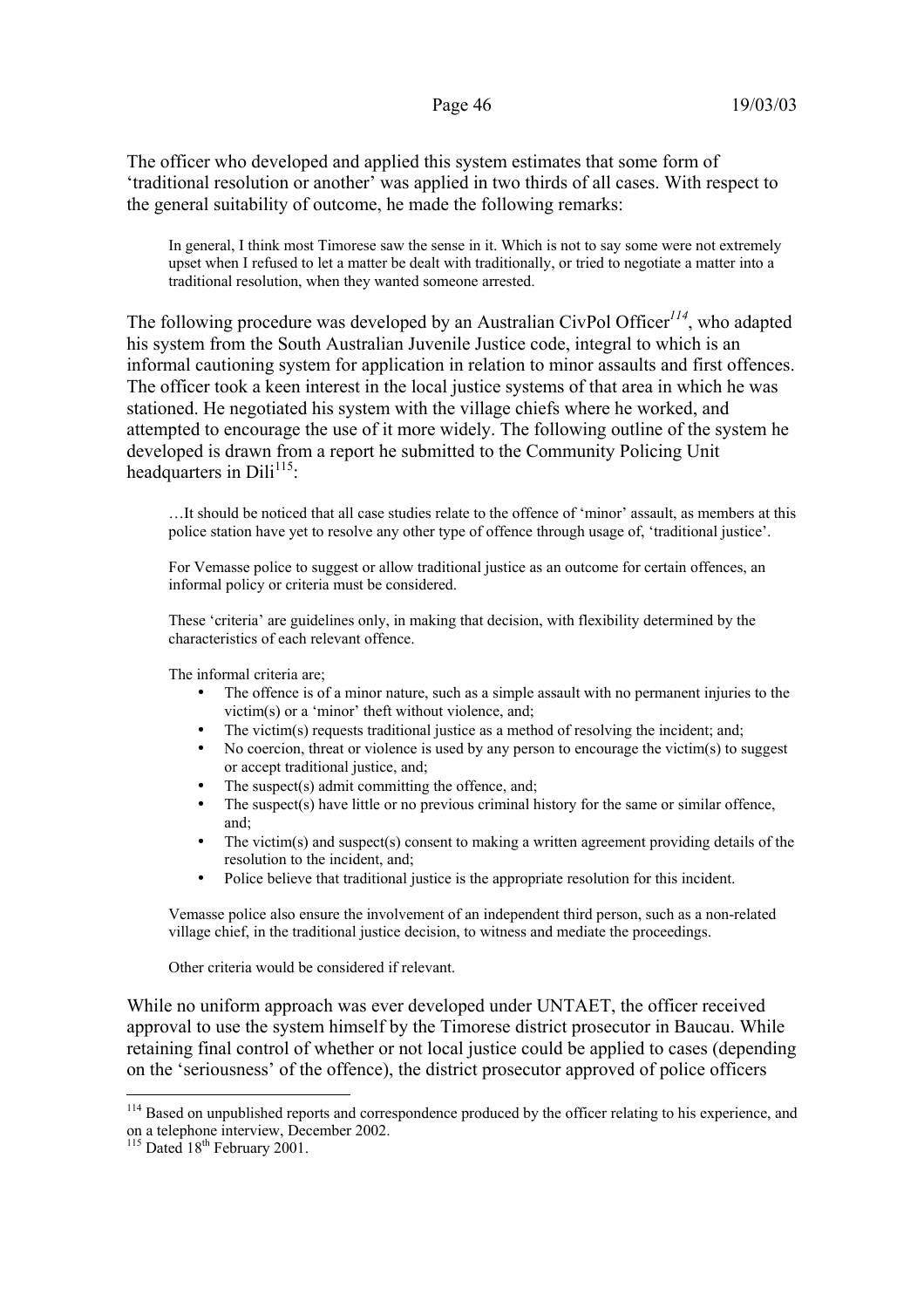The officer who developed and applied this system estimates that some form of 'traditional resolution or another' was applied in two thirds of all cases. With respect to the general suitability of outcome, he made the following remarks:

> In general, I think most Timorese saw the sense in it. Which is not to say some were not extremely upset when I refused to let a matter be dealt with traditionally, or tried to negotiate a matter into a traditional resolution, when they wanted someone arrested.

The following procedure was developed by an Australian CivPol Officer[114], who adapted his system from the South Australian Juvenile Justice code, integral to which is an informal cautioning system for application in relation to minor assaults and first offences. The officer took a keen interest in the local justice systems of that area in which he was stationed. He negotiated his system with the village chiefs where he worked, and attempted to encourage the use of it more widely. The following outline of the system he developed is drawn from a report he submitted to the Community Policing Unit headquarters in Dili[115]:

> …It should be noticed that all case studies relate to the offence of 'minor' assault, as members at this police station have yet to resolve any other type of offence through usage of, 'traditional justice'.
>
> For Vemasse police to suggest or allow traditional justice as an outcome for certain offences, an informal policy or criteria must be considered.
>
> These 'criteria' are guidelines only, in making that decision, with flexibility determined by the characteristics of each relevant offence.
>
> The informal criteria are;
>
> - The offence is of a minor nature, such as a simple assault with no permanent injuries to the victim(s) or a 'minor' theft without violence, and;
> - The victim(s) requests traditional justice as a method of resolving the incident; and;
> - No coercion, threat or violence is used by any person to encourage the victim(s) to suggest or accept traditional justice, and;
> - The suspect(s) admit committing the offence, and;
> - The suspect(s) have little or no previous criminal history for the same or similar offence, and;
> - The victim(s) and suspect(s) consent to making a written agreement providing details of the resolution to the incident, and;
> - Police believe that traditional justice is the appropriate resolution for this incident.
>
> Vemasse police also ensure the involvement of an independent third person, such as a non-related village chief, in the traditional justice decision, to witness and mediate the proceedings.
>
> Other criteria would be considered if relevant.

While no uniform approach was ever developed under UNTAET, the officer received approval to use the system himself by the Timorese district prosecutor in Baucau. While retaining final control of whether or not local justice could be applied to cases (depending on the 'seriousness' of the offence), the district prosecutor approved of police officers

---

[114] Based on unpublished reports and correspondence produced by the officer relating to his experience, and on a telephone interview, December 2002.

[115] Dated 18th February 2001.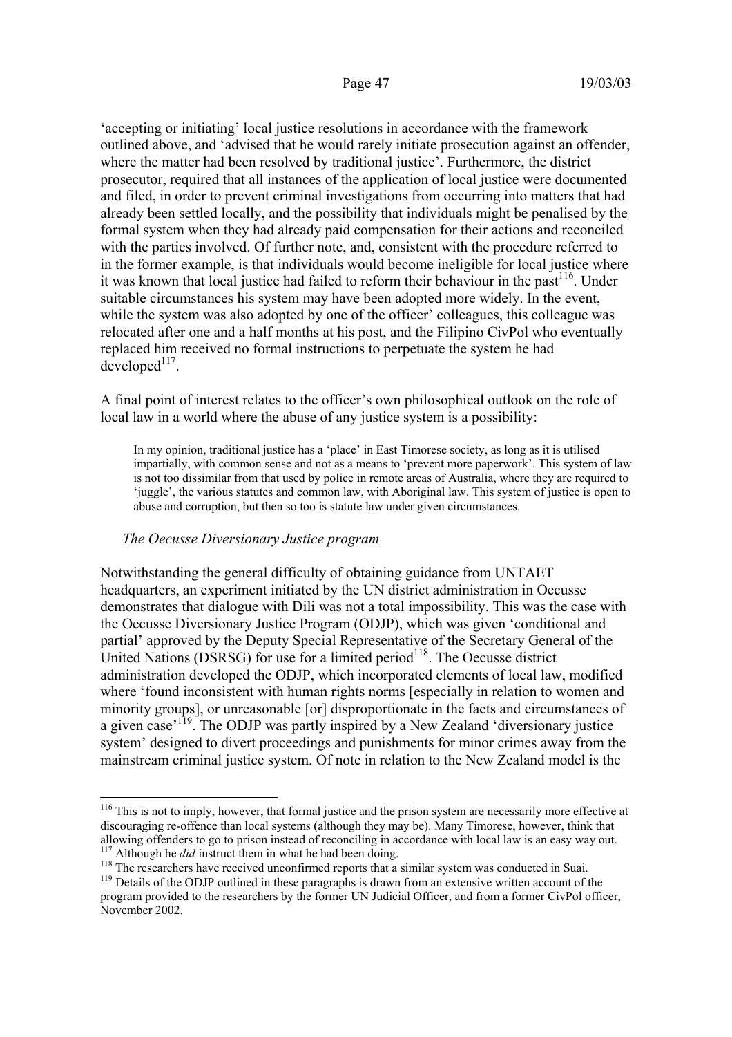'accepting or initiating' local justice resolutions in accordance with the framework outlined above, and 'advised that he would rarely initiate prosecution against an offender, where the matter had been resolved by traditional justice'. Furthermore, the district prosecutor, required that all instances of the application of local justice were documented and filed, in order to prevent criminal investigations from occurring into matters that had already been settled locally, and the possibility that individuals might be penalised by the formal system when they had already paid compensation for their actions and reconciled with the parties involved. Of further note, and, consistent with the procedure referred to in the former example, is that individuals would become ineligible for local justice where it was known that local justice had failed to reform their behaviour in the past[116]. Under suitable circumstances his system may have been adopted more widely. In the event, while the system was also adopted by one of the officer' colleagues, this colleague was relocated after one and a half months at his post, and the Filipino CivPol who eventually replaced him received no formal instructions to perpetuate the system he had developed[117].

A final point of interest relates to the officer's own philosophical outlook on the role of local law in a world where the abuse of any justice system is a possibility:

> In my opinion, traditional justice has a 'place' in East Timorese society, as long as it is utilised impartially, with common sense and not as a means to 'prevent more paperwork'. This system of law is not too dissimilar from that used by police in remote areas of Australia, where they are required to 'juggle', the various statutes and common law, with Aboriginal law. This system of justice is open to abuse and corruption, but then so too is statute law under given circumstances.

*The Oecusse Diversionary Justice program*

Notwithstanding the general difficulty of obtaining guidance from UNTAET headquarters, an experiment initiated by the UN district administration in Oecusse demonstrates that dialogue with Dili was not a total impossibility. This was the case with the Oecusse Diversionary Justice Program (ODJP), which was given 'conditional and partial' approved by the Deputy Special Representative of the Secretary General of the United Nations (DSRSG) for use for a limited period[118]. The Oecusse district administration developed the ODJP, which incorporated elements of local law, modified where 'found inconsistent with human rights norms [especially in relation to women and minority groups], or unreasonable [or] disproportionate in the facts and circumstances of a given case'[119]. The ODJP was partly inspired by a New Zealand 'diversionary justice system' designed to divert proceedings and punishments for minor crimes away from the mainstream criminal justice system. Of note in relation to the New Zealand model is the

---

[116] This is not to imply, however, that formal justice and the prison system are necessarily more effective at discouraging re-offence than local systems (although they may be). Many Timorese, however, think that allowing offenders to go to prison instead of reconciling in accordance with local law is an easy way out.

[117] Although he *did* instruct them in what he had been doing.

[118] The researchers have received unconfirmed reports that a similar system was conducted in Suai.

[119] Details of the ODJP outlined in these paragraphs is drawn from an extensive written account of the program provided to the researchers by the former UN Judicial Officer, and from a former CivPol officer, November 2002.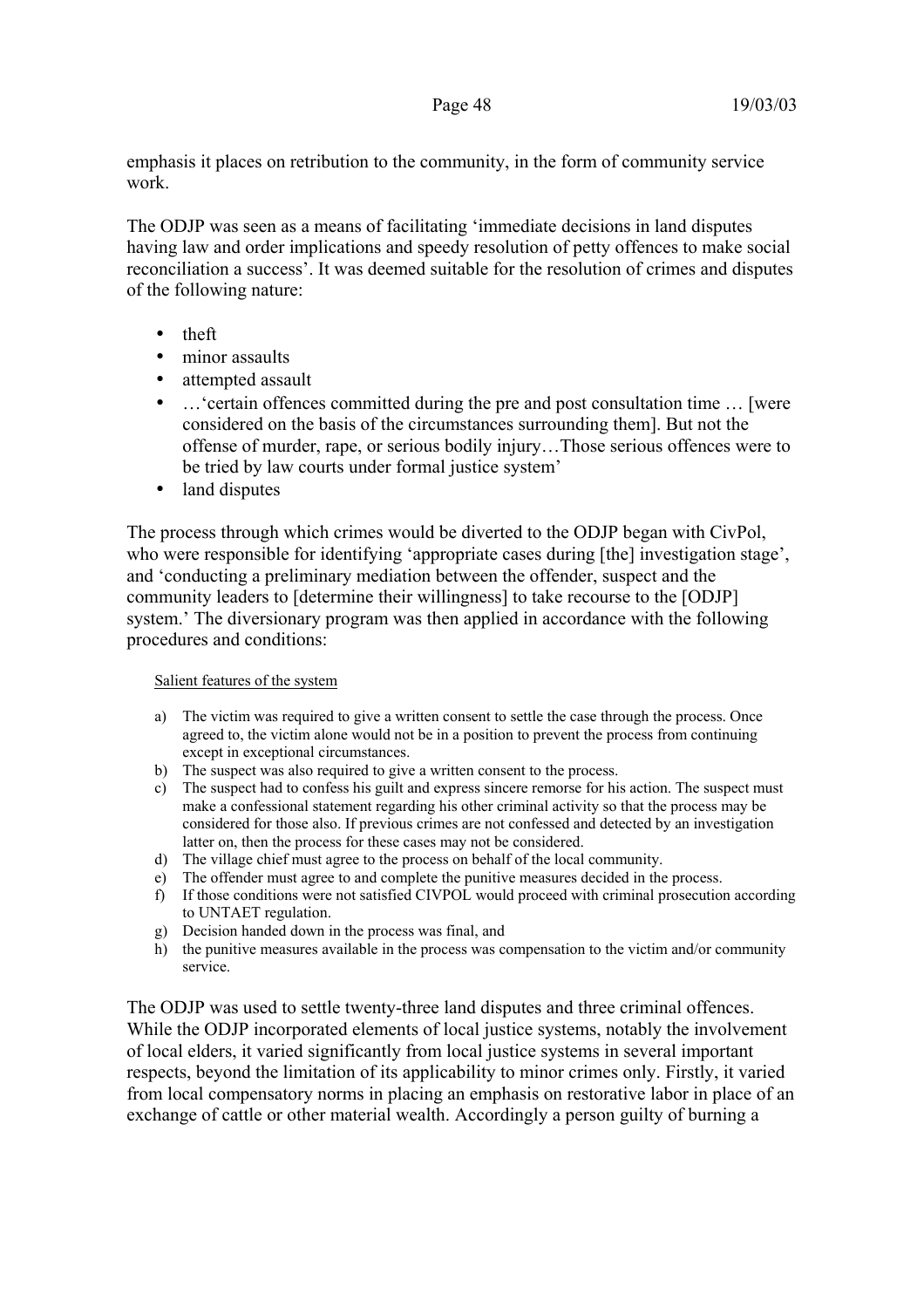emphasis it places on retribution to the community, in the form of community service work.

The ODJP was seen as a means of facilitating 'immediate decisions in land disputes having law and order implications and speedy resolution of petty offences to make social reconciliation a success'. It was deemed suitable for the resolution of crimes and disputes of the following nature:

- theft
- minor assaults
- attempted assault
- …'certain offences committed during the pre and post consultation time … [were considered on the basis of the circumstances surrounding them]. But not the offense of murder, rape, or serious bodily injury…Those serious offences were to be tried by law courts under formal justice system'
- land disputes

The process through which crimes would be diverted to the ODJP began with CivPol, who were responsible for identifying 'appropriate cases during [the] investigation stage', and 'conducting a preliminary mediation between the offender, suspect and the community leaders to [determine their willingness] to take recourse to the [ODJP] system.' The diversionary program was then applied in accordance with the following procedures and conditions:

<u>Salient features of the system</u>

a) The victim was required to give a written consent to settle the case through the process. Once agreed to, the victim alone would not be in a position to prevent the process from continuing except in exceptional circumstances.
b) The suspect was also required to give a written consent to the process.
c) The suspect had to confess his guilt and express sincere remorse for his action. The suspect must make a confessional statement regarding his other criminal activity so that the process may be considered for those also. If previous crimes are not confessed and detected by an investigation latter on, then the process for these cases may not be considered.
d) The village chief must agree to the process on behalf of the local community.
e) The offender must agree to and complete the punitive measures decided in the process.
f) If those conditions were not satisfied CIVPOL would proceed with criminal prosecution according to UNTAET regulation.
g) Decision handed down in the process was final, and
h) the punitive measures available in the process was compensation to the victim and/or community service.

The ODJP was used to settle twenty-three land disputes and three criminal offences. While the ODJP incorporated elements of local justice systems, notably the involvement of local elders, it varied significantly from local justice systems in several important respects, beyond the limitation of its applicability to minor crimes only. Firstly, it varied from local compensatory norms in placing an emphasis on restorative labor in place of an exchange of cattle or other material wealth. Accordingly a person guilty of burning a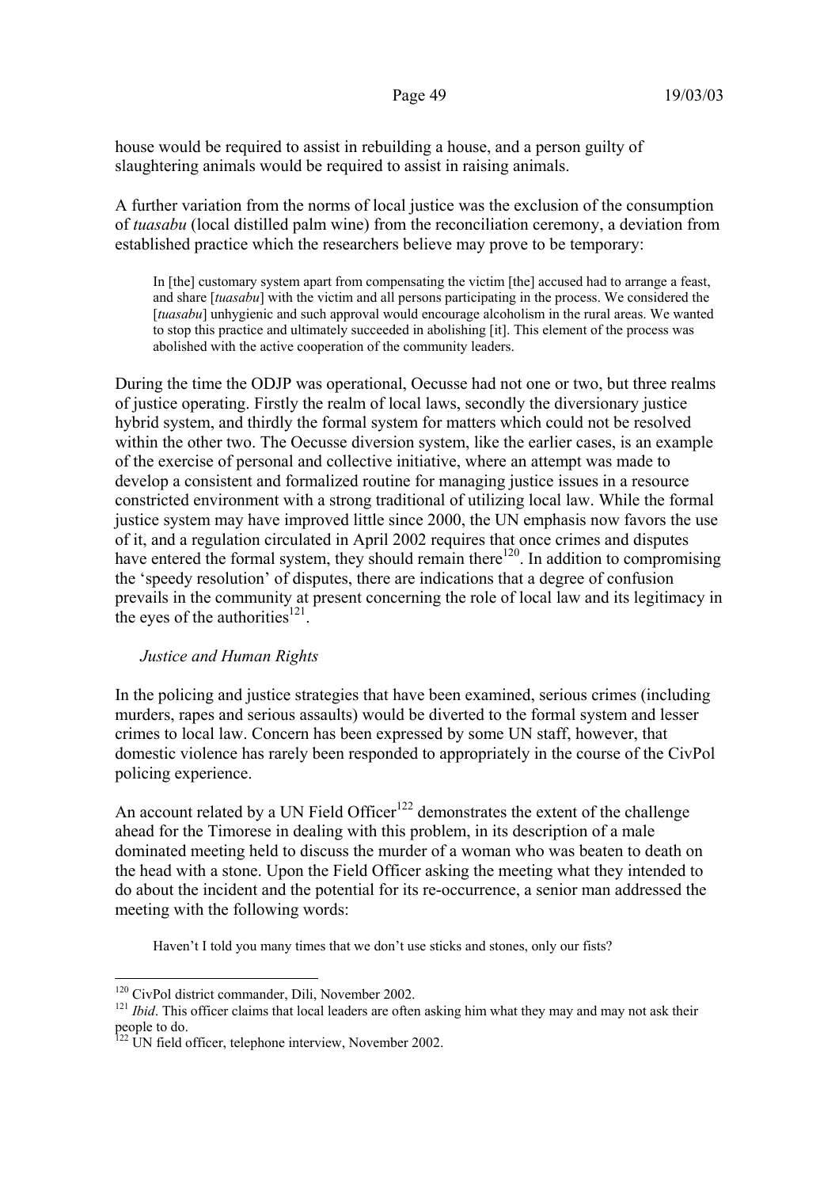house would be required to assist in rebuilding a house, and a person guilty of slaughtering animals would be required to assist in raising animals.

A further variation from the norms of local justice was the exclusion of the consumption of *tuasabu* (local distilled palm wine) from the reconciliation ceremony, a deviation from established practice which the researchers believe may prove to be temporary:

> In [the] customary system apart from compensating the victim [the] accused had to arrange a feast, and share [*tuasabu*] with the victim and all persons participating in the process. We considered the [*tuasabu*] unhygienic and such approval would encourage alcoholism in the rural areas. We wanted to stop this practice and ultimately succeeded in abolishing [it]. This element of the process was abolished with the active cooperation of the community leaders.

During the time the ODJP was operational, Oecusse had not one or two, but three realms of justice operating. Firstly the realm of local laws, secondly the diversionary justice hybrid system, and thirdly the formal system for matters which could not be resolved within the other two. The Oecusse diversion system, like the earlier cases, is an example of the exercise of personal and collective initiative, where an attempt was made to develop a consistent and formalized routine for managing justice issues in a resource constricted environment with a strong traditional of utilizing local law. While the formal justice system may have improved little since 2000, the UN emphasis now favors the use of it, and a regulation circulated in April 2002 requires that once crimes and disputes have entered the formal system, they should remain there[120]. In addition to compromising the 'speedy resolution' of disputes, there are indications that a degree of confusion prevails in the community at present concerning the role of local law and its legitimacy in the eyes of the authorities[121].

### *Justice and Human Rights*

In the policing and justice strategies that have been examined, serious crimes (including murders, rapes and serious assaults) would be diverted to the formal system and lesser crimes to local law. Concern has been expressed by some UN staff, however, that domestic violence has rarely been responded to appropriately in the course of the CivPol policing experience.

An account related by a UN Field Officer[122] demonstrates the extent of the challenge ahead for the Timorese in dealing with this problem, in its description of a male dominated meeting held to discuss the murder of a woman who was beaten to death on the head with a stone. Upon the Field Officer asking the meeting what they intended to do about the incident and the potential for its re-occurrence, a senior man addressed the meeting with the following words:

> Haven't I told you many times that we don't use sticks and stones, only our fists?

---

[120] CivPol district commander, Dili, November 2002.

[121] *Ibid*. This officer claims that local leaders are often asking him what they may and may not ask their people to do.

[122] UN field officer, telephone interview, November 2002.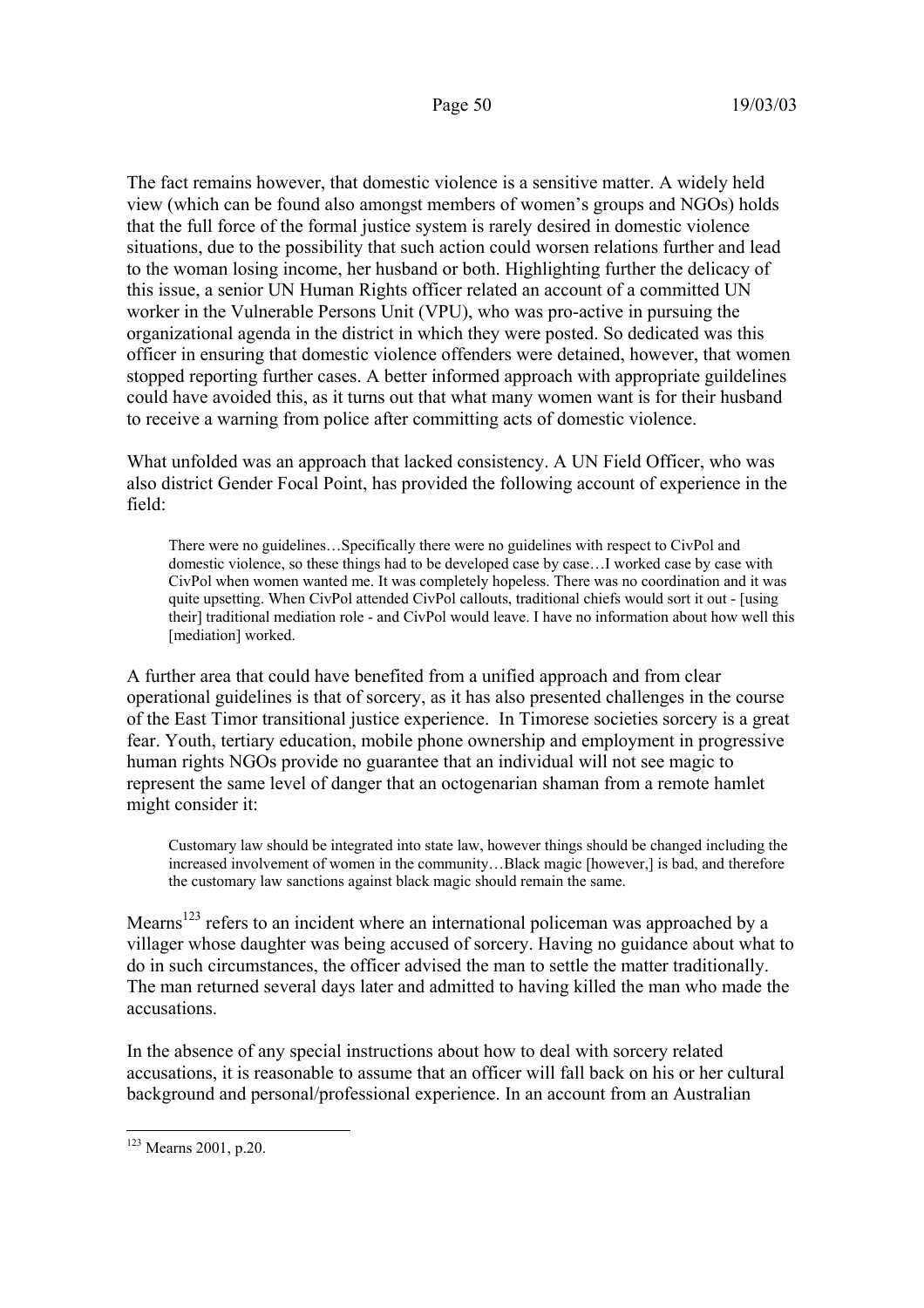The fact remains however, that domestic violence is a sensitive matter. A widely held view (which can be found also amongst members of women's groups and NGOs) holds that the full force of the formal justice system is rarely desired in domestic violence situations, due to the possibility that such action could worsen relations further and lead to the woman losing income, her husband or both. Highlighting further the delicacy of this issue, a senior UN Human Rights officer related an account of a committed UN worker in the Vulnerable Persons Unit (VPU), who was pro-active in pursuing the organizational agenda in the district in which they were posted. So dedicated was this officer in ensuring that domestic violence offenders were detained, however, that women stopped reporting further cases. A better informed approach with appropriate guildelines could have avoided this, as it turns out that what many women want is for their husband to receive a warning from police after committing acts of domestic violence.

What unfolded was an approach that lacked consistency. A UN Field Officer, who was also district Gender Focal Point, has provided the following account of experience in the field:

> There were no guidelines…Specifically there were no guidelines with respect to CivPol and domestic violence, so these things had to be developed case by case…I worked case by case with CivPol when women wanted me. It was completely hopeless. There was no coordination and it was quite upsetting. When CivPol attended CivPol callouts, traditional chiefs would sort it out - [using their] traditional mediation role - and CivPol would leave. I have no information about how well this [mediation] worked.

A further area that could have benefited from a unified approach and from clear operational guidelines is that of sorcery, as it has also presented challenges in the course of the East Timor transitional justice experience. In Timorese societies sorcery is a great fear. Youth, tertiary education, mobile phone ownership and employment in progressive human rights NGOs provide no guarantee that an individual will not see magic to represent the same level of danger that an octogenarian shaman from a remote hamlet might consider it:

> Customary law should be integrated into state law, however things should be changed including the increased involvement of women in the community…Black magic [however,] is bad, and therefore the customary law sanctions against black magic should remain the same.

Mearns[123] refers to an incident where an international policeman was approached by a villager whose daughter was being accused of sorcery. Having no guidance about what to do in such circumstances, the officer advised the man to settle the matter traditionally. The man returned several days later and admitted to having killed the man who made the accusations.

In the absence of any special instructions about how to deal with sorcery related accusations, it is reasonable to assume that an officer will fall back on his or her cultural background and personal/professional experience. In an account from an Australian

---

[123] Mearns 2001, p.20.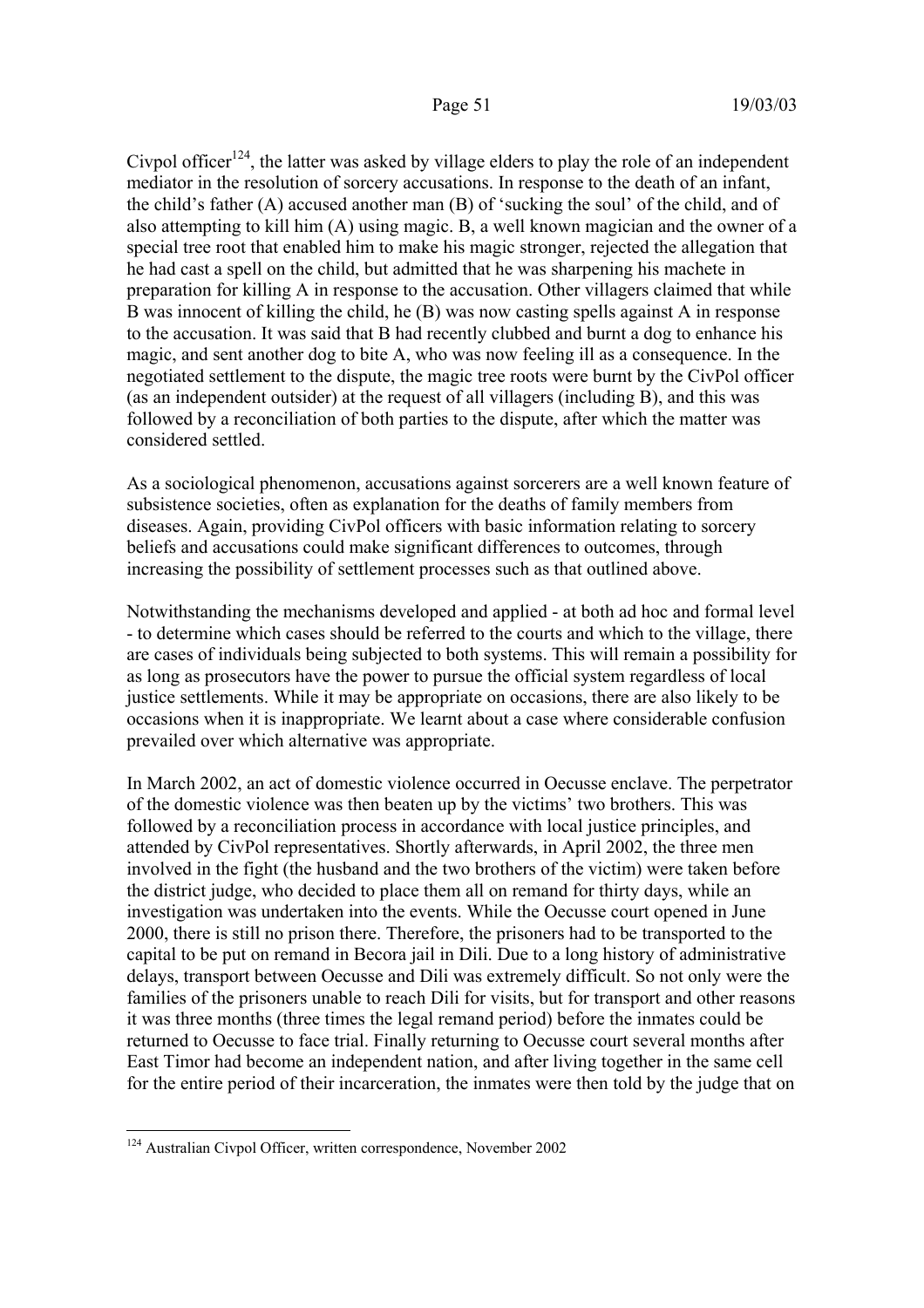Civpol officer[124], the latter was asked by village elders to play the role of an independent mediator in the resolution of sorcery accusations. In response to the death of an infant, the child's father (A) accused another man (B) of 'sucking the soul' of the child, and of also attempting to kill him (A) using magic. B, a well known magician and the owner of a special tree root that enabled him to make his magic stronger, rejected the allegation that he had cast a spell on the child, but admitted that he was sharpening his machete in preparation for killing A in response to the accusation. Other villagers claimed that while B was innocent of killing the child, he (B) was now casting spells against A in response to the accusation. It was said that B had recently clubbed and burnt a dog to enhance his magic, and sent another dog to bite A, who was now feeling ill as a consequence. In the negotiated settlement to the dispute, the magic tree roots were burnt by the CivPol officer (as an independent outsider) at the request of all villagers (including B), and this was followed by a reconciliation of both parties to the dispute, after which the matter was considered settled.

As a sociological phenomenon, accusations against sorcerers are a well known feature of subsistence societies, often as explanation for the deaths of family members from diseases. Again, providing CivPol officers with basic information relating to sorcery beliefs and accusations could make significant differences to outcomes, through increasing the possibility of settlement processes such as that outlined above.

Notwithstanding the mechanisms developed and applied - at both ad hoc and formal level - to determine which cases should be referred to the courts and which to the village, there are cases of individuals being subjected to both systems. This will remain a possibility for as long as prosecutors have the power to pursue the official system regardless of local justice settlements. While it may be appropriate on occasions, there are also likely to be occasions when it is inappropriate. We learnt about a case where considerable confusion prevailed over which alternative was appropriate.

In March 2002, an act of domestic violence occurred in Oecusse enclave. The perpetrator of the domestic violence was then beaten up by the victims' two brothers. This was followed by a reconciliation process in accordance with local justice principles, and attended by CivPol representatives. Shortly afterwards, in April 2002, the three men involved in the fight (the husband and the two brothers of the victim) were taken before the district judge, who decided to place them all on remand for thirty days, while an investigation was undertaken into the events. While the Oecusse court opened in June 2000, there is still no prison there. Therefore, the prisoners had to be transported to the capital to be put on remand in Becora jail in Dili. Due to a long history of administrative delays, transport between Oecusse and Dili was extremely difficult. So not only were the families of the prisoners unable to reach Dili for visits, but for transport and other reasons it was three months (three times the legal remand period) before the inmates could be returned to Oecusse to face trial. Finally returning to Oecusse court several months after East Timor had become an independent nation, and after living together in the same cell for the entire period of their incarceration, the inmates were then told by the judge that on

[124] Australian Civpol Officer, written correspondence, November 2002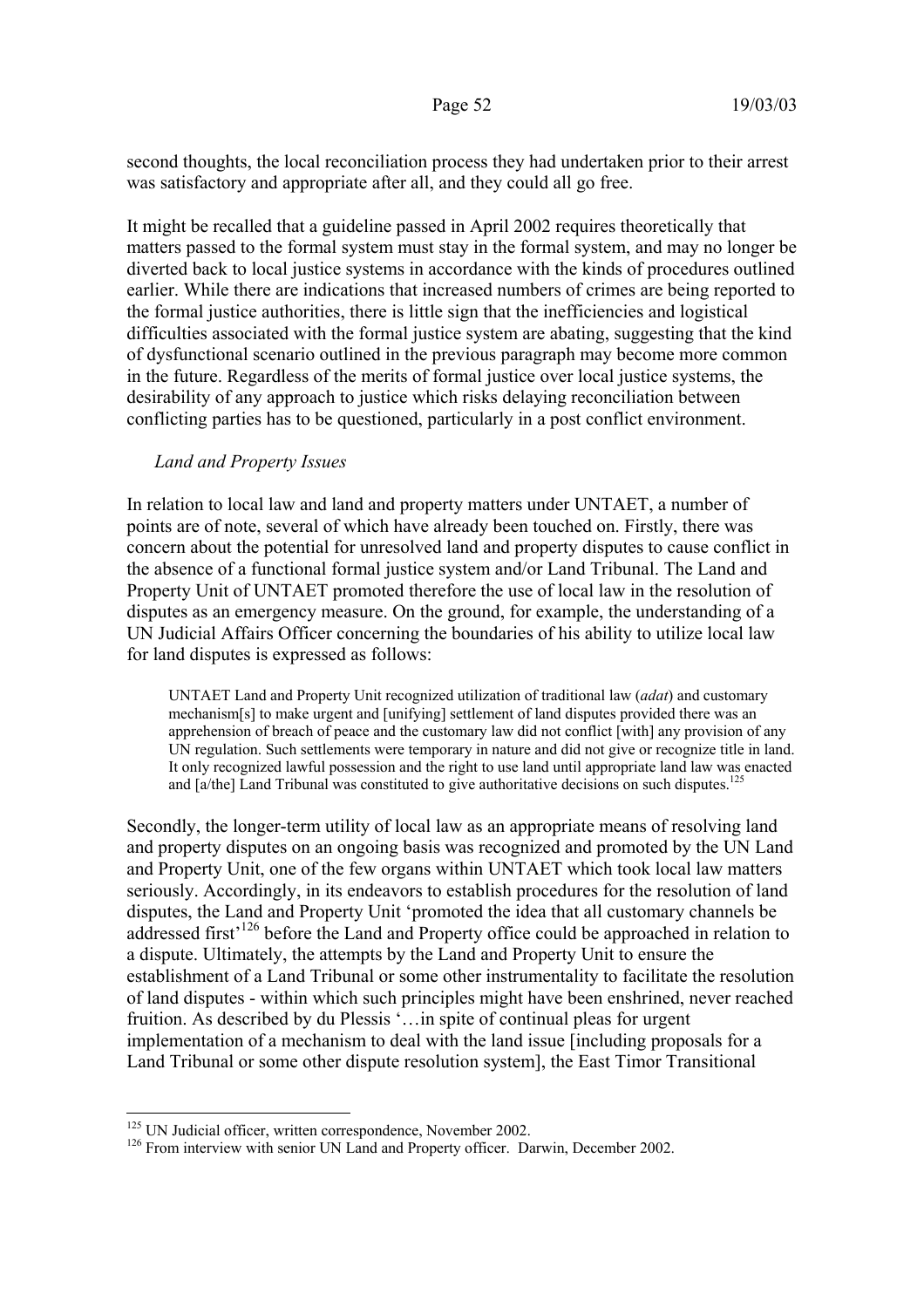second thoughts, the local reconciliation process they had undertaken prior to their arrest was satisfactory and appropriate after all, and they could all go free.

It might be recalled that a guideline passed in April 2002 requires theoretically that matters passed to the formal system must stay in the formal system, and may no longer be diverted back to local justice systems in accordance with the kinds of procedures outlined earlier. While there are indications that increased numbers of crimes are being reported to the formal justice authorities, there is little sign that the inefficiencies and logistical difficulties associated with the formal justice system are abating, suggesting that the kind of dysfunctional scenario outlined in the previous paragraph may become more common in the future. Regardless of the merits of formal justice over local justice systems, the desirability of any approach to justice which risks delaying reconciliation between conflicting parties has to be questioned, particularly in a post conflict environment.

*Land and Property Issues*

In relation to local law and land and property matters under UNTAET, a number of points are of note, several of which have already been touched on. Firstly, there was concern about the potential for unresolved land and property disputes to cause conflict in the absence of a functional formal justice system and/or Land Tribunal. The Land and Property Unit of UNTAET promoted therefore the use of local law in the resolution of disputes as an emergency measure. On the ground, for example, the understanding of a UN Judicial Affairs Officer concerning the boundaries of his ability to utilize local law for land disputes is expressed as follows:

> UNTAET Land and Property Unit recognized utilization of traditional law (*adat*) and customary mechanism[s] to make urgent and [unifying] settlement of land disputes provided there was an apprehension of breach of peace and the customary law did not conflict [with] any provision of any UN regulation. Such settlements were temporary in nature and did not give or recognize title in land. It only recognized lawful possession and the right to use land until appropriate land law was enacted and [a/the] Land Tribunal was constituted to give authoritative decisions on such disputes.[125]

Secondly, the longer-term utility of local law as an appropriate means of resolving land and property disputes on an ongoing basis was recognized and promoted by the UN Land and Property Unit, one of the few organs within UNTAET which took local law matters seriously. Accordingly, in its endeavors to establish procedures for the resolution of land disputes, the Land and Property Unit 'promoted the idea that all customary channels be addressed first'[126] before the Land and Property office could be approached in relation to a dispute. Ultimately, the attempts by the Land and Property Unit to ensure the establishment of a Land Tribunal or some other instrumentality to facilitate the resolution of land disputes - within which such principles might have been enshrined, never reached fruition. As described by du Plessis '…in spite of continual pleas for urgent implementation of a mechanism to deal with the land issue [including proposals for a Land Tribunal or some other dispute resolution system], the East Timor Transitional

---

[125] UN Judicial officer, written correspondence, November 2002.

[126] From interview with senior UN Land and Property officer. Darwin, December 2002.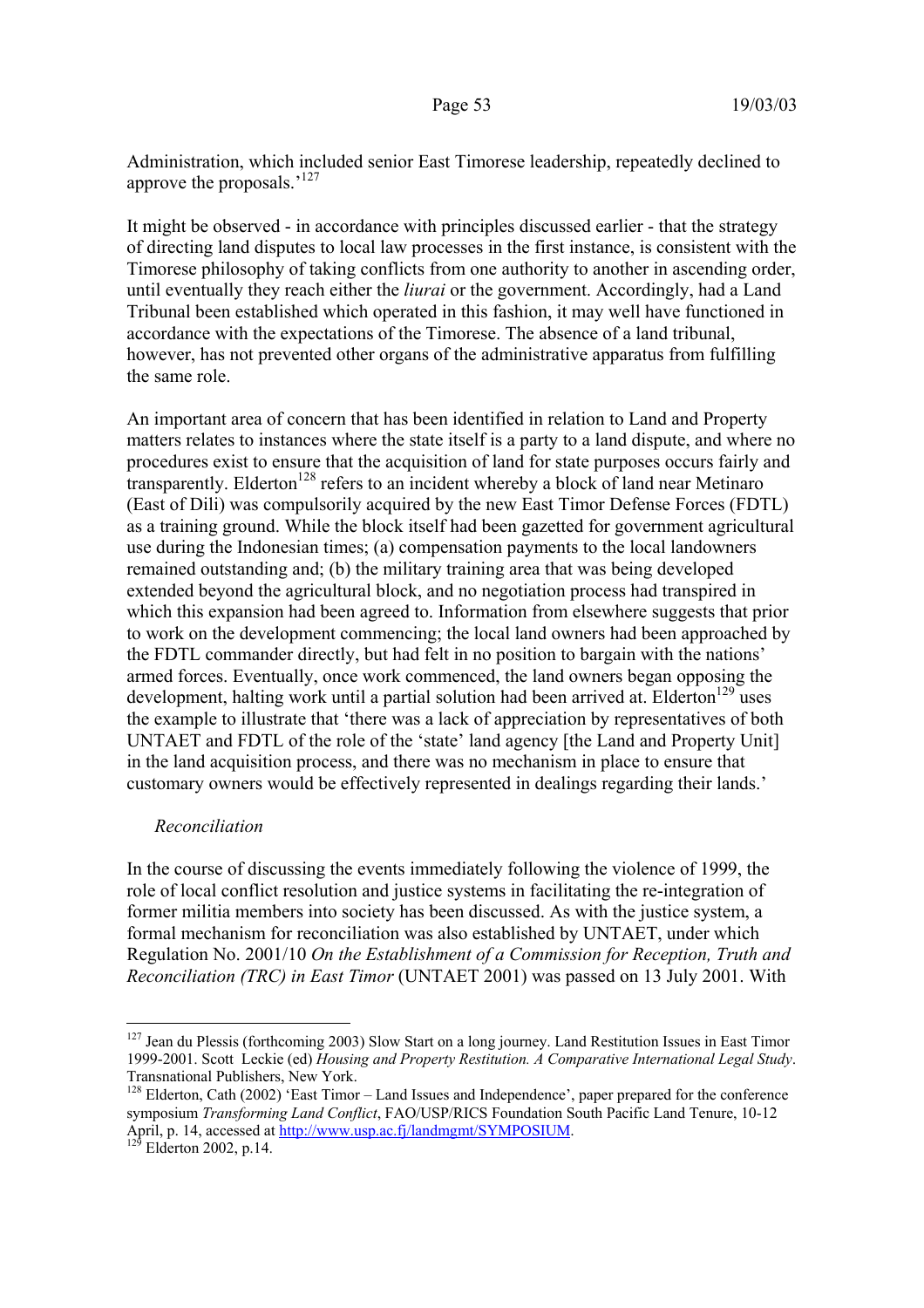Administration, which included senior East Timorese leadership, repeatedly declined to approve the proposals.'[127]

It might be observed - in accordance with principles discussed earlier - that the strategy of directing land disputes to local law processes in the first instance, is consistent with the Timorese philosophy of taking conflicts from one authority to another in ascending order, until eventually they reach either the *liurai* or the government. Accordingly, had a Land Tribunal been established which operated in this fashion, it may well have functioned in accordance with the expectations of the Timorese. The absence of a land tribunal, however, has not prevented other organs of the administrative apparatus from fulfilling the same role.

An important area of concern that has been identified in relation to Land and Property matters relates to instances where the state itself is a party to a land dispute, and where no procedures exist to ensure that the acquisition of land for state purposes occurs fairly and transparently. Elderton[128] refers to an incident whereby a block of land near Metinaro (East of Dili) was compulsorily acquired by the new East Timor Defense Forces (FDTL) as a training ground. While the block itself had been gazetted for government agricultural use during the Indonesian times; (a) compensation payments to the local landowners remained outstanding and; (b) the military training area that was being developed extended beyond the agricultural block, and no negotiation process had transpired in which this expansion had been agreed to. Information from elsewhere suggests that prior to work on the development commencing; the local land owners had been approached by the FDTL commander directly, but had felt in no position to bargain with the nations' armed forces. Eventually, once work commenced, the land owners began opposing the development, halting work until a partial solution had been arrived at. Elderton[129] uses the example to illustrate that 'there was a lack of appreciation by representatives of both UNTAET and FDTL of the role of the 'state' land agency [the Land and Property Unit] in the land acquisition process, and there was no mechanism in place to ensure that customary owners would be effectively represented in dealings regarding their lands.'

### *Reconciliation*

In the course of discussing the events immediately following the violence of 1999, the role of local conflict resolution and justice systems in facilitating the re-integration of former militia members into society has been discussed. As with the justice system, a formal mechanism for reconciliation was also established by UNTAET, under which Regulation No. 2001/10 *On the Establishment of a Commission for Reception, Truth and Reconciliation (TRC) in East Timor* (UNTAET 2001) was passed on 13 July 2001. With

---

[127] Jean du Plessis (forthcoming 2003) Slow Start on a long journey. Land Restitution Issues in East Timor 1999-2001. Scott Leckie (ed) *Housing and Property Restitution. A Comparative International Legal Study*. Transnational Publishers, New York.

[128] Elderton, Cath (2002) 'East Timor – Land Issues and Independence', paper prepared for the conference symposium *Transforming Land Conflict*, FAO/USP/RICS Foundation South Pacific Land Tenure, 10-12 April, p. 14, accessed at http://www.usp.ac.fj/landmgmt/SYMPOSIUM.

[129] Elderton 2002, p.14.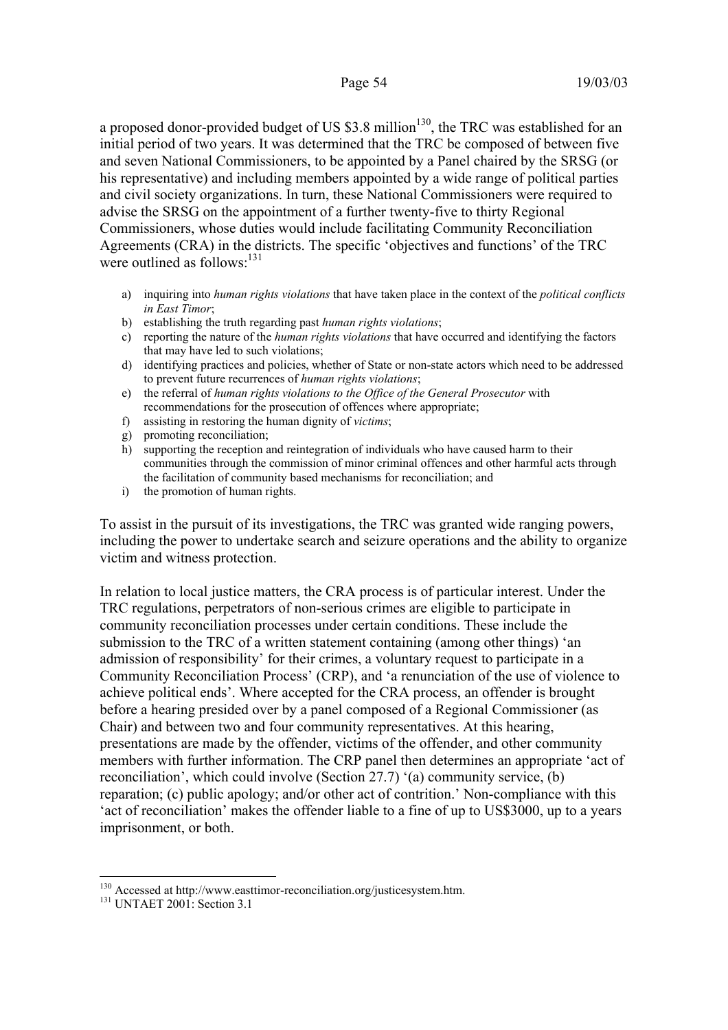a proposed donor-provided budget of US $3.8 million[130], the TRC was established for an initial period of two years. It was determined that the TRC be composed of between five and seven National Commissioners, to be appointed by a Panel chaired by the SRSG (or his representative) and including members appointed by a wide range of political parties and civil society organizations. In turn, these National Commissioners were required to advise the SRSG on the appointment of a further twenty-five to thirty Regional Commissioners, whose duties would include facilitating Community Reconciliation Agreements (CRA) in the districts. The specific 'objectives and functions' of the TRC were outlined as follows:[131]

- a) inquiring into *human rights violations* that have taken place in the context of the *political conflicts in East Timor*;
- b) establishing the truth regarding past *human rights violations*;
- c) reporting the nature of the *human rights violations* that have occurred and identifying the factors that may have led to such violations;
- d) identifying practices and policies, whether of State or non-state actors which need to be addressed to prevent future recurrences of *human rights violations*;
- e) the referral of *human rights violations to the Office of the General Prosecutor* with recommendations for the prosecution of offences where appropriate;
- f) assisting in restoring the human dignity of *victims*;
- g) promoting reconciliation;
- h) supporting the reception and reintegration of individuals who have caused harm to their communities through the commission of minor criminal offences and other harmful acts through the facilitation of community based mechanisms for reconciliation; and
- i) the promotion of human rights.

To assist in the pursuit of its investigations, the TRC was granted wide ranging powers, including the power to undertake search and seizure operations and the ability to organize victim and witness protection.

In relation to local justice matters, the CRA process is of particular interest. Under the TRC regulations, perpetrators of non-serious crimes are eligible to participate in community reconciliation processes under certain conditions. These include the submission to the TRC of a written statement containing (among other things) 'an admission of responsibility' for their crimes, a voluntary request to participate in a Community Reconciliation Process' (CRP), and 'a renunciation of the use of violence to achieve political ends'. Where accepted for the CRA process, an offender is brought before a hearing presided over by a panel composed of a Regional Commissioner (as Chair) and between two and four community representatives. At this hearing, presentations are made by the offender, victims of the offender, and other community members with further information. The CRP panel then determines an appropriate 'act of reconciliation', which could involve (Section 27.7) '(a) community service, (b) reparation; (c) public apology; and/or other act of contrition.' Non-compliance with this 'act of reconciliation' makes the offender liable to a fine of up to US$3000, up to a years imprisonment, or both.

---

[130] Accessed at http://www.easttimor-reconciliation.org/justicesystem.htm.

[131] UNTAET 2001: Section 3.1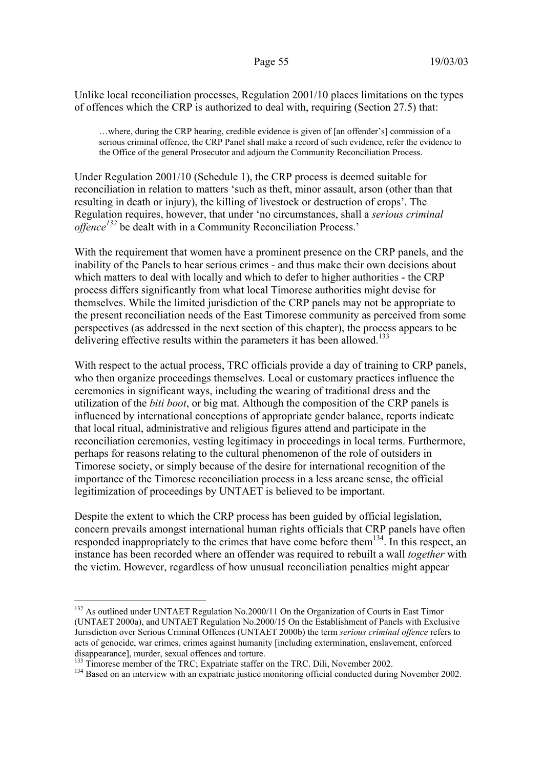Unlike local reconciliation processes, Regulation 2001/10 places limitations on the types of offences which the CRP is authorized to deal with, requiring (Section 27.5) that:

> …where, during the CRP hearing, credible evidence is given of [an offender's] commission of a serious criminal offence, the CRP Panel shall make a record of such evidence, refer the evidence to the Office of the general Prosecutor and adjourn the Community Reconciliation Process.

Under Regulation 2001/10 (Schedule 1), the CRP process is deemed suitable for reconciliation in relation to matters 'such as theft, minor assault, arson (other than that resulting in death or injury), the killing of livestock or destruction of crops'. The Regulation requires, however, that under 'no circumstances, shall a *serious criminal offence*[132] be dealt with in a Community Reconciliation Process.'

With the requirement that women have a prominent presence on the CRP panels, and the inability of the Panels to hear serious crimes - and thus make their own decisions about which matters to deal with locally and which to defer to higher authorities - the CRP process differs significantly from what local Timorese authorities might devise for themselves. While the limited jurisdiction of the CRP panels may not be appropriate to the present reconciliation needs of the East Timorese community as perceived from some perspectives (as addressed in the next section of this chapter), the process appears to be delivering effective results within the parameters it has been allowed.[133]

With respect to the actual process, TRC officials provide a day of training to CRP panels, who then organize proceedings themselves. Local or customary practices influence the ceremonies in significant ways, including the wearing of traditional dress and the utilization of the *biti boot*, or big mat. Although the composition of the CRP panels is influenced by international conceptions of appropriate gender balance, reports indicate that local ritual, administrative and religious figures attend and participate in the reconciliation ceremonies, vesting legitimacy in proceedings in local terms. Furthermore, perhaps for reasons relating to the cultural phenomenon of the role of outsiders in Timorese society, or simply because of the desire for international recognition of the importance of the Timorese reconciliation process in a less arcane sense, the official legitimization of proceedings by UNTAET is believed to be important.

Despite the extent to which the CRP process has been guided by official legislation, concern prevails amongst international human rights officials that CRP panels have often responded inappropriately to the crimes that have come before them[134]. In this respect, an instance has been recorded where an offender was required to rebuilt a wall *together* with the victim. However, regardless of how unusual reconciliation penalties might appear

---

[132] As outlined under UNTAET Regulation No.2000/11 On the Organization of Courts in East Timor (UNTAET 2000a), and UNTAET Regulation No.2000/15 On the Establishment of Panels with Exclusive Jurisdiction over Serious Criminal Offences (UNTAET 2000b) the term *serious criminal offence* refers to acts of genocide, war crimes, crimes against humanity [including extermination, enslavement, enforced disappearance], murder, sexual offences and torture.

[133] Timorese member of the TRC; Expatriate staffer on the TRC. Dili, November 2002.

[134] Based on an interview with an expatriate justice monitoring official conducted during November 2002.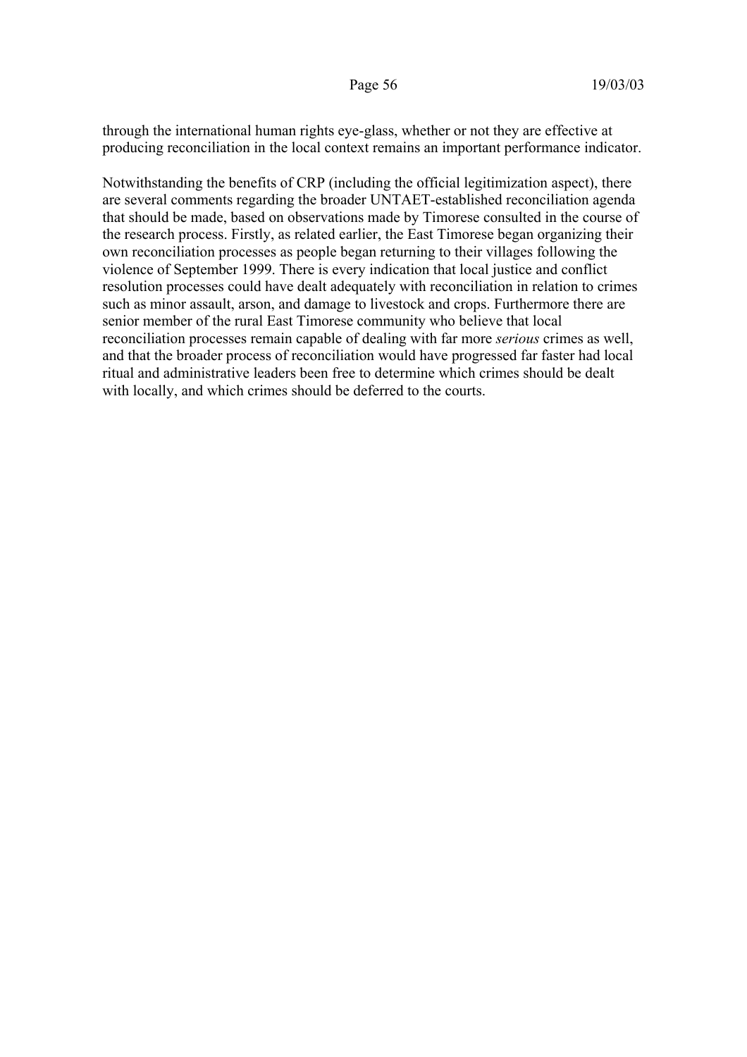through the international human rights eye-glass, whether or not they are effective at producing reconciliation in the local context remains an important performance indicator.

Notwithstanding the benefits of CRP (including the official legitimization aspect), there are several comments regarding the broader UNTAET-established reconciliation agenda that should be made, based on observations made by Timorese consulted in the course of the research process. Firstly, as related earlier, the East Timorese began organizing their own reconciliation processes as people began returning to their villages following the violence of September 1999. There is every indication that local justice and conflict resolution processes could have dealt adequately with reconciliation in relation to crimes such as minor assault, arson, and damage to livestock and crops. Furthermore there are senior member of the rural East Timorese community who believe that local reconciliation processes remain capable of dealing with far more *serious* crimes as well, and that the broader process of reconciliation would have progressed far faster had local ritual and administrative leaders been free to determine which crimes should be dealt with locally, and which crimes should be deferred to the courts.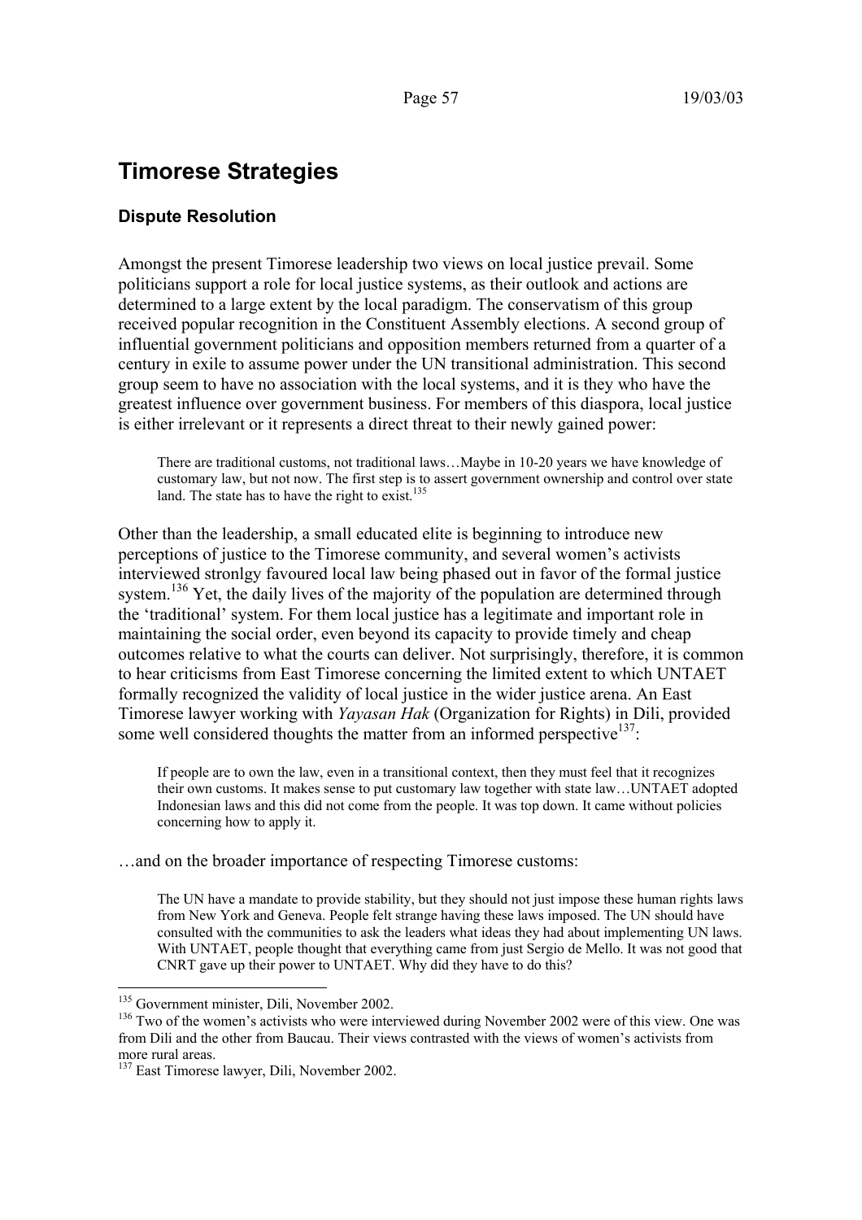# Timorese Strategies

## Dispute Resolution

Amongst the present Timorese leadership two views on local justice prevail. Some politicians support a role for local justice systems, as their outlook and actions are determined to a large extent by the local paradigm. The conservatism of this group received popular recognition in the Constituent Assembly elections. A second group of influential government politicians and opposition members returned from a quarter of a century in exile to assume power under the UN transitional administration. This second group seem to have no association with the local systems, and it is they who have the greatest influence over government business. For members of this diaspora, local justice is either irrelevant or it represents a direct threat to their newly gained power:

> There are traditional customs, not traditional laws…Maybe in 10-20 years we have knowledge of customary law, but not now. The first step is to assert government ownership and control over state land. The state has to have the right to exist.[135]

Other than the leadership, a small educated elite is beginning to introduce new perceptions of justice to the Timorese community, and several women's activists interviewed stronlgy favoured local law being phased out in favor of the formal justice system.[136] Yet, the daily lives of the majority of the population are determined through the 'traditional' system. For them local justice has a legitimate and important role in maintaining the social order, even beyond its capacity to provide timely and cheap outcomes relative to what the courts can deliver. Not surprisingly, therefore, it is common to hear criticisms from East Timorese concerning the limited extent to which UNTAET formally recognized the validity of local justice in the wider justice arena. An East Timorese lawyer working with *Yayasan Hak* (Organization for Rights) in Dili, provided some well considered thoughts the matter from an informed perspective[137]:

> If people are to own the law, even in a transitional context, then they must feel that it recognizes their own customs. It makes sense to put customary law together with state law…UNTAET adopted Indonesian laws and this did not come from the people. It was top down. It came without policies concerning how to apply it.

…and on the broader importance of respecting Timorese customs:

> The UN have a mandate to provide stability, but they should not just impose these human rights laws from New York and Geneva. People felt strange having these laws imposed. The UN should have consulted with the communities to ask the leaders what ideas they had about implementing UN laws. With UNTAET, people thought that everything came from just Sergio de Mello. It was not good that CNRT gave up their power to UNTAET. Why did they have to do this?

---

[135] Government minister, Dili, November 2002.

[136] Two of the women's activists who were interviewed during November 2002 were of this view. One was from Dili and the other from Baucau. Their views contrasted with the views of women's activists from more rural areas.

[137] East Timorese lawyer, Dili, November 2002.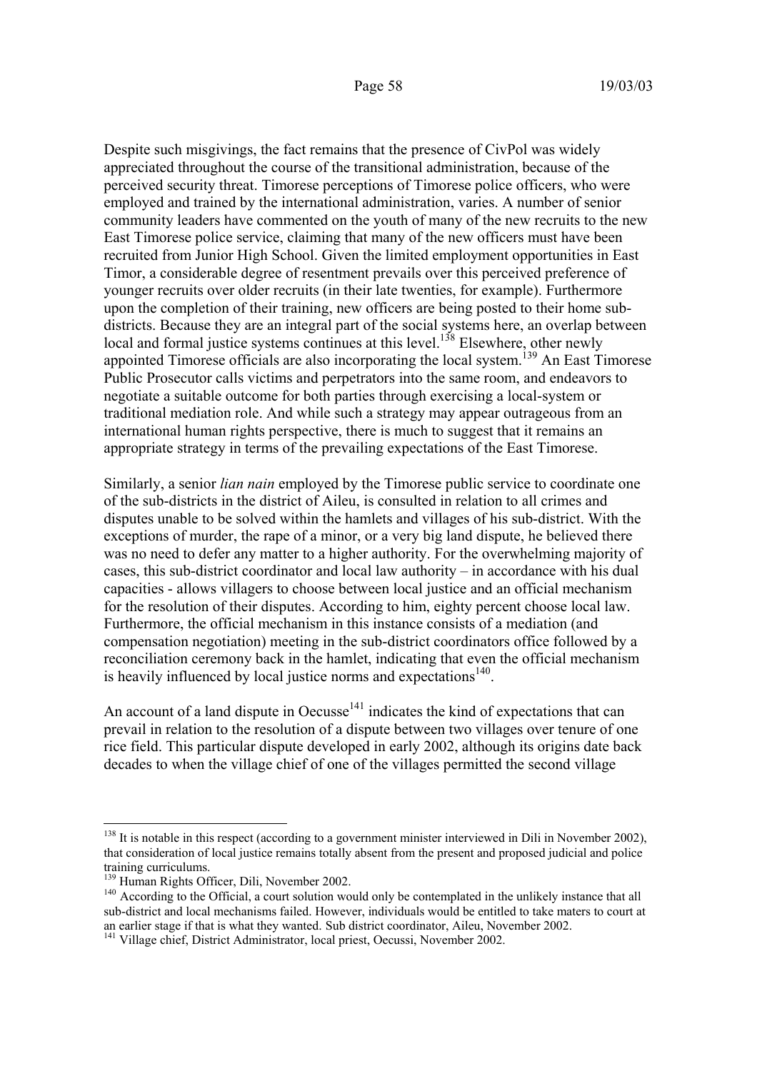Despite such misgivings, the fact remains that the presence of CivPol was widely appreciated throughout the course of the transitional administration, because of the perceived security threat. Timorese perceptions of Timorese police officers, who were employed and trained by the international administration, varies. A number of senior community leaders have commented on the youth of many of the new recruits to the new East Timorese police service, claiming that many of the new officers must have been recruited from Junior High School. Given the limited employment opportunities in East Timor, a considerable degree of resentment prevails over this perceived preference of younger recruits over older recruits (in their late twenties, for example). Furthermore upon the completion of their training, new officers are being posted to their home sub-districts. Because they are an integral part of the social systems here, an overlap between local and formal justice systems continues at this level.[138] Elsewhere, other newly appointed Timorese officials are also incorporating the local system.[139] An East Timorese Public Prosecutor calls victims and perpetrators into the same room, and endeavors to negotiate a suitable outcome for both parties through exercising a local-system or traditional mediation role. And while such a strategy may appear outrageous from an international human rights perspective, there is much to suggest that it remains an appropriate strategy in terms of the prevailing expectations of the East Timorese.

Similarly, a senior *lian nain* employed by the Timorese public service to coordinate one of the sub-districts in the district of Aileu, is consulted in relation to all crimes and disputes unable to be solved within the hamlets and villages of his sub-district. With the exceptions of murder, the rape of a minor, or a very big land dispute, he believed there was no need to defer any matter to a higher authority. For the overwhelming majority of cases, this sub-district coordinator and local law authority – in accordance with his dual capacities - allows villagers to choose between local justice and an official mechanism for the resolution of their disputes. According to him, eighty percent choose local law. Furthermore, the official mechanism in this instance consists of a mediation (and compensation negotiation) meeting in the sub-district coordinators office followed by a reconciliation ceremony back in the hamlet, indicating that even the official mechanism is heavily influenced by local justice norms and expectations[140].

An account of a land dispute in Oecusse[141] indicates the kind of expectations that can prevail in relation to the resolution of a dispute between two villages over tenure of one rice field. This particular dispute developed in early 2002, although its origins date back decades to when the village chief of one of the villages permitted the second village

---

[138] It is notable in this respect (according to a government minister interviewed in Dili in November 2002), that consideration of local justice remains totally absent from the present and proposed judicial and police training curriculums.

[139] Human Rights Officer, Dili, November 2002.

[140] According to the Official, a court solution would only be contemplated in the unlikely instance that all sub-district and local mechanisms failed. However, individuals would be entitled to take maters to court at an earlier stage if that is what they wanted. Sub district coordinator, Aileu, November 2002.

[141] Village chief, District Administrator, local priest, Oecussi, November 2002.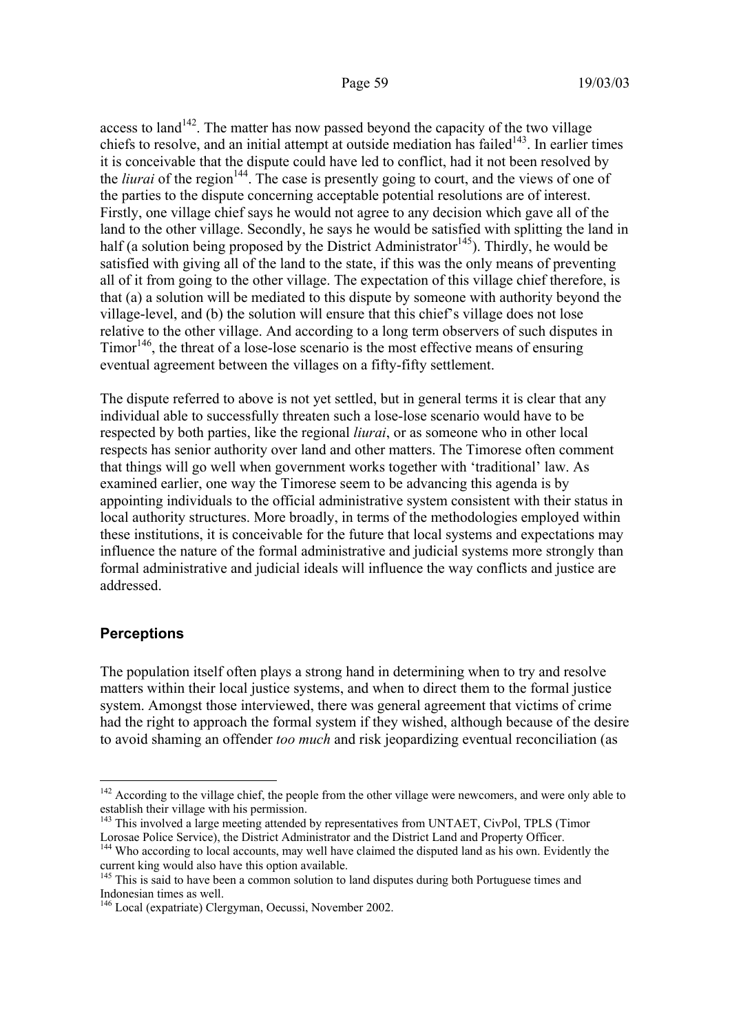access to land[142]. The matter has now passed beyond the capacity of the two village chiefs to resolve, and an initial attempt at outside mediation has failed[143]. In earlier times it is conceivable that the dispute could have led to conflict, had it not been resolved by the *liurai* of the region[144]. The case is presently going to court, and the views of one of the parties to the dispute concerning acceptable potential resolutions are of interest. Firstly, one village chief says he would not agree to any decision which gave all of the land to the other village. Secondly, he says he would be satisfied with splitting the land in half (a solution being proposed by the District Administrator[145]). Thirdly, he would be satisfied with giving all of the land to the state, if this was the only means of preventing all of it from going to the other village. The expectation of this village chief therefore, is that (a) a solution will be mediated to this dispute by someone with authority beyond the village-level, and (b) the solution will ensure that this chief's village does not lose relative to the other village. And according to a long term observers of such disputes in Timor[146], the threat of a lose-lose scenario is the most effective means of ensuring eventual agreement between the villages on a fifty-fifty settlement.

The dispute referred to above is not yet settled, but in general terms it is clear that any individual able to successfully threaten such a lose-lose scenario would have to be respected by both parties, like the regional *liurai*, or as someone who in other local respects has senior authority over land and other matters. The Timorese often comment that things will go well when government works together with 'traditional' law. As examined earlier, one way the Timorese seem to be advancing this agenda is by appointing individuals to the official administrative system consistent with their status in local authority structures. More broadly, in terms of the methodologies employed within these institutions, it is conceivable for the future that local systems and expectations may influence the nature of the formal administrative and judicial systems more strongly than formal administrative and judicial ideals will influence the way conflicts and justice are addressed.

## Perceptions

The population itself often plays a strong hand in determining when to try and resolve matters within their local justice systems, and when to direct them to the formal justice system. Amongst those interviewed, there was general agreement that victims of crime had the right to approach the formal system if they wished, although because of the desire to avoid shaming an offender *too much* and risk jeopardizing eventual reconciliation (as

---

[142] According to the village chief, the people from the other village were newcomers, and were only able to establish their village with his permission.

[143] This involved a large meeting attended by representatives from UNTAET, CivPol, TPLS (Timor Lorosae Police Service), the District Administrator and the District Land and Property Officer.

[144] Who according to local accounts, may well have claimed the disputed land as his own. Evidently the current king would also have this option available.

[145] This is said to have been a common solution to land disputes during both Portuguese times and Indonesian times as well.

[146] Local (expatriate) Clergyman, Oecussi, November 2002.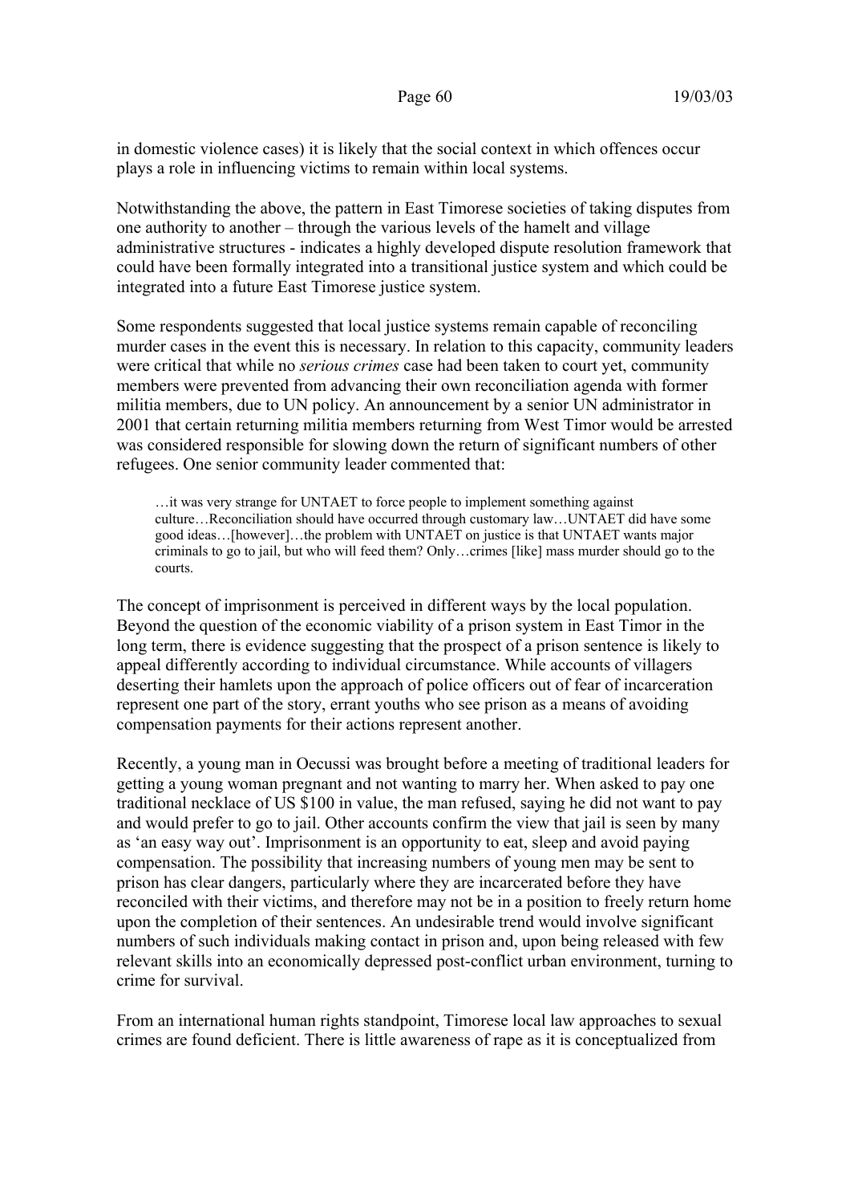in domestic violence cases) it is likely that the social context in which offences occur plays a role in influencing victims to remain within local systems.

Notwithstanding the above, the pattern in East Timorese societies of taking disputes from one authority to another – through the various levels of the hamelt and village administrative structures - indicates a highly developed dispute resolution framework that could have been formally integrated into a transitional justice system and which could be integrated into a future East Timorese justice system.

Some respondents suggested that local justice systems remain capable of reconciling murder cases in the event this is necessary. In relation to this capacity, community leaders were critical that while no *serious crimes* case had been taken to court yet, community members were prevented from advancing their own reconciliation agenda with former militia members, due to UN policy. An announcement by a senior UN administrator in 2001 that certain returning militia members returning from West Timor would be arrested was considered responsible for slowing down the return of significant numbers of other refugees. One senior community leader commented that:

> …it was very strange for UNTAET to force people to implement something against culture…Reconciliation should have occurred through customary law…UNTAET did have some good ideas…[however]…the problem with UNTAET on justice is that UNTAET wants major criminals to go to jail, but who will feed them? Only…crimes [like] mass murder should go to the courts.

The concept of imprisonment is perceived in different ways by the local population. Beyond the question of the economic viability of a prison system in East Timor in the long term, there is evidence suggesting that the prospect of a prison sentence is likely to appeal differently according to individual circumstance. While accounts of villagers deserting their hamlets upon the approach of police officers out of fear of incarceration represent one part of the story, errant youths who see prison as a means of avoiding compensation payments for their actions represent another.

Recently, a young man in Oecussi was brought before a meeting of traditional leaders for getting a young woman pregnant and not wanting to marry her. When asked to pay one traditional necklace of US $100 in value, the man refused, saying he did not want to pay and would prefer to go to jail. Other accounts confirm the view that jail is seen by many as 'an easy way out'. Imprisonment is an opportunity to eat, sleep and avoid paying compensation. The possibility that increasing numbers of young men may be sent to prison has clear dangers, particularly where they are incarcerated before they have reconciled with their victims, and therefore may not be in a position to freely return home upon the completion of their sentences. An undesirable trend would involve significant numbers of such individuals making contact in prison and, upon being released with few relevant skills into an economically depressed post-conflict urban environment, turning to crime for survival.

From an international human rights standpoint, Timorese local law approaches to sexual crimes are found deficient. There is little awareness of rape as it is conceptualized from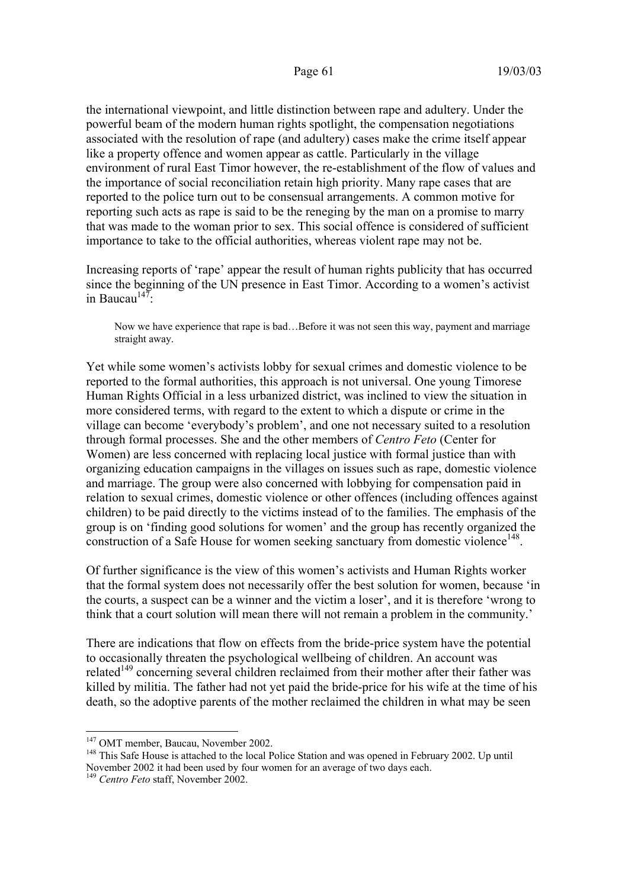the international viewpoint, and little distinction between rape and adultery. Under the powerful beam of the modern human rights spotlight, the compensation negotiations associated with the resolution of rape (and adultery) cases make the crime itself appear like a property offence and women appear as cattle. Particularly in the village environment of rural East Timor however, the re-establishment of the flow of values and the importance of social reconciliation retain high priority. Many rape cases that are reported to the police turn out to be consensual arrangements. A common motive for reporting such acts as rape is said to be the reneging by the man on a promise to marry that was made to the woman prior to sex. This social offence is considered of sufficient importance to take to the official authorities, whereas violent rape may not be.

Increasing reports of 'rape' appear the result of human rights publicity that has occurred since the beginning of the UN presence in East Timor. According to a women's activist in Baucau[147]:

> Now we have experience that rape is bad…Before it was not seen this way, payment and marriage straight away.

Yet while some women's activists lobby for sexual crimes and domestic violence to be reported to the formal authorities, this approach is not universal. One young Timorese Human Rights Official in a less urbanized district, was inclined to view the situation in more considered terms, with regard to the extent to which a dispute or crime in the village can become 'everybody's problem', and one not necessary suited to a resolution through formal processes. She and the other members of *Centro Feto* (Center for Women) are less concerned with replacing local justice with formal justice than with organizing education campaigns in the villages on issues such as rape, domestic violence and marriage. The group were also concerned with lobbying for compensation paid in relation to sexual crimes, domestic violence or other offences (including offences against children) to be paid directly to the victims instead of to the families. The emphasis of the group is on 'finding good solutions for women' and the group has recently organized the construction of a Safe House for women seeking sanctuary from domestic violence[148].

Of further significance is the view of this women's activists and Human Rights worker that the formal system does not necessarily offer the best solution for women, because 'in the courts, a suspect can be a winner and the victim a loser', and it is therefore 'wrong to think that a court solution will mean there will not remain a problem in the community.'

There are indications that flow on effects from the bride-price system have the potential to occasionally threaten the psychological wellbeing of children. An account was related[149] concerning several children reclaimed from their mother after their father was killed by militia. The father had not yet paid the bride-price for his wife at the time of his death, so the adoptive parents of the mother reclaimed the children in what may be seen

---

[147] OMT member, Baucau, November 2002.

[148] This Safe House is attached to the local Police Station and was opened in February 2002. Up until November 2002 it had been used by four women for an average of two days each.

[149] *Centro Feto* staff, November 2002.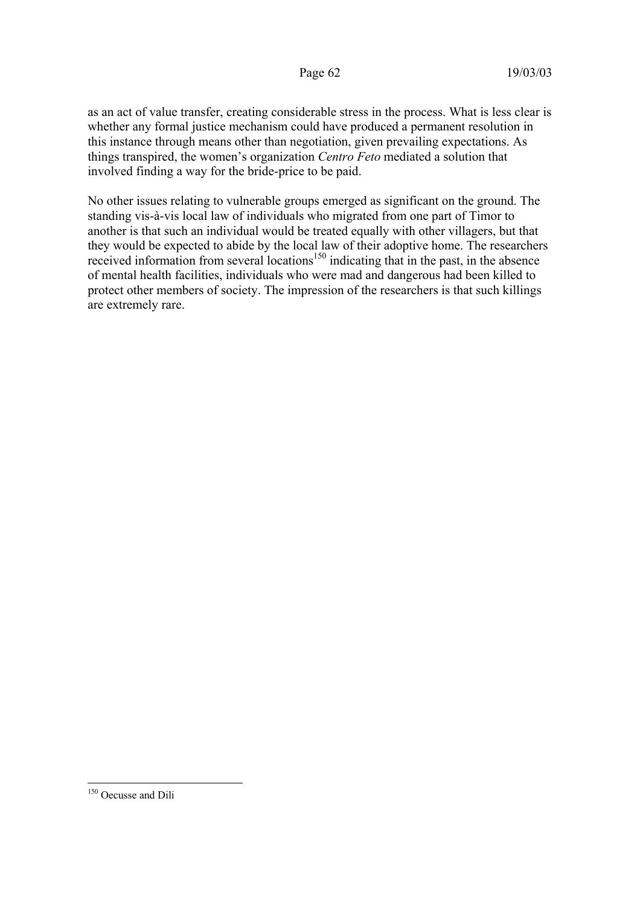as an act of value transfer, creating considerable stress in the process. What is less clear is whether any formal justice mechanism could have produced a permanent resolution in this instance through means other than negotiation, given prevailing expectations. As things transpired, the women's organization *Centro Feto* mediated a solution that involved finding a way for the bride-price to be paid.

No other issues relating to vulnerable groups emerged as significant on the ground. The standing vis-à-vis local law of individuals who migrated from one part of Timor to another is that such an individual would be treated equally with other villagers, but that they would be expected to abide by the local law of their adoptive home. The researchers received information from several locations[150] indicating that in the past, in the absence of mental health facilities, individuals who were mad and dangerous had been killed to protect other members of society. The impression of the researchers is that such killings are extremely rare.

[150] Oecusse and Dili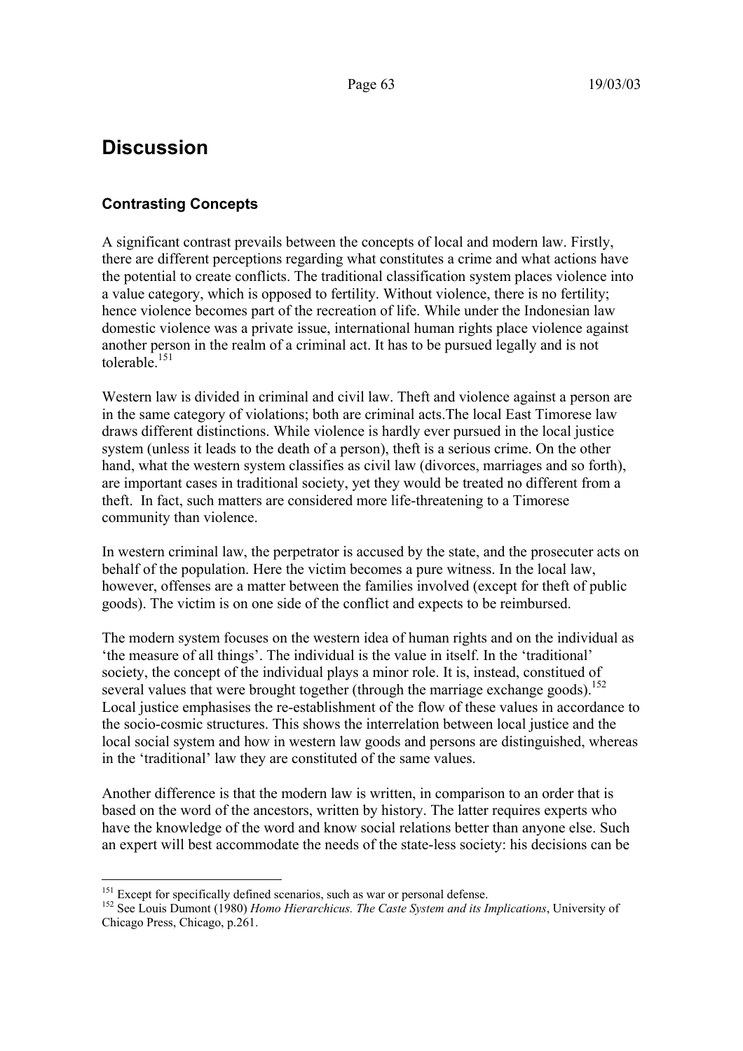# Discussion

## Contrasting Concepts

A significant contrast prevails between the concepts of local and modern law. Firstly, there are different perceptions regarding what constitutes a crime and what actions have the potential to create conflicts. The traditional classification system places violence into a value category, which is opposed to fertility. Without violence, there is no fertility; hence violence becomes part of the recreation of life. While under the Indonesian law domestic violence was a private issue, international human rights place violence against another person in the realm of a criminal act. It has to be pursued legally and is not tolerable.[151]

Western law is divided in criminal and civil law. Theft and violence against a person are in the same category of violations; both are criminal acts.The local East Timorese law draws different distinctions. While violence is hardly ever pursued in the local justice system (unless it leads to the death of a person), theft is a serious crime. On the other hand, what the western system classifies as civil law (divorces, marriages and so forth), are important cases in traditional society, yet they would be treated no different from a theft. In fact, such matters are considered more life-threatening to a Timorese community than violence.

In western criminal law, the perpetrator is accused by the state, and the prosecuter acts on behalf of the population. Here the victim becomes a pure witness. In the local law, however, offenses are a matter between the families involved (except for theft of public goods). The victim is on one side of the conflict and expects to be reimbursed.

The modern system focuses on the western idea of human rights and on the individual as 'the measure of all things'. The individual is the value in itself. In the 'traditional' society, the concept of the individual plays a minor role. It is, instead, constitued of several values that were brought together (through the marriage exchange goods).[152] Local justice emphasises the re-establishment of the flow of these values in accordance to the socio-cosmic structures. This shows the interrelation between local justice and the local social system and how in western law goods and persons are distinguished, whereas in the 'traditional' law they are constituted of the same values.

Another difference is that the modern law is written, in comparison to an order that is based on the word of the ancestors, written by history. The latter requires experts who have the knowledge of the word and know social relations better than anyone else. Such an expert will best accommodate the needs of the state-less society: his decisions can be

---

[151] Except for specifically defined scenarios, such as war or personal defense.

[152] See Louis Dumont (1980) *Homo Hierarchicus. The Caste System and its Implications*, University of Chicago Press, Chicago, p.261.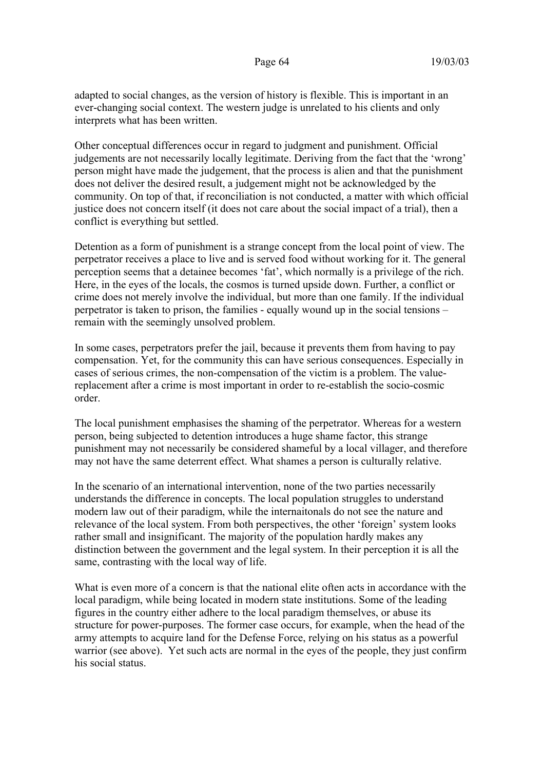adapted to social changes, as the version of history is flexible. This is important in an ever-changing social context. The western judge is unrelated to his clients and only interprets what has been written.

Other conceptual differences occur in regard to judgment and punishment. Official judgements are not necessarily locally legitimate. Deriving from the fact that the 'wrong' person might have made the judgement, that the process is alien and that the punishment does not deliver the desired result, a judgement might not be acknowledged by the community. On top of that, if reconciliation is not conducted, a matter with which official justice does not concern itself (it does not care about the social impact of a trial), then a conflict is everything but settled.

Detention as a form of punishment is a strange concept from the local point of view. The perpetrator receives a place to live and is served food without working for it. The general perception seems that a detainee becomes 'fat', which normally is a privilege of the rich. Here, in the eyes of the locals, the cosmos is turned upside down. Further, a conflict or crime does not merely involve the individual, but more than one family. If the individual perpetrator is taken to prison, the families - equally wound up in the social tensions – remain with the seemingly unsolved problem.

In some cases, perpetrators prefer the jail, because it prevents them from having to pay compensation. Yet, for the community this can have serious consequences. Especially in cases of serious crimes, the non-compensation of the victim is a problem. The value-replacement after a crime is most important in order to re-establish the socio-cosmic order.

The local punishment emphasises the shaming of the perpetrator. Whereas for a western person, being subjected to detention introduces a huge shame factor, this strange punishment may not necessarily be considered shameful by a local villager, and therefore may not have the same deterrent effect. What shames a person is culturally relative.

In the scenario of an international intervention, none of the two parties necessarily understands the difference in concepts. The local population struggles to understand modern law out of their paradigm, while the internaitonals do not see the nature and relevance of the local system. From both perspectives, the other 'foreign' system looks rather small and insignificant. The majority of the population hardly makes any distinction between the government and the legal system. In their perception it is all the same, contrasting with the local way of life.

What is even more of a concern is that the national elite often acts in accordance with the local paradigm, while being located in modern state institutions. Some of the leading figures in the country either adhere to the local paradigm themselves, or abuse its structure for power-purposes. The former case occurs, for example, when the head of the army attempts to acquire land for the Defense Force, relying on his status as a powerful warrior (see above). Yet such acts are normal in the eyes of the people, they just confirm his social status.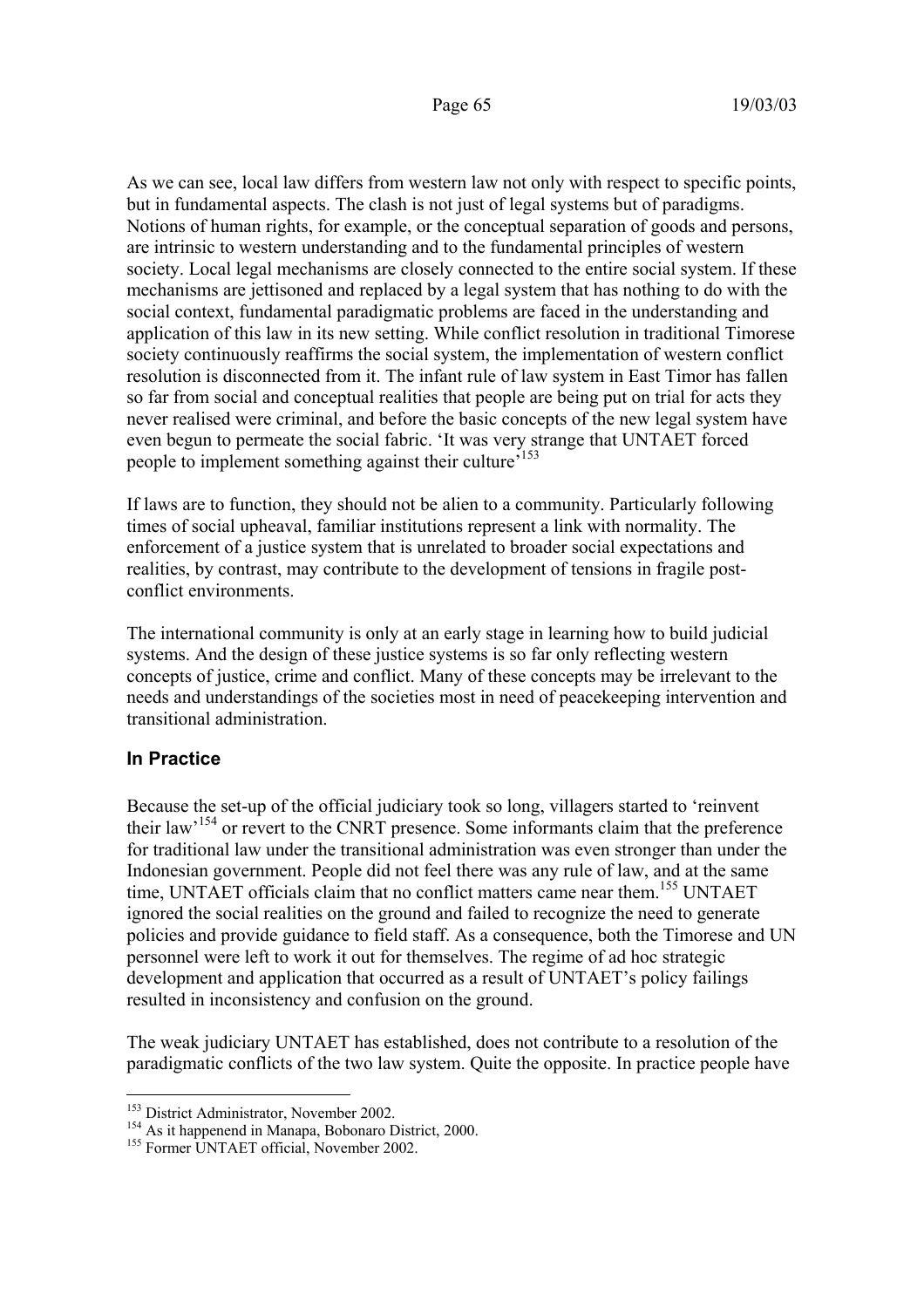As we can see, local law differs from western law not only with respect to specific points, but in fundamental aspects. The clash is not just of legal systems but of paradigms. Notions of human rights, for example, or the conceptual separation of goods and persons, are intrinsic to western understanding and to the fundamental principles of western society. Local legal mechanisms are closely connected to the entire social system. If these mechanisms are jettisoned and replaced by a legal system that has nothing to do with the social context, fundamental paradigmatic problems are faced in the understanding and application of this law in its new setting. While conflict resolution in traditional Timorese society continuously reaffirms the social system, the implementation of western conflict resolution is disconnected from it. The infant rule of law system in East Timor has fallen so far from social and conceptual realities that people are being put on trial for acts they never realised were criminal, and before the basic concepts of the new legal system have even begun to permeate the social fabric. 'It was very strange that UNTAET forced people to implement something against their culture'[153]

If laws are to function, they should not be alien to a community. Particularly following times of social upheaval, familiar institutions represent a link with normality. The enforcement of a justice system that is unrelated to broader social expectations and realities, by contrast, may contribute to the development of tensions in fragile post-conflict environments.

The international community is only at an early stage in learning how to build judicial systems. And the design of these justice systems is so far only reflecting western concepts of justice, crime and conflict. Many of these concepts may be irrelevant to the needs and understandings of the societies most in need of peacekeeping intervention and transitional administration.

## In Practice

Because the set-up of the official judiciary took so long, villagers started to 'reinvent their law'[154] or revert to the CNRT presence. Some informants claim that the preference for traditional law under the transitional administration was even stronger than under the Indonesian government. People did not feel there was any rule of law, and at the same time, UNTAET officials claim that no conflict matters came near them.[155] UNTAET ignored the social realities on the ground and failed to recognize the need to generate policies and provide guidance to field staff. As a consequence, both the Timorese and UN personnel were left to work it out for themselves. The regime of ad hoc strategic development and application that occurred as a result of UNTAET's policy failings resulted in inconsistency and confusion on the ground.

The weak judiciary UNTAET has established, does not contribute to a resolution of the paradigmatic conflicts of the two law system. Quite the opposite. In practice people have

---

[153] District Administrator, November 2002.

[154] As it happenend in Manapa, Bobonaro District, 2000.

[155] Former UNTAET official, November 2002.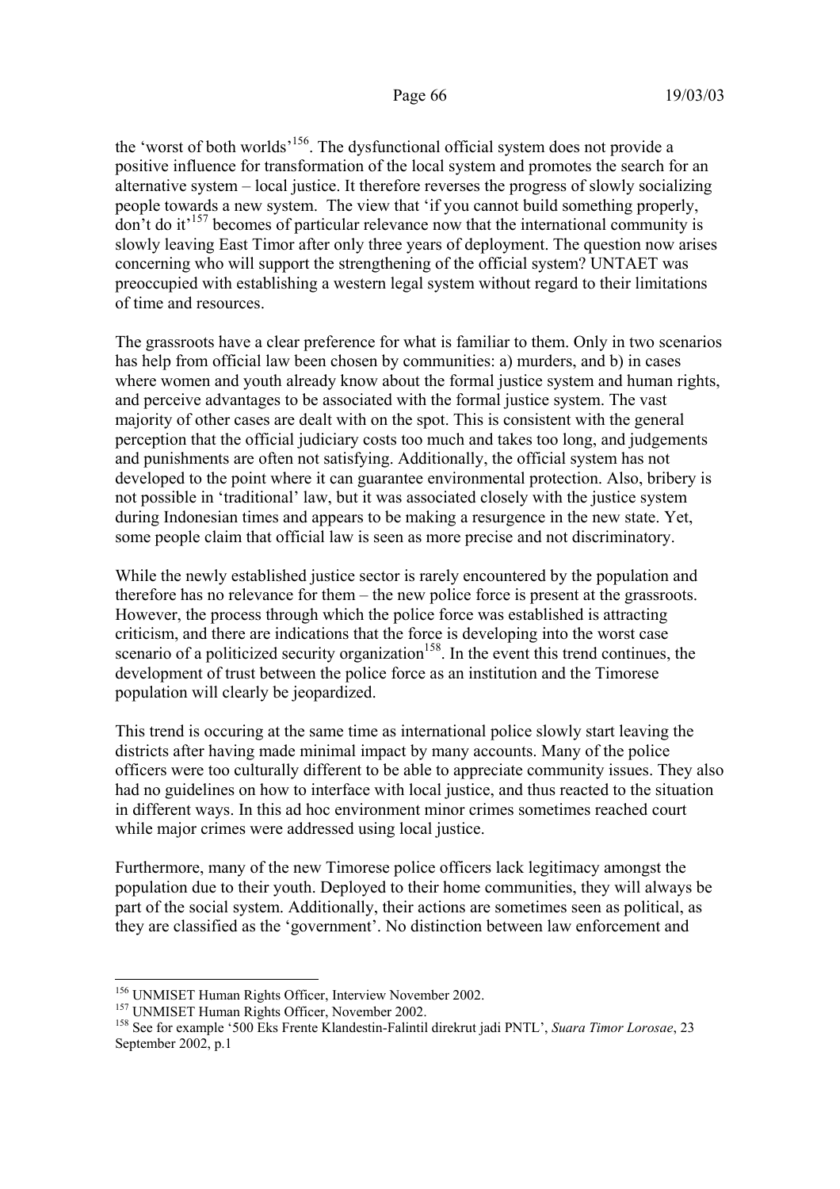the 'worst of both worlds'[156]. The dysfunctional official system does not provide a positive influence for transformation of the local system and promotes the search for an alternative system – local justice. It therefore reverses the progress of slowly socializing people towards a new system. The view that 'if you cannot build something properly, don't do it'[157] becomes of particular relevance now that the international community is slowly leaving East Timor after only three years of deployment. The question now arises concerning who will support the strengthening of the official system? UNTAET was preoccupied with establishing a western legal system without regard to their limitations of time and resources.

The grassroots have a clear preference for what is familiar to them. Only in two scenarios has help from official law been chosen by communities: a) murders, and b) in cases where women and youth already know about the formal justice system and human rights, and perceive advantages to be associated with the formal justice system. The vast majority of other cases are dealt with on the spot. This is consistent with the general perception that the official judiciary costs too much and takes too long, and judgements and punishments are often not satisfying. Additionally, the official system has not developed to the point where it can guarantee environmental protection. Also, bribery is not possible in 'traditional' law, but it was associated closely with the justice system during Indonesian times and appears to be making a resurgence in the new state. Yet, some people claim that official law is seen as more precise and not discriminatory.

While the newly established justice sector is rarely encountered by the population and therefore has no relevance for them – the new police force is present at the grassroots. However, the process through which the police force was established is attracting criticism, and there are indications that the force is developing into the worst case scenario of a politicized security organization[158]. In the event this trend continues, the development of trust between the police force as an institution and the Timorese population will clearly be jeopardized.

This trend is occuring at the same time as international police slowly start leaving the districts after having made minimal impact by many accounts. Many of the police officers were too culturally different to be able to appreciate community issues. They also had no guidelines on how to interface with local justice, and thus reacted to the situation in different ways. In this ad hoc environment minor crimes sometimes reached court while major crimes were addressed using local justice.

Furthermore, many of the new Timorese police officers lack legitimacy amongst the population due to their youth. Deployed to their home communities, they will always be part of the social system. Additionally, their actions are sometimes seen as political, as they are classified as the 'government'. No distinction between law enforcement and

---

[156] UNMISET Human Rights Officer, Interview November 2002.

[157] UNMISET Human Rights Officer, November 2002.

[158] See for example '500 Eks Frente Klandestin-Falintil direkrut jadi PNTL', *Suara Timor Lorosae*, 23 September 2002, p.1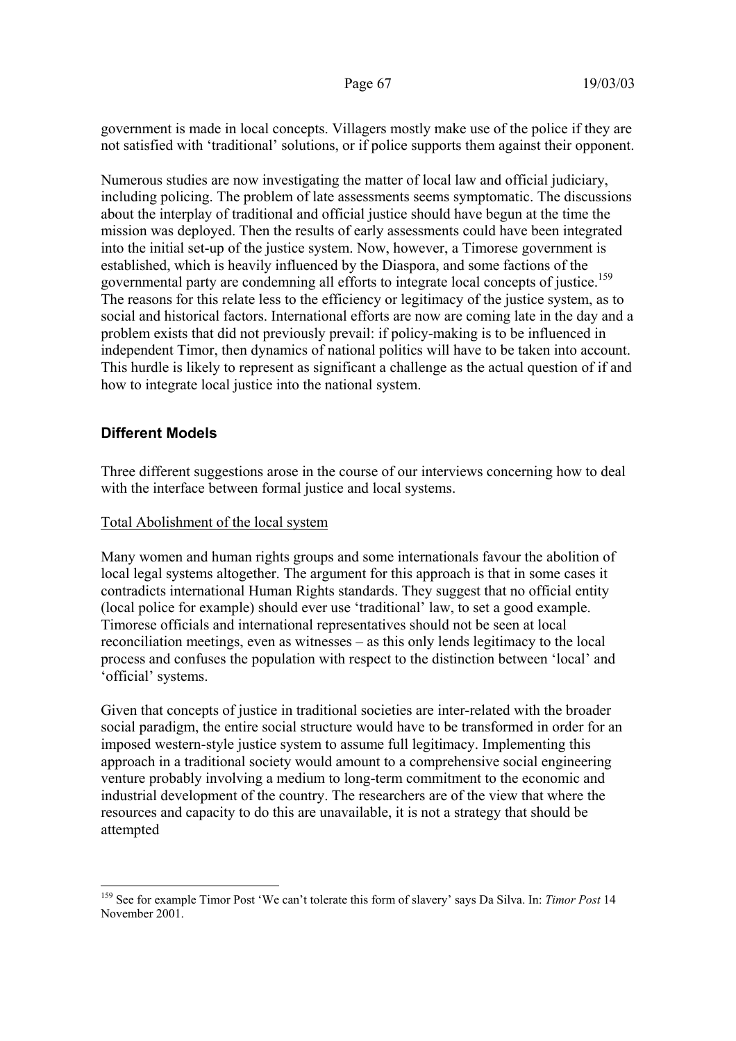government is made in local concepts. Villagers mostly make use of the police if they are not satisfied with 'traditional' solutions, or if police supports them against their opponent.

Numerous studies are now investigating the matter of local law and official judiciary, including policing. The problem of late assessments seems symptomatic. The discussions about the interplay of traditional and official justice should have begun at the time the mission was deployed. Then the results of early assessments could have been integrated into the initial set-up of the justice system. Now, however, a Timorese government is established, which is heavily influenced by the Diaspora, and some factions of the governmental party are condemning all efforts to integrate local concepts of justice.[159] The reasons for this relate less to the efficiency or legitimacy of the justice system, as to social and historical factors. International efforts are now are coming late in the day and a problem exists that did not previously prevail: if policy-making is to be influenced in independent Timor, then dynamics of national politics will have to be taken into account. This hurdle is likely to represent as significant a challenge as the actual question of if and how to integrate local justice into the national system.

## Different Models

Three different suggestions arose in the course of our interviews concerning how to deal with the interface between formal justice and local systems.

Total Abolishment of the local system

Many women and human rights groups and some internationals favour the abolition of local legal systems altogether. The argument for this approach is that in some cases it contradicts international Human Rights standards. They suggest that no official entity (local police for example) should ever use 'traditional' law, to set a good example. Timorese officials and international representatives should not be seen at local reconciliation meetings, even as witnesses – as this only lends legitimacy to the local process and confuses the population with respect to the distinction between 'local' and 'official' systems.

Given that concepts of justice in traditional societies are inter-related with the broader social paradigm, the entire social structure would have to be transformed in order for an imposed western-style justice system to assume full legitimacy. Implementing this approach in a traditional society would amount to a comprehensive social engineering venture probably involving a medium to long-term commitment to the economic and industrial development of the country. The researchers are of the view that where the resources and capacity to do this are unavailable, it is not a strategy that should be attempted

[159] See for example Timor Post 'We can't tolerate this form of slavery' says Da Silva. In: *Timor Post* 14 November 2001.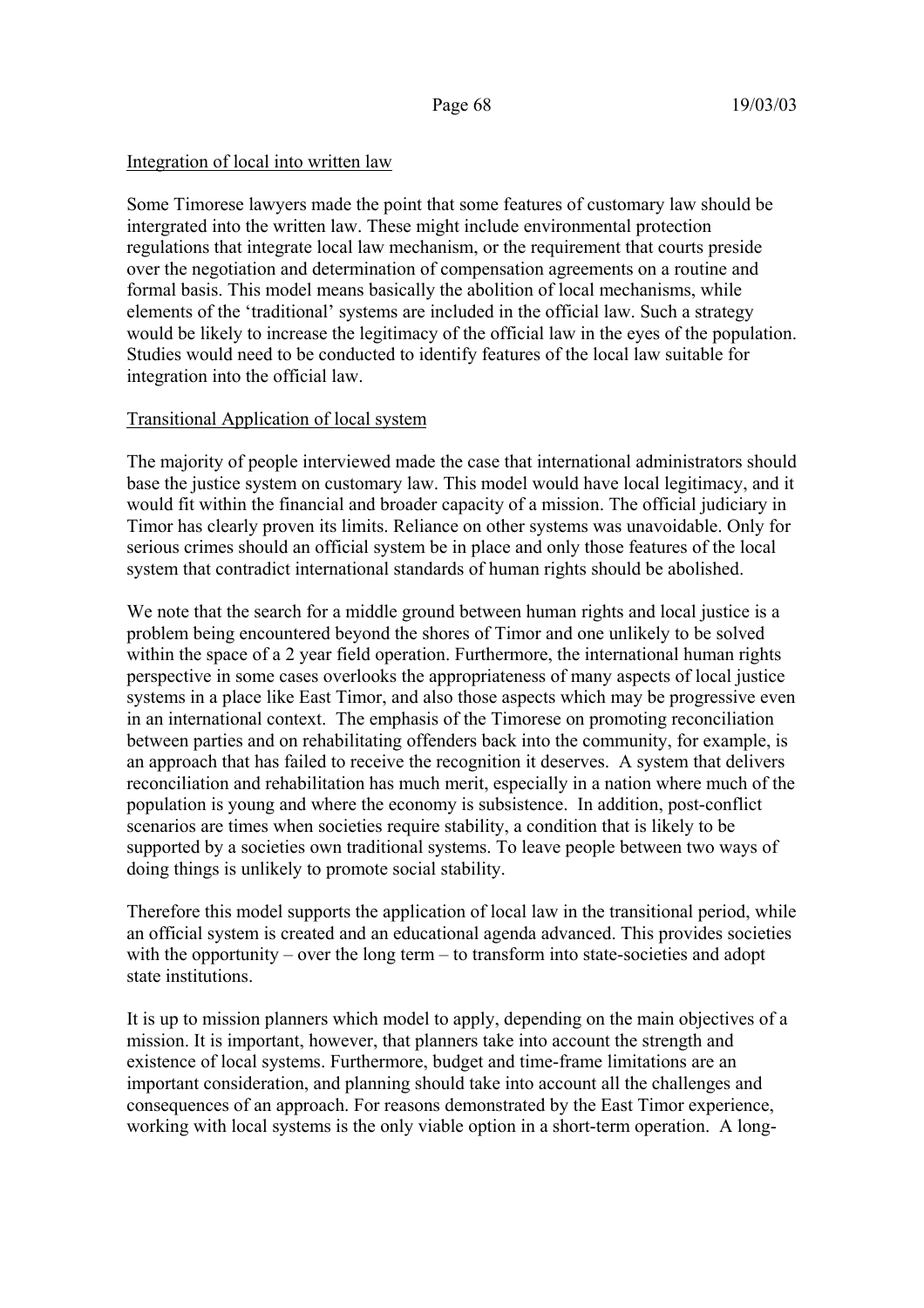<u>Integration of local into written law</u>

Some Timorese lawyers made the point that some features of customary law should be intergrated into the written law. These might include environmental protection regulations that integrate local law mechanism, or the requirement that courts preside over the negotiation and determination of compensation agreements on a routine and formal basis. This model means basically the abolition of local mechanisms, while elements of the 'traditional' systems are included in the official law. Such a strategy would be likely to increase the legitimacy of the official law in the eyes of the population. Studies would need to be conducted to identify features of the local law suitable for integration into the official law.

<u>Transitional Application of local system</u>

The majority of people interviewed made the case that international administrators should base the justice system on customary law. This model would have local legitimacy, and it would fit within the financial and broader capacity of a mission. The official judiciary in Timor has clearly proven its limits. Reliance on other systems was unavoidable. Only for serious crimes should an official system be in place and only those features of the local system that contradict international standards of human rights should be abolished.

We note that the search for a middle ground between human rights and local justice is a problem being encountered beyond the shores of Timor and one unlikely to be solved within the space of a 2 year field operation. Furthermore, the international human rights perspective in some cases overlooks the appropriateness of many aspects of local justice systems in a place like East Timor, and also those aspects which may be progressive even in an international context. The emphasis of the Timorese on promoting reconciliation between parties and on rehabilitating offenders back into the community, for example, is an approach that has failed to receive the recognition it deserves. A system that delivers reconciliation and rehabilitation has much merit, especially in a nation where much of the population is young and where the economy is subsistence. In addition, post-conflict scenarios are times when societies require stability, a condition that is likely to be supported by a societies own traditional systems. To leave people between two ways of doing things is unlikely to promote social stability.

Therefore this model supports the application of local law in the transitional period, while an official system is created and an educational agenda advanced. This provides societies with the opportunity – over the long term – to transform into state-societies and adopt state institutions.

It is up to mission planners which model to apply, depending on the main objectives of a mission. It is important, however, that planners take into account the strength and existence of local systems. Furthermore, budget and time-frame limitations are an important consideration, and planning should take into account all the challenges and consequences of an approach. For reasons demonstrated by the East Timor experience, working with local systems is the only viable option in a short-term operation. A long-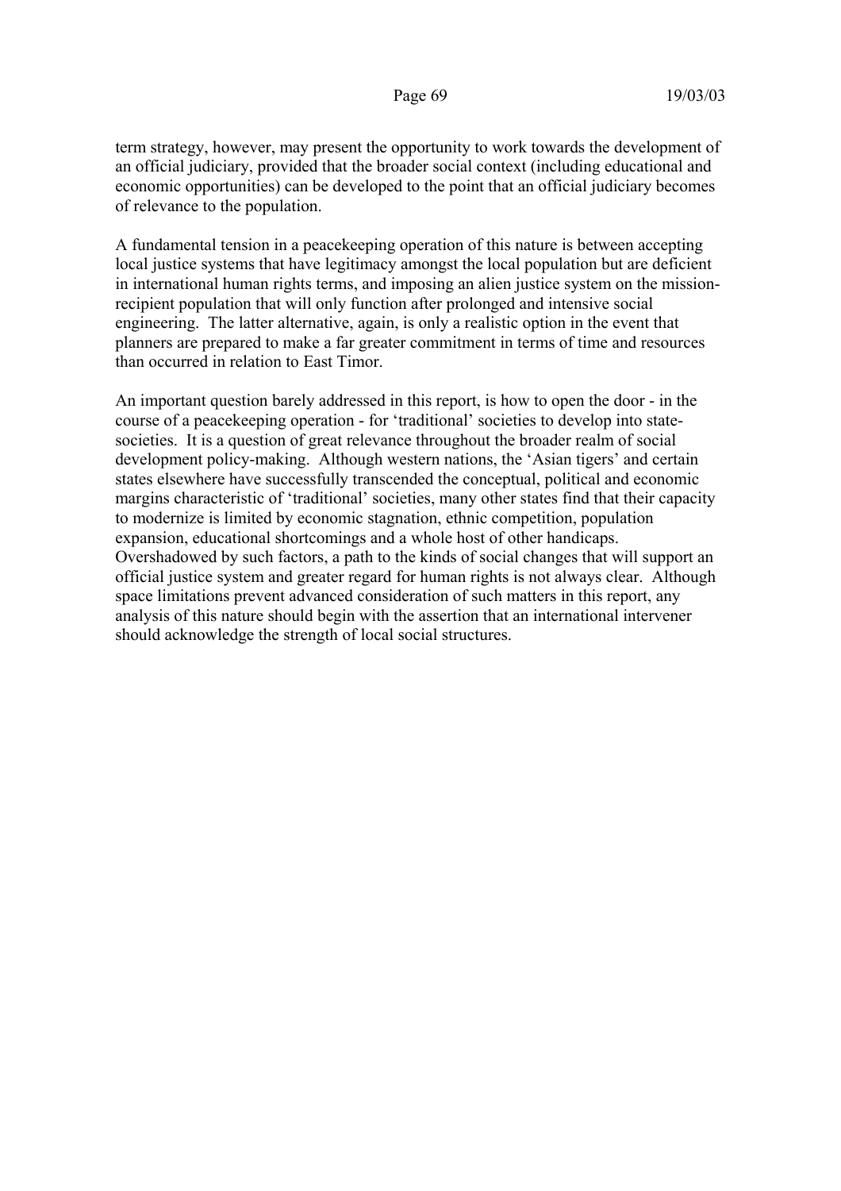term strategy, however, may present the opportunity to work towards the development of an official judiciary, provided that the broader social context (including educational and economic opportunities) can be developed to the point that an official judiciary becomes of relevance to the population.

A fundamental tension in a peacekeeping operation of this nature is between accepting local justice systems that have legitimacy amongst the local population but are deficient in international human rights terms, and imposing an alien justice system on the mission-recipient population that will only function after prolonged and intensive social engineering. The latter alternative, again, is only a realistic option in the event that planners are prepared to make a far greater commitment in terms of time and resources than occurred in relation to East Timor.

An important question barely addressed in this report, is how to open the door - in the course of a peacekeeping operation - for 'traditional' societies to develop into state-societies. It is a question of great relevance throughout the broader realm of social development policy-making. Although western nations, the 'Asian tigers' and certain states elsewhere have successfully transcended the conceptual, political and economic margins characteristic of 'traditional' societies, many other states find that their capacity to modernize is limited by economic stagnation, ethnic competition, population expansion, educational shortcomings and a whole host of other handicaps. Overshadowed by such factors, a path to the kinds of social changes that will support an official justice system and greater regard for human rights is not always clear. Although space limitations prevent advanced consideration of such matters in this report, any analysis of this nature should begin with the assertion that an international intervener should acknowledge the strength of local social structures.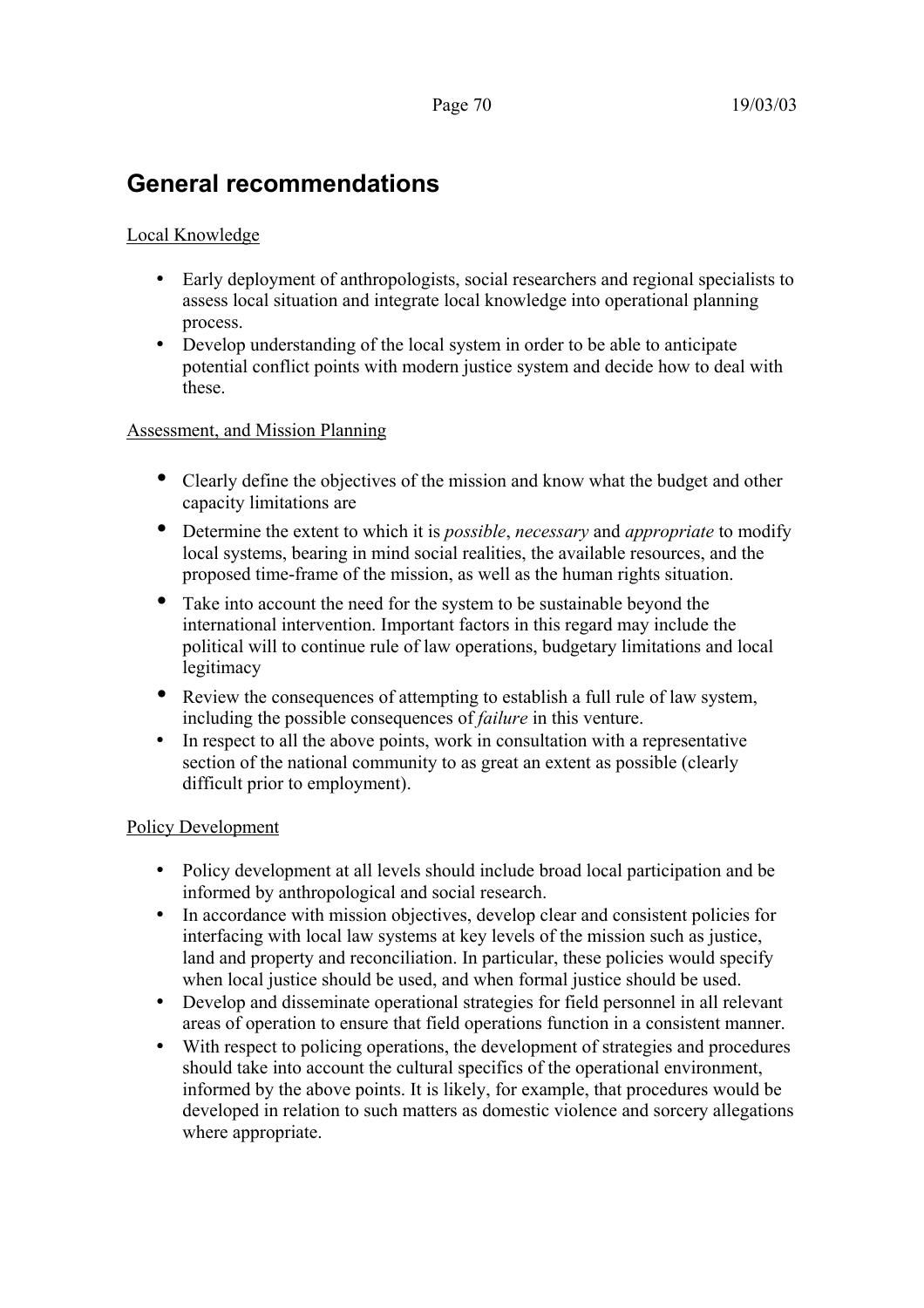## General recommendations

Local Knowledge

- Early deployment of anthropologists, social researchers and regional specialists to assess local situation and integrate local knowledge into operational planning process.
- Develop understanding of the local system in order to be able to anticipate potential conflict points with modern justice system and decide how to deal with these.

Assessment, and Mission Planning

- Clearly define the objectives of the mission and know what the budget and other capacity limitations are
- Determine the extent to which it is *possible*, *necessary* and *appropriate* to modify local systems, bearing in mind social realities, the available resources, and the proposed time-frame of the mission, as well as the human rights situation.
- Take into account the need for the system to be sustainable beyond the international intervention. Important factors in this regard may include the political will to continue rule of law operations, budgetary limitations and local legitimacy
- Review the consequences of attempting to establish a full rule of law system, including the possible consequences of *failure* in this venture.
- In respect to all the above points, work in consultation with a representative section of the national community to as great an extent as possible (clearly difficult prior to employment).

Policy Development

- Policy development at all levels should include broad local participation and be informed by anthropological and social research.
- In accordance with mission objectives, develop clear and consistent policies for interfacing with local law systems at key levels of the mission such as justice, land and property and reconciliation. In particular, these policies would specify when local justice should be used, and when formal justice should be used.
- Develop and disseminate operational strategies for field personnel in all relevant areas of operation to ensure that field operations function in a consistent manner.
- With respect to policing operations, the development of strategies and procedures should take into account the cultural specifics of the operational environment, informed by the above points. It is likely, for example, that procedures would be developed in relation to such matters as domestic violence and sorcery allegations where appropriate.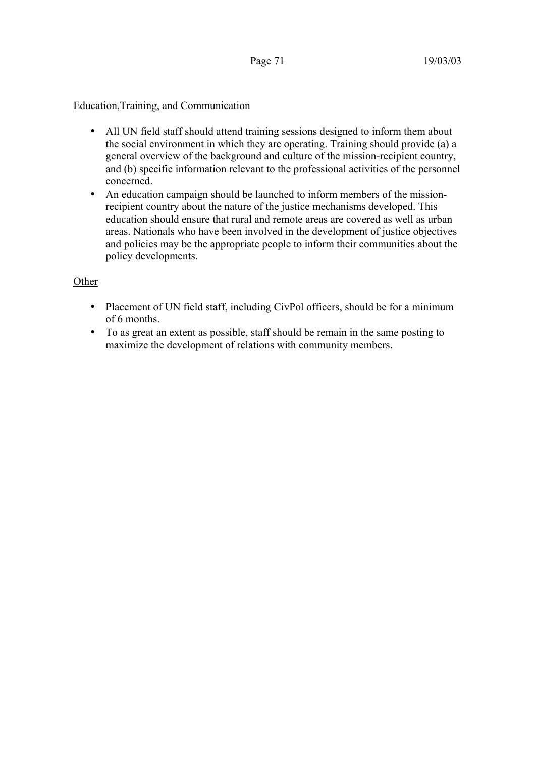Education,Training, and Communication

- All UN field staff should attend training sessions designed to inform them about the social environment in which they are operating. Training should provide (a) a general overview of the background and culture of the mission-recipient country, and (b) specific information relevant to the professional activities of the personnel concerned.
- An education campaign should be launched to inform members of the mission-recipient country about the nature of the justice mechanisms developed. This education should ensure that rural and remote areas are covered as well as urban areas. Nationals who have been involved in the development of justice objectives and policies may be the appropriate people to inform their communities about the policy developments.

Other

- Placement of UN field staff, including CivPol officers, should be for a minimum of 6 months.
- To as great an extent as possible, staff should be remain in the same posting to maximize the development of relations with community members.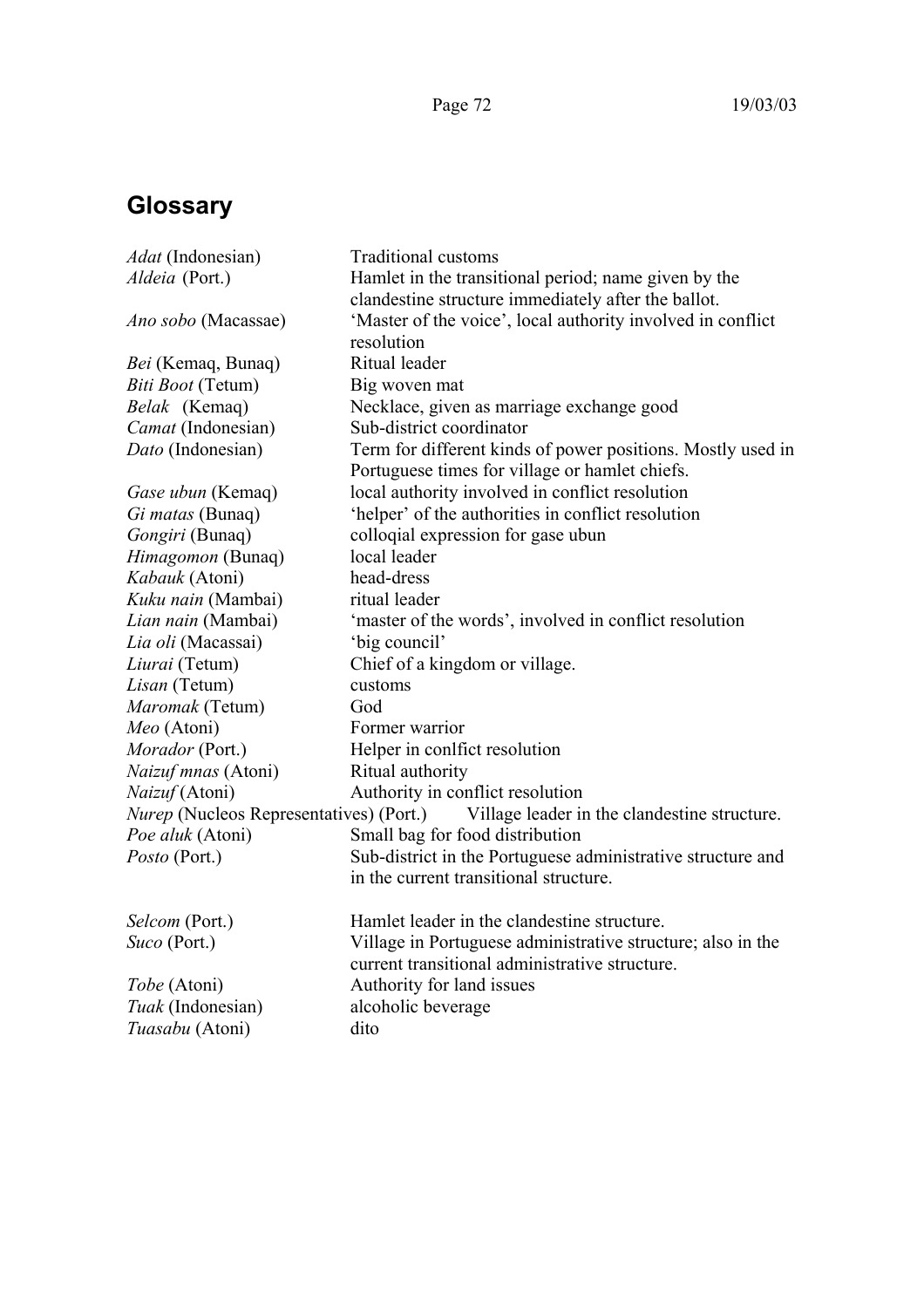# Glossary

| | |
|---|---|
| *Adat* (Indonesian) | Traditional customs |
| *Aldeia* (Port.) | Hamlet in the transitional period; name given by the clandestine structure immediately after the ballot. |
| *Ano sobo* (Macassae) | 'Master of the voice', local authority involved in conflict resolution |
| *Bei* (Kemaq, Bunaq) | Ritual leader |
| *Biti Boot* (Tetum) | Big woven mat |
| *Belak* (Kemaq) | Necklace, given as marriage exchange good |
| *Camat* (Indonesian) | Sub-district coordinator |
| *Dato* (Indonesian) | Term for different kinds of power positions. Mostly used in Portuguese times for village or hamlet chiefs. |
| *Gase ubun* (Kemaq) | local authority involved in conflict resolution |
| *Gi matas* (Bunaq) | 'helper' of the authorities in conflict resolution |
| *Gongiri* (Bunaq) | colloqial expression for gase ubun |
| *Himagomon* (Bunaq) | local leader |
| *Kabauk* (Atoni) | head-dress |
| *Kuku nain* (Mambai) | ritual leader |
| *Lian nain* (Mambai) | 'master of the words', involved in conflict resolution |
| *Lia oli* (Macassai) | 'big council' |
| *Liurai* (Tetum) | Chief of a kingdom or village. |
| *Lisan* (Tetum) | customs |
| *Maromak* (Tetum) | God |
| *Meo* (Atoni) | Former warrior |
| *Morador* (Port.) | Helper in conlfict resolution |
| *Naizuf mnas* (Atoni) | Ritual authority |
| *Naizuf* (Atoni) | Authority in conflict resolution |
| *Nurep* (Nucleos Representatives) (Port.) | Village leader in the clandestine structure. |
| *Poe aluk* (Atoni) | Small bag for food distribution |
| *Posto* (Port.) | Sub-district in the Portuguese administrative structure and in the current transitional structure. |
| *Selcom* (Port.) | Hamlet leader in the clandestine structure. |
| *Suco* (Port.) | Village in Portuguese administrative structure; also in the current transitional administrative structure. |
| *Tobe* (Atoni) | Authority for land issues |
| *Tuak* (Indonesian) | alcoholic beverage |
| *Tuasabu* (Atoni) | dito |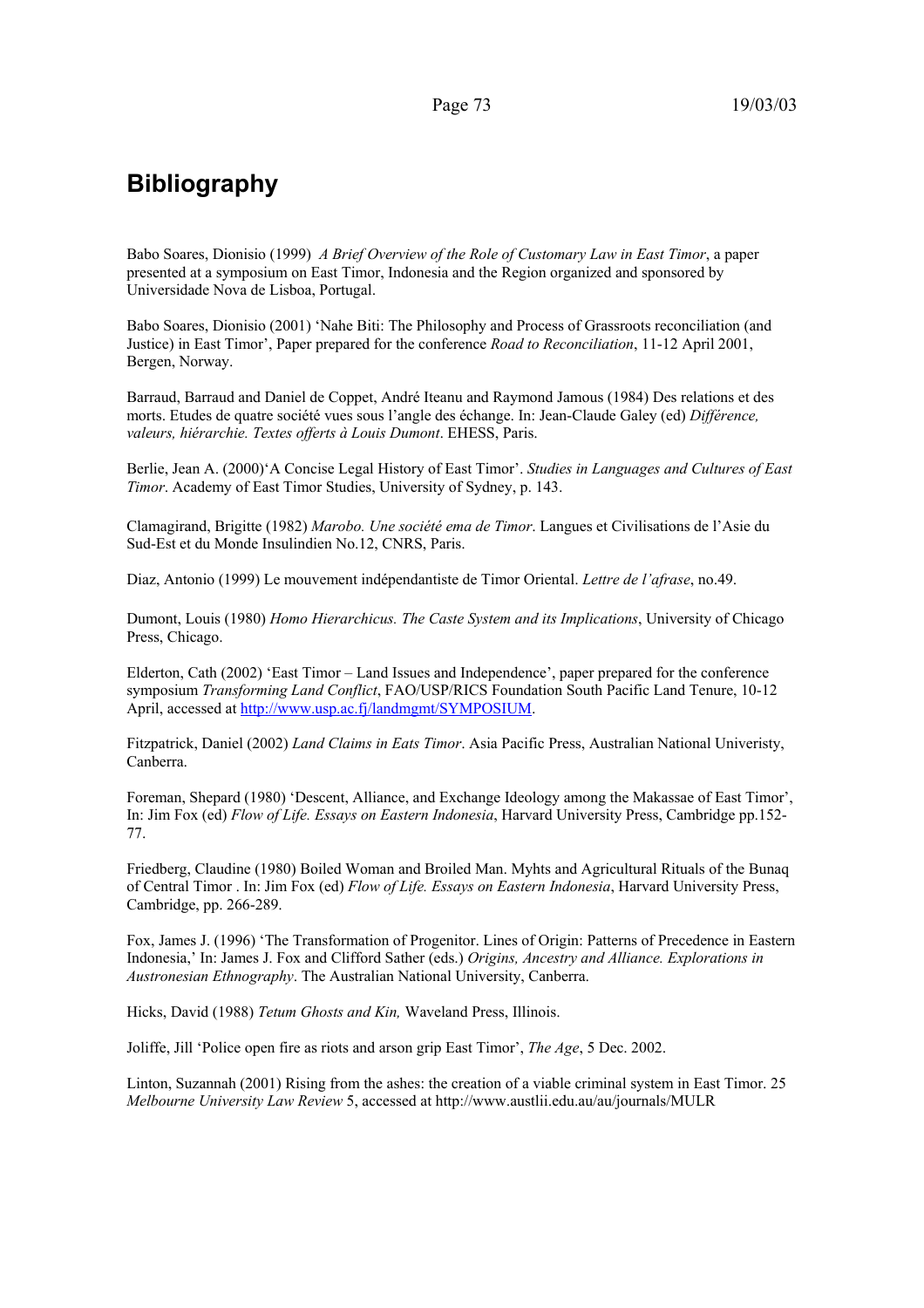# Bibliography

Babo Soares, Dionisio (1999) *A Brief Overview of the Role of Customary Law in East Timor*, a paper presented at a symposium on East Timor, Indonesia and the Region organized and sponsored by Universidade Nova de Lisboa, Portugal.

Babo Soares, Dionisio (2001) 'Nahe Biti: The Philosophy and Process of Grassroots reconciliation (and Justice) in East Timor', Paper prepared for the conference *Road to Reconciliation*, 11-12 April 2001, Bergen, Norway.

Barraud, Barraud and Daniel de Coppet, André Iteanu and Raymond Jamous (1984) Des relations et des morts. Etudes de quatre société vues sous l'angle des échange. In: Jean-Claude Galey (ed) *Différence, valeurs, hiérarchie. Textes offerts à Louis Dumont*. EHESS, Paris.

Berlie, Jean A. (2000)'A Concise Legal History of East Timor'. *Studies in Languages and Cultures of East Timor*. Academy of East Timor Studies, University of Sydney, p. 143.

Clamagirand, Brigitte (1982) *Marobo. Une société ema de Timor*. Langues et Civilisations de l'Asie du Sud-Est et du Monde Insulindien No.12, CNRS, Paris.

Diaz, Antonio (1999) Le mouvement indépendantiste de Timor Oriental. *Lettre de l'afrase*, no.49.

Dumont, Louis (1980) *Homo Hierarchicus. The Caste System and its Implications*, University of Chicago Press, Chicago.

Elderton, Cath (2002) 'East Timor – Land Issues and Independence', paper prepared for the conference symposium *Transforming Land Conflict*, FAO/USP/RICS Foundation South Pacific Land Tenure, 10-12 April, accessed at http://www.usp.ac.fj/landmgmt/SYMPOSIUM.

Fitzpatrick, Daniel (2002) *Land Claims in Eats Timor*. Asia Pacific Press, Australian National Univeristy, Canberra.

Foreman, Shepard (1980) 'Descent, Alliance, and Exchange Ideology among the Makassae of East Timor', In: Jim Fox (ed) *Flow of Life. Essays on Eastern Indonesia*, Harvard University Press, Cambridge pp.152-77.

Friedberg, Claudine (1980) Boiled Woman and Broiled Man. Myhts and Agricultural Rituals of the Bunaq of Central Timor . In: Jim Fox (ed) *Flow of Life. Essays on Eastern Indonesia*, Harvard University Press, Cambridge, pp. 266-289.

Fox, James J. (1996) 'The Transformation of Progenitor. Lines of Origin: Patterns of Precedence in Eastern Indonesia,' In: James J. Fox and Clifford Sather (eds.) *Origins, Ancestry and Alliance. Explorations in Austronesian Ethnography*. The Australian National University, Canberra.

Hicks, David (1988) *Tetum Ghosts and Kin,* Waveland Press, Illinois.

Joliffe, Jill 'Police open fire as riots and arson grip East Timor', *The Age*, 5 Dec. 2002.

Linton, Suzannah (2001) Rising from the ashes: the creation of a viable criminal system in East Timor. 25 *Melbourne University Law Review* 5, accessed at http://www.austlii.edu.au/au/journals/MULR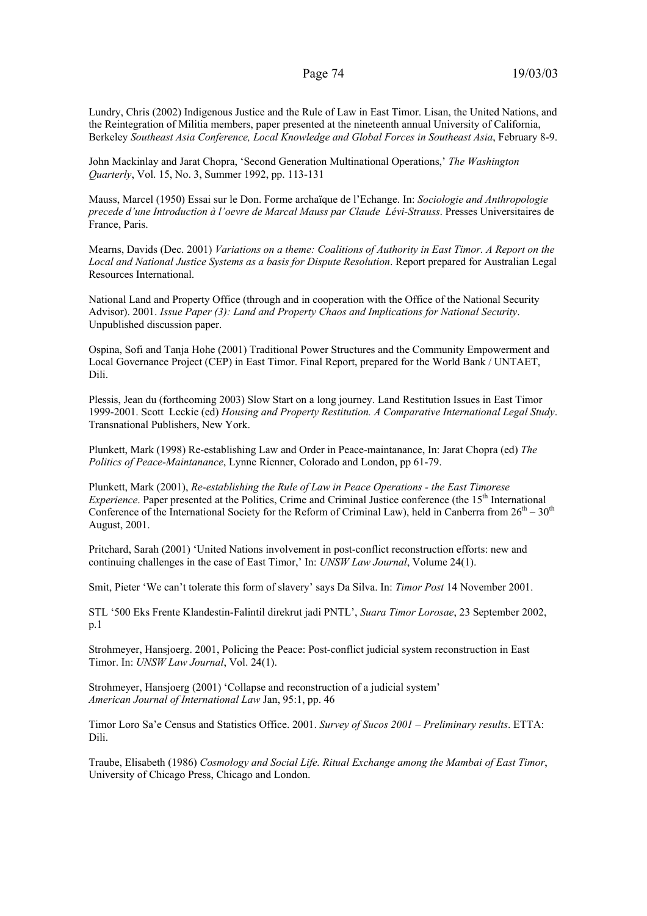Lundry, Chris (2002) Indigenous Justice and the Rule of Law in East Timor. Lisan, the United Nations, and the Reintegration of Militia members, paper presented at the nineteenth annual University of California, Berkeley *Southeast Asia Conference, Local Knowledge and Global Forces in Southeast Asia*, February 8-9.

John Mackinlay and Jarat Chopra, 'Second Generation Multinational Operations,' *The Washington Quarterly*, Vol. 15, No. 3, Summer 1992, pp. 113-131

Mauss, Marcel (1950) Essai sur le Don. Forme archaïque de l'Echange. In: *Sociologie and Anthropologie precede d'une Introduction à l'oevre de Marcal Mauss par Claude Lévi-Strauss*. Presses Universitaires de France, Paris.

Mearns, Davids (Dec. 2001) *Variations on a theme: Coalitions of Authority in East Timor. A Report on the Local and National Justice Systems as a basis for Dispute Resolution*. Report prepared for Australian Legal Resources International.

National Land and Property Office (through and in cooperation with the Office of the National Security Advisor). 2001. *Issue Paper (3): Land and Property Chaos and Implications for National Security*. Unpublished discussion paper.

Ospina, Sofi and Tanja Hohe (2001) Traditional Power Structures and the Community Empowerment and Local Governance Project (CEP) in East Timor. Final Report, prepared for the World Bank / UNTAET, Dili.

Plessis, Jean du (forthcoming 2003) Slow Start on a long journey. Land Restitution Issues in East Timor 1999-2001. Scott Leckie (ed) *Housing and Property Restitution. A Comparative International Legal Study*. Transnational Publishers, New York.

Plunkett, Mark (1998) Re-establishing Law and Order in Peace-maintanance, In: Jarat Chopra (ed) *The Politics of Peace-Maintanance*, Lynne Rienner, Colorado and London, pp 61-79.

Plunkett, Mark (2001), *Re-establishing the Rule of Law in Peace Operations - the East Timorese Experience*. Paper presented at the Politics, Crime and Criminal Justice conference (the 15th International Conference of the International Society for the Reform of Criminal Law), held in Canberra from 26th – 30th August, 2001.

Pritchard, Sarah (2001) 'United Nations involvement in post-conflict reconstruction efforts: new and continuing challenges in the case of East Timor,' In: *UNSW Law Journal*, Volume 24(1).

Smit, Pieter 'We can't tolerate this form of slavery' says Da Silva. In: *Timor Post* 14 November 2001.

STL '500 Eks Frente Klandestin-Falintil direkrut jadi PNTL', *Suara Timor Lorosae*, 23 September 2002, p.1

Strohmeyer, Hansjoerg. 2001, Policing the Peace: Post-conflict judicial system reconstruction in East Timor. In: *UNSW Law Journal*, Vol. 24(1).

Strohmeyer, Hansjoerg (2001) 'Collapse and reconstruction of a judicial system' *American Journal of International Law* Jan, 95:1, pp. 46

Timor Loro Sa'e Census and Statistics Office. 2001. *Survey of Sucos 2001 – Preliminary results*. ETTA: Dili.

Traube, Elisabeth (1986) *Cosmology and Social Life. Ritual Exchange among the Mambai of East Timor*, University of Chicago Press, Chicago and London.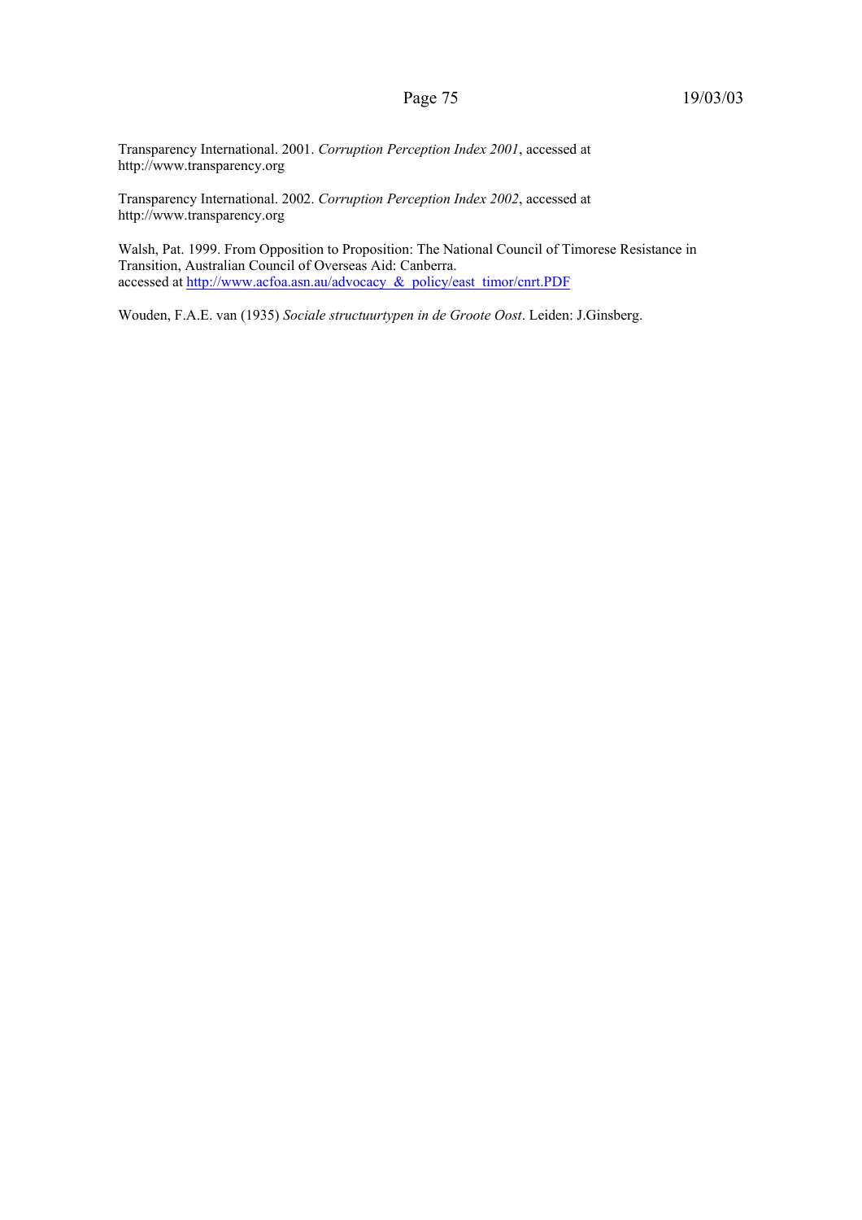Transparency International. 2001. *Corruption Perception Index 2001*, accessed at http://www.transparency.org

Transparency International. 2002. *Corruption Perception Index 2002*, accessed at http://www.transparency.org

Walsh, Pat. 1999. From Opposition to Proposition: The National Council of Timorese Resistance in Transition, Australian Council of Overseas Aid: Canberra.
accessed at http://www.acfoa.asn.au/advocacy_&_policy/east_timor/cnrt.PDF

Wouden, F.A.E. van (1935) *Sociale structuurtypen in de Groote Oost*. Leiden: J.Ginsberg.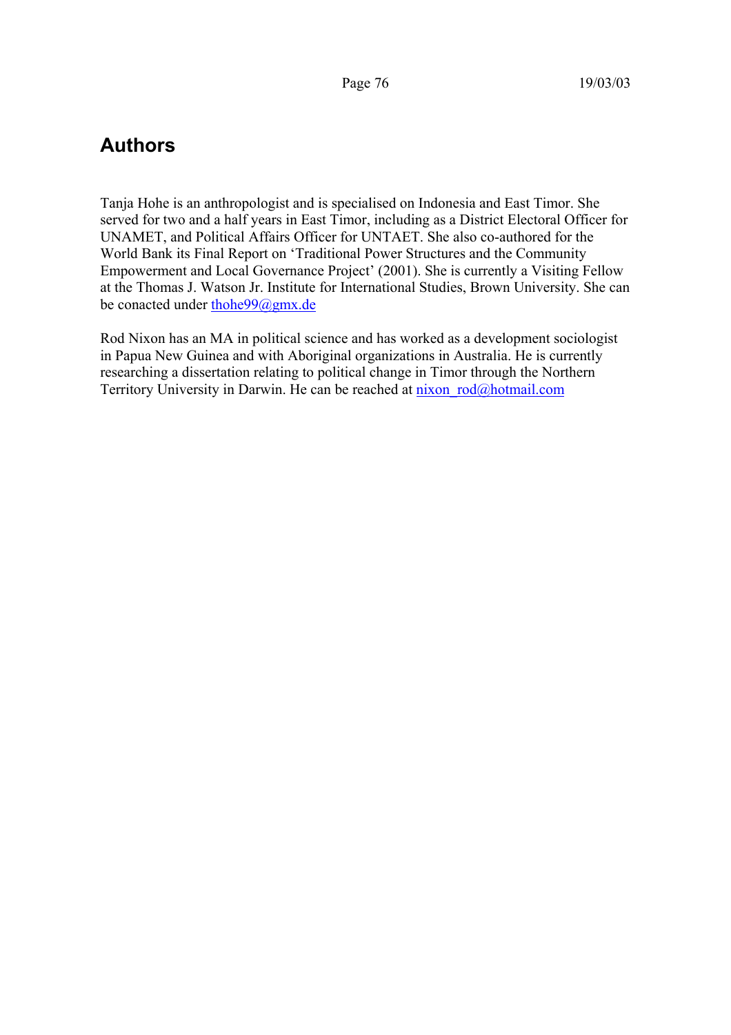## Authors

Tanja Hohe is an anthropologist and is specialised on Indonesia and East Timor. She served for two and a half years in East Timor, including as a District Electoral Officer for UNAMET, and Political Affairs Officer for UNTAET. She also co-authored for the World Bank its Final Report on 'Traditional Power Structures and the Community Empowerment and Local Governance Project' (2001). She is currently a Visiting Fellow at the Thomas J. Watson Jr. Institute for International Studies, Brown University. She can be conacted under thohe99@gmx.de

Rod Nixon has an MA in political science and has worked as a development sociologist in Papua New Guinea and with Aboriginal organizations in Australia. He is currently researching a dissertation relating to political change in Timor through the Northern Territory University in Darwin. He can be reached at nixon_rod@hotmail.com